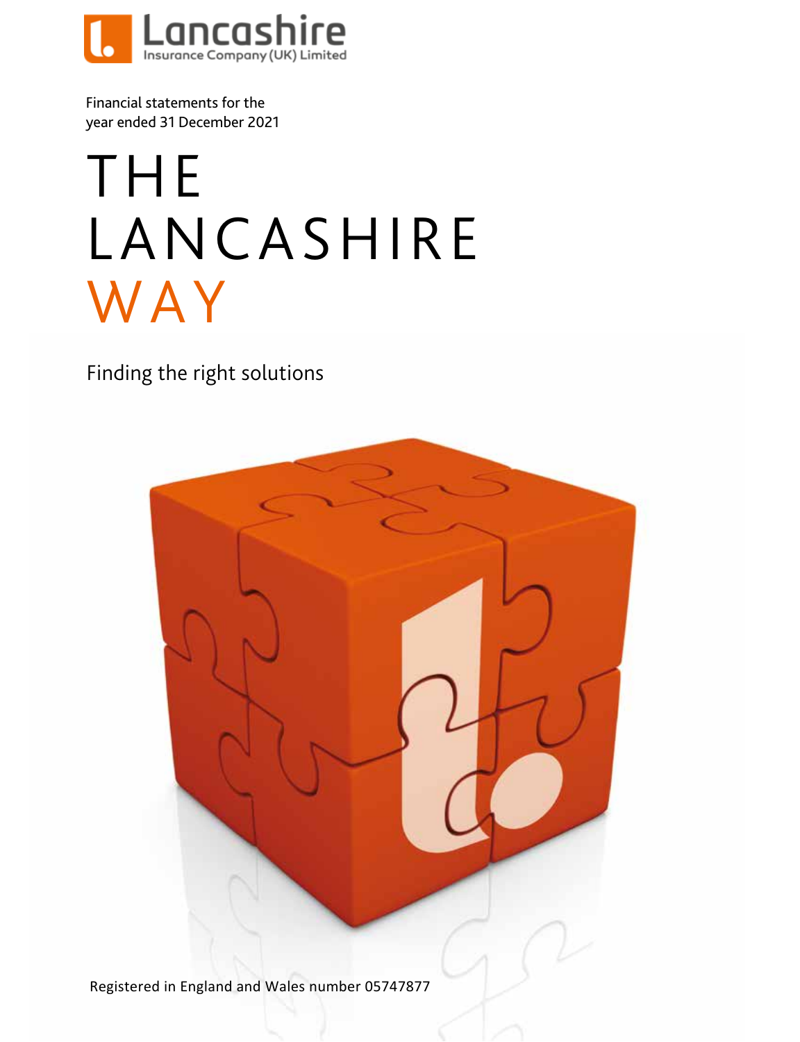Lancashire
Insurance Company (UK) Limited

Financial statements for the year ended 31 December 2021

# THE LANCASHIRE WAY

Finding the right solutions

Registered in England and Wales number 05747877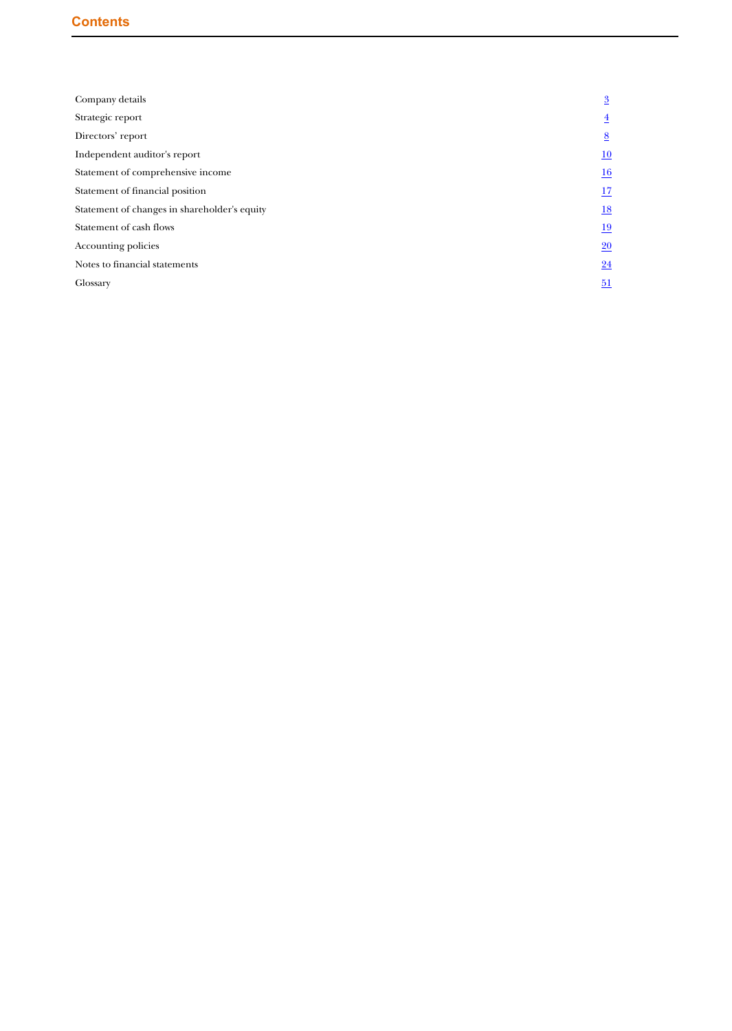# Contents

| | |
|---|---|
| Company details | 3 |
| Strategic report | 4 |
| Directors' report | 8 |
| Independent auditor's report | 10 |
| Statement of comprehensive income | 16 |
| Statement of financial position | 17 |
| Statement of changes in shareholder's equity | 18 |
| Statement of cash flows | 19 |
| Accounting policies | 20 |
| Notes to financial statements | 24 |
| Glossary | 51 |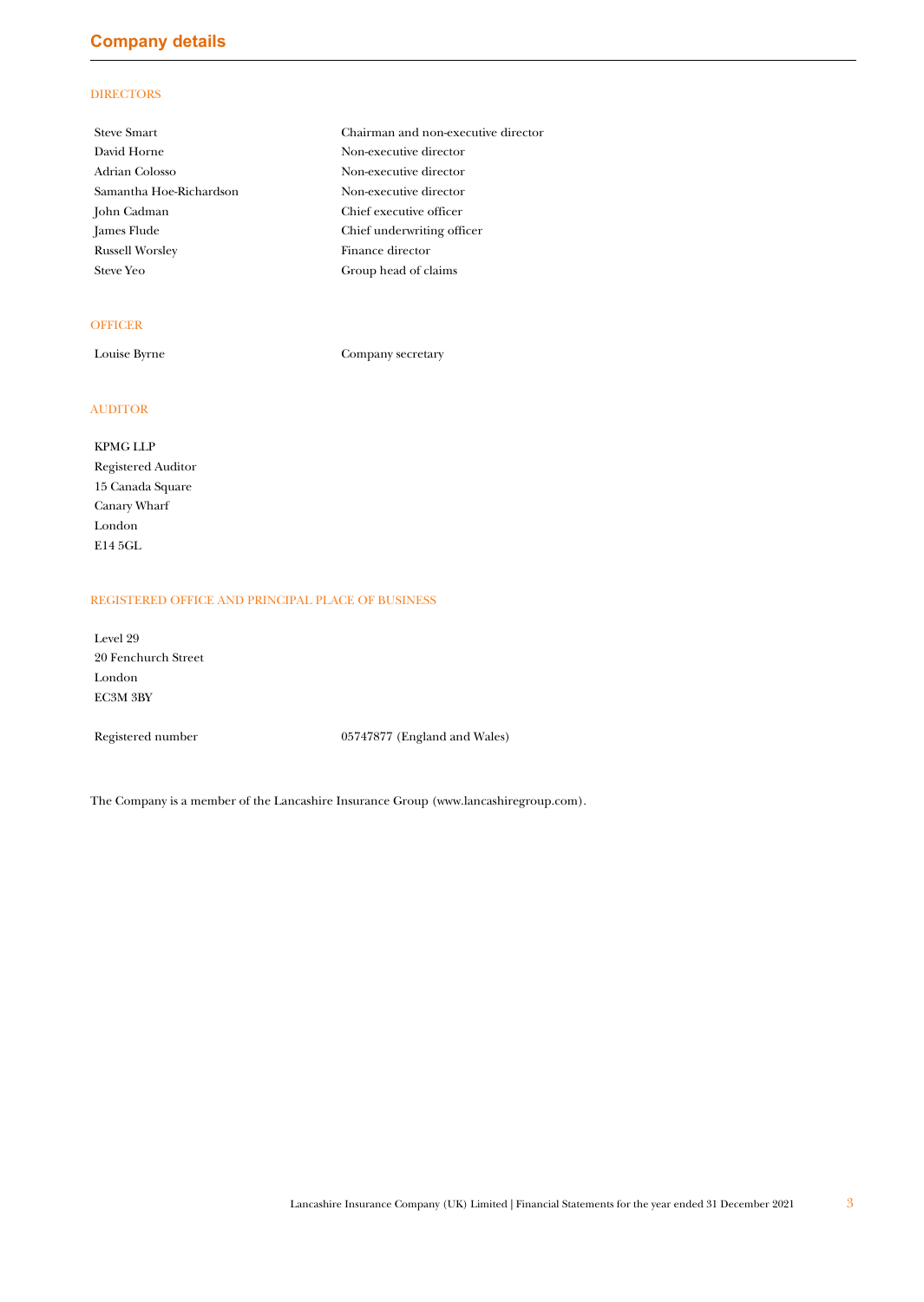# Company details

## DIRECTORS

| | |
|---|---|
| Steve Smart | Chairman and non-executive director |
| David Horne | Non-executive director |
| Adrian Colosso | Non-executive director |
| Samantha Hoe-Richardson | Non-executive director |
| John Cadman | Chief executive officer |
| James Flude | Chief underwriting officer |
| Russell Worsley | Finance director |
| Steve Yeo | Group head of claims |

## OFFICER

| | |
|---|---|
| Louise Byrne | Company secretary |

## AUDITOR

KPMG LLP
Registered Auditor
15 Canada Square
Canary Wharf
London
E14 5GL

## REGISTERED OFFICE AND PRINCIPAL PLACE OF BUSINESS

Level 29
20 Fenchurch Street
London
EC3M 3BY

| | |
|---|---|
| Registered number | 05747877 (England and Wales) |

The Company is a member of the Lancashire Insurance Group (www.lancashiregroup.com).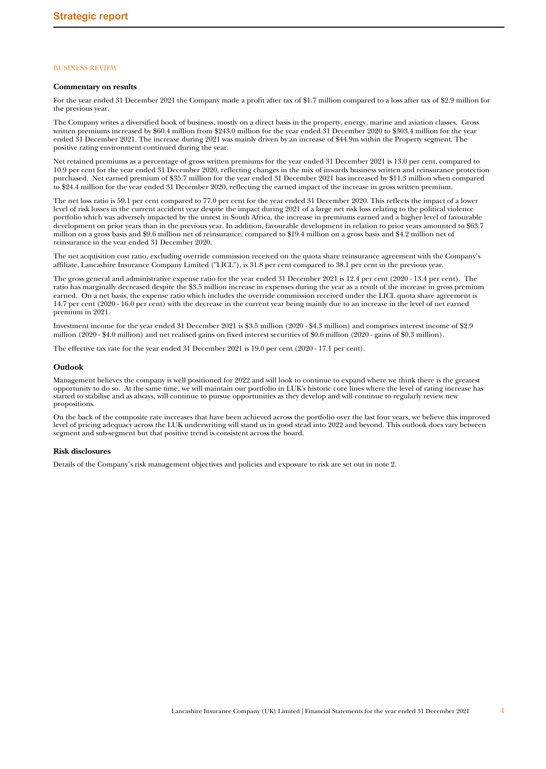# Strategic report

BUSINESS REVIEW

### Commentary on results

For the year ended 31 December 2021 the Company made a profit after tax of $1.7 million compared to a loss after tax of $2.9 million for the previous year.

The Company writes a diversified book of business, mostly on a direct basis in the property, energy, marine and aviation classes. Gross written premiums increased by $60.4 million from $243.0 million for the year ended 31 December 2020 to $303.4 million for the year ended 31 December 2021. The increase during 2021 was mainly driven by an increase of $44.9m within the Property segment. The positive rating environment continued during the year.

Net retained premiums as a percentage of gross written premiums for the year ended 31 December 2021 is 13.0 per cent, compared to 10.9 per cent for the year ended 31 December 2020, reflecting changes in the mix of inwards business written and reinsurance protection purchased. Net earned premium of $35.7 million for the year ended 31 December 2021 has increased by $11.3 million when compared to $24.4 million for the year ended 31 December 2020, reflecting the earned impact of the increase in gross written premium.

The net loss ratio is 59.1 per cent compared to 77.0 per cent for the year ended 31 December 2020. This reflects the impact of a lower level of risk losses in the current accident year despite the impact during 2021 of a large net risk loss relating to the political violence portfolio which was adversely impacted by the unrest in South Africa, the increase in premiums earned and a higher level of favourable development on prior years than in the previous year. In addition, favourable development in relation to prior years amounted to $63.7 million on a gross basis and $9.6 million net of reinsurance, compared to $19.4 million on a gross basis and $4.2 million net of reinsurance in the year ended 31 December 2020.

The net acquisition cost ratio, excluding override commission received on the quota share reinsurance agreement with the Company's affiliate, Lancashire Insurance Company Limited ("LICL"), is 31.8 per cent compared to 38.1 per cent in the previous year.

The gross general and administrative expense ratio for the year ended 31 December 2021 is 12.4 per cent (2020 - 13.4 per cent). The ratio has marginally decreased despite the $3.5 million increase in expenses during the year as a result of the increase in gross premium earned. On a net basis, the expense ratio which includes the override commission received under the LICL quota share agreement is 14.7 per cent (2020 - 16.0 per cent) with the decrease in the current year being mainly due to an increase in the level of net earned premium in 2021.

Investment income for the year ended 31 December 2021 is $3.5 million (2020 - $4.3 million) and comprises interest income of $2.9 million (2020 - $4.0 million) and net realised gains on fixed interest securities of $0.6 million (2020 - gains of $0.3 million).

The effective tax rate for the year ended 31 December 2021 is 19.0 per cent (2020 - 17.1 per cent).

### Outlook

Management believes the company is well positioned for 2022 and will look to continue to expand where we think there is the greatest opportunity to do so. At the same time, we will maintain our portfolio in LUK's historic core lines where the level of rating increase has started to stabilise and as always, will continue to pursue opportunities as they develop and will continue to regularly review new propositions.

On the back of the composite rate increases that have been achieved across the portfolio over the last four years, we believe this improved level of pricing adequacy across the LUK underwriting will stand us in good stead into 2022 and beyond. This outlook does vary between segment and sub-segment but that positive trend is consistent across the board.

### Risk disclosures

Details of the Company's risk management objectives and policies and exposure to risk are set out in note 2.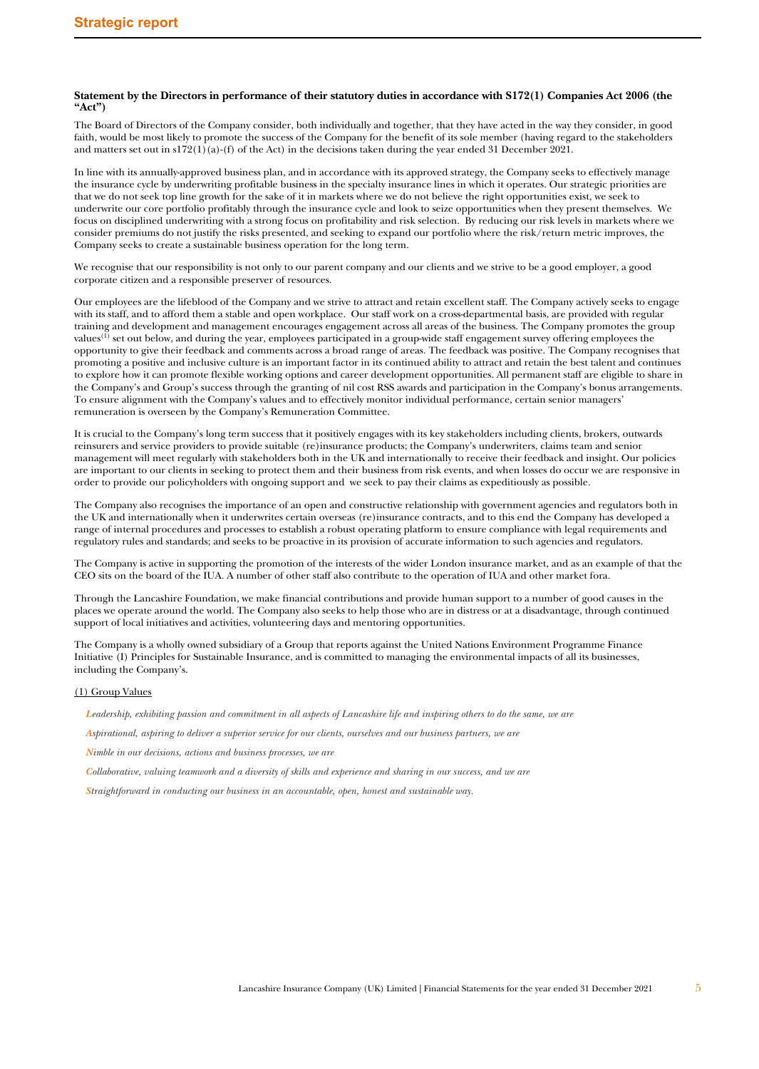# Strategic report

**Statement by the Directors in performance of their statutory duties in accordance with S172(1) Companies Act 2006 (the "Act")**

The Board of Directors of the Company consider, both individually and together, that they have acted in the way they consider, in good faith, would be most likely to promote the success of the Company for the benefit of its sole member (having regard to the stakeholders and matters set out in s172(1)(a)-(f) of the Act) in the decisions taken during the year ended 31 December 2021.

In line with its annually-approved business plan, and in accordance with its approved strategy, the Company seeks to effectively manage the insurance cycle by underwriting profitable business in the specialty insurance lines in which it operates. Our strategic priorities are that we do not seek top line growth for the sake of it in markets where we do not believe the right opportunities exist, we seek to underwrite our core portfolio profitably through the insurance cycle and look to seize opportunities when they present themselves. We focus on disciplined underwriting with a strong focus on profitability and risk selection. By reducing our risk levels in markets where we consider premiums do not justify the risks presented, and seeking to expand our portfolio where the risk/return metric improves, the Company seeks to create a sustainable business operation for the long term.

We recognise that our responsibility is not only to our parent company and our clients and we strive to be a good employer, a good corporate citizen and a responsible preserver of resources.

Our employees are the lifeblood of the Company and we strive to attract and retain excellent staff. The Company actively seeks to engage with its staff, and to afford them a stable and open workplace. Our staff work on a cross-departmental basis, are provided with regular training and development and management encourages engagement across all areas of the business. The Company promotes the group values[1] set out below, and during the year, employees participated in a group-wide staff engagement survey offering employees the opportunity to give their feedback and comments across a broad range of areas. The feedback was positive. The Company recognises that promoting a positive and inclusive culture is an important factor in its continued ability to attract and retain the best talent and continues to explore how it can promote flexible working options and career development opportunities. All permanent staff are eligible to share in the Company's and Group's success through the granting of nil cost RSS awards and participation in the Company's bonus arrangements. To ensure alignment with the Company's values and to effectively monitor individual performance, certain senior managers' remuneration is overseen by the Company's Remuneration Committee.

It is crucial to the Company's long term success that it positively engages with its key stakeholders including clients, brokers, outwards reinsurers and service providers to provide suitable (re)insurance products; the Company's underwriters, claims team and senior management will meet regularly with stakeholders both in the UK and internationally to receive their feedback and insight. Our policies are important to our clients in seeking to protect them and their business from risk events, and when losses do occur we are responsive in order to provide our policyholders with ongoing support and we seek to pay their claims as expeditiously as possible.

The Company also recognises the importance of an open and constructive relationship with government agencies and regulators both in the UK and internationally when it underwrites certain overseas (re)insurance contracts, and to this end the Company has developed a range of internal procedures and processes to establish a robust operating platform to ensure compliance with legal requirements and regulatory rules and standards; and seeks to be proactive in its provision of accurate information to such agencies and regulators.

The Company is active in supporting the promotion of the interests of the wider London insurance market, and as an example of that the CEO sits on the board of the IUA. A number of other staff also contribute to the operation of IUA and other market fora.

Through the Lancashire Foundation, we make financial contributions and provide human support to a number of good causes in the places we operate around the world. The Company also seeks to help those who are in distress or at a disadvantage, through continued support of local initiatives and activities, volunteering days and mentoring opportunities.

The Company is a wholly owned subsidiary of a Group that reports against the United Nations Environment Programme Finance Initiative (I) Principles for Sustainable Insurance, and is committed to managing the environmental impacts of all its businesses, including the Company's.

(1) Group Values

*Leadership, exhibiting passion and commitment in all aspects of Lancashire life and inspiring others to do the same, we are*

*Aspirational, aspiring to deliver a superior service for our clients, ourselves and our business partners, we are*

*Nimble in our decisions, actions and business processes, we are*

*Collaborative, valuing teamwork and a diversity of skills and experience and sharing in our success, and we are*

*Straightforward in conducting our business in an accountable, open, honest and sustainable way.*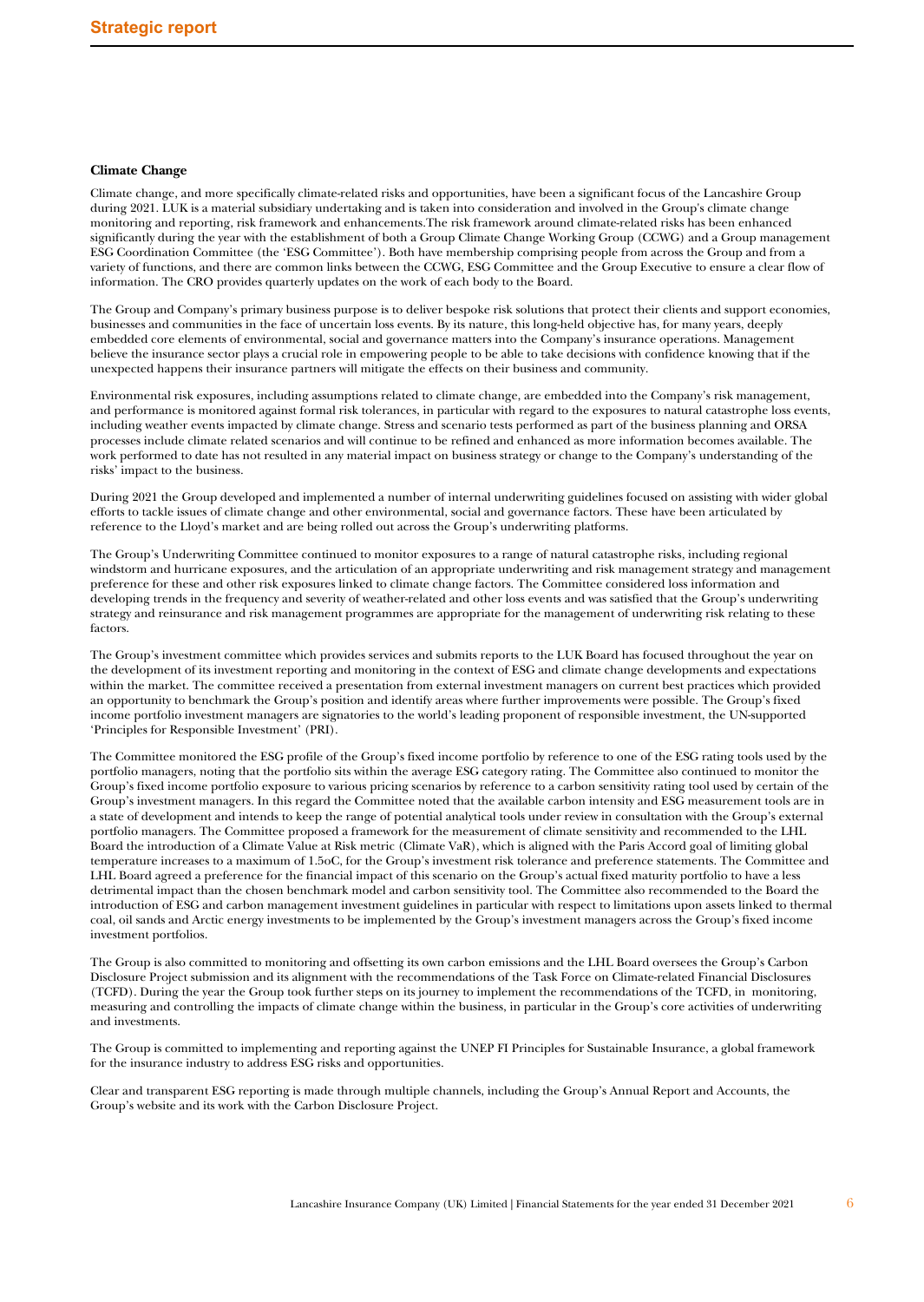**Climate Change**

Climate change, and more specifically climate-related risks and opportunities, have been a significant focus of the Lancashire Group during 2021. LUK is a material subsidiary undertaking and is taken into consideration and involved in the Group's climate change monitoring and reporting, risk framework and enhancements.The risk framework around climate-related risks has been enhanced significantly during the year with the establishment of both a Group Climate Change Working Group (CCWG) and a Group management ESG Coordination Committee (the 'ESG Committee'). Both have membership comprising people from across the Group and from a variety of functions, and there are common links between the CCWG, ESG Committee and the Group Executive to ensure a clear flow of information. The CRO provides quarterly updates on the work of each body to the Board.

The Group and Company's primary business purpose is to deliver bespoke risk solutions that protect their clients and support economies, businesses and communities in the face of uncertain loss events. By its nature, this long-held objective has, for many years, deeply embedded core elements of environmental, social and governance matters into the Company's insurance operations. Management believe the insurance sector plays a crucial role in empowering people to be able to take decisions with confidence knowing that if the unexpected happens their insurance partners will mitigate the effects on their business and community.

Environmental risk exposures, including assumptions related to climate change, are embedded into the Company's risk management, and performance is monitored against formal risk tolerances, in particular with regard to the exposures to natural catastrophe loss events, including weather events impacted by climate change. Stress and scenario tests performed as part of the business planning and ORSA processes include climate related scenarios and will continue to be refined and enhanced as more information becomes available. The work performed to date has not resulted in any material impact on business strategy or change to the Company's understanding of the risks' impact to the business.

During 2021 the Group developed and implemented a number of internal underwriting guidelines focused on assisting with wider global efforts to tackle issues of climate change and other environmental, social and governance factors. These have been articulated by reference to the Lloyd's market and are being rolled out across the Group's underwriting platforms.

The Group's Underwriting Committee continued to monitor exposures to a range of natural catastrophe risks, including regional windstorm and hurricane exposures, and the articulation of an appropriate underwriting and risk management strategy and management preference for these and other risk exposures linked to climate change factors. The Committee considered loss information and developing trends in the frequency and severity of weather-related and other loss events and was satisfied that the Group's underwriting strategy and reinsurance and risk management programmes are appropriate for the management of underwriting risk relating to these factors.

The Group's investment committee which provides services and submits reports to the LUK Board has focused throughout the year on the development of its investment reporting and monitoring in the context of ESG and climate change developments and expectations within the market. The committee received a presentation from external investment managers on current best practices which provided an opportunity to benchmark the Group's position and identify areas where further improvements were possible. The Group's fixed income portfolio investment managers are signatories to the world's leading proponent of responsible investment, the UN-supported 'Principles for Responsible Investment' (PRI).

The Committee monitored the ESG profile of the Group's fixed income portfolio by reference to one of the ESG rating tools used by the portfolio managers, noting that the portfolio sits within the average ESG category rating. The Committee also continued to monitor the Group's fixed income portfolio exposure to various pricing scenarios by reference to a carbon sensitivity rating tool used by certain of the Group's investment managers. In this regard the Committee noted that the available carbon intensity and ESG measurement tools are in a state of development and intends to keep the range of potential analytical tools under review in consultation with the Group's external portfolio managers. The Committee proposed a framework for the measurement of climate sensitivity and recommended to the LHL Board the introduction of a Climate Value at Risk metric (Climate VaR), which is aligned with the Paris Accord goal of limiting global temperature increases to a maximum of 1.5oC, for the Group's investment risk tolerance and preference statements. The Committee and LHL Board agreed a preference for the financial impact of this scenario on the Group's actual fixed maturity portfolio to have a less detrimental impact than the chosen benchmark model and carbon sensitivity tool. The Committee also recommended to the Board the introduction of ESG and carbon management investment guidelines in particular with respect to limitations upon assets linked to thermal coal, oil sands and Arctic energy investments to be implemented by the Group's investment managers across the Group's fixed income investment portfolios.

The Group is also committed to monitoring and offsetting its own carbon emissions and the LHL Board oversees the Group's Carbon Disclosure Project submission and its alignment with the recommendations of the Task Force on Climate-related Financial Disclosures (TCFD). During the year the Group took further steps on its journey to implement the recommendations of the TCFD, in monitoring, measuring and controlling the impacts of climate change within the business, in particular in the Group's core activities of underwriting and investments.

The Group is committed to implementing and reporting against the UNEP FI Principles for Sustainable Insurance, a global framework for the insurance industry to address ESG risks and opportunities.

Clear and transparent ESG reporting is made through multiple channels, including the Group's Annual Report and Accounts, the Group's website and its work with the Carbon Disclosure Project.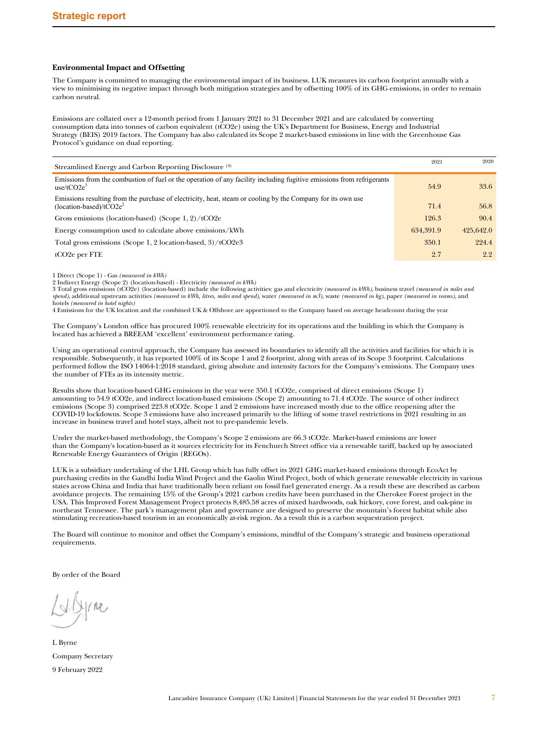## Environmental Impact and Offsetting

The Company is committed to managing the environmental impact of its business. LUK measures its carbon footprint annually with a view to minimising its negative impact through both mitigation strategies and by offsetting 100% of its GHG emissions, in order to remain carbon neutral.

Emissions are collated over a 12-month period from 1 January 2021 to 31 December 2021 and are calculated by converting consumption data into tonnes of carbon equivalent (tCO2e) using the UK's Department for Business, Energy and Industrial Strategy (BEIS) 2019 factors. The Company has also calculated its Scope 2 market-based emissions in line with the Greenhouse Gas Protocol's guidance on dual reporting.

| Streamlined Energy and Carbon Reporting Disclosure [4] | 2021 | 2020 |
|---|---|---|
| Emissions from the combustion of fuel or the operation of any facility including fugitive emissions from refrigerants use/tCO2e[1] | 54.9 | 33.6 |
| Emissions resulting from the purchase of electricity, heat, steam or cooling by the Company for its own use (location-based)/tCO2e[2] | 71.4 | 56.8 |
| Gross emissions (location-based) (Scope 1, 2)/tCO2e | 126.3 | 90.4 |
| Energy consumption used to calculate above emissions/kWh | 634,391.9 | 425,642.0 |
| Total gross emissions (Scope 1, 2 location-based, 3)/tCO2e3 | 350.1 | 224.4 |
| tCO2e per FTE | 2.7 | 2.2 |

1 Direct (Scope 1) - Gas *(measured in kWh)*
2 Indirect Energy (Scope 2) (location-based) - Electricity *(measured in kWh)*
3 Total gross emissions (tCO2e) (location-based) include the following activities: gas and electricity *(measured in kWh)*, business travel *(measured in miles and spend)*, additional upstream activities *(measured in kWh, litres, miles and spend)*, water *(measured in m3)*, waste *(measured in kg)*, paper *(measured in reams)*, and hotels *(measured in hotel nights)*
4 Emissions for the UK location and the combined UK & Offshore are apportioned to the Company based on average headcount during the year

The Company's London office has procured 100% renewable electricity for its operations and the building in which the Company is located has achieved a BREEAM 'excellent' environment performance rating.

Using an operational control approach, the Company has assessed its boundaries to identify all the activities and facilities for which it is responsible. Subsequently, it has reported 100% of its Scope 1 and 2 footprint, along with areas of its Scope 3 footprint. Calculations performed follow the ISO 14064-1:2018 standard, giving absolute and intensity factors for the Company's emissions. The Company uses the number of FTEs as its intensity metric.

Results show that location-based GHG emissions in the year were 350.1 tCO2e, comprised of direct emissions (Scope 1) amounting to 54.9 tCO2e, and indirect location-based emissions (Scope 2) amounting to 71.4 tCO2e. The source of other indirect emissions (Scope 3) comprised 223.8 tCO2e. Scope 1 and 2 emissions have increased mostly due to the office reopening after the COVID-19 lockdowns. Scope 3 emissions have also increased primarily to the lifting of some travel restrictions in 2021 resulting in an increase in business travel and hotel stays, albeit not to pre-pandemic levels.

Under the market-based methodology, the Company's Scope 2 emissions are 66.3 tCO2e. Market-based emissions are lower than the Company's location-based as it sources electricity for its Fenchurch Street office via a renewable tariff, backed up by associated Renewable Energy Guarantees of Origin (REGOs).

LUK is a subsidiary undertaking of the LHL Group which has fully offset its 2021 GHG market-based emissions through EcoAct by purchasing credits in the Gandhi India Wind Project and the Gaolin Wind Project, both of which generate renewable electricity in various states across China and India that have traditionally been reliant on fossil fuel generated energy. As a result these are described as carbon avoidance projects. The remaining 15% of the Group's 2021 carbon credits have been purchased in the Cherokee Forest project in the USA. This Improved Forest Management Project protects 8,485.58 acres of mixed hardwoods, oak hickory, cove forest, and oak-pine in northeast Tennessee. The park's management plan and governance are designed to preserve the mountain's forest habitat while also stimulating recreation-based tourism in an economically at-risk region. As a result this is a carbon sequestration project.

The Board will continue to monitor and offset the Company's emissions, mindful of the Company's strategic and business operational requirements.

By order of the Board

L Byrne
Company Secretary
9 February 2022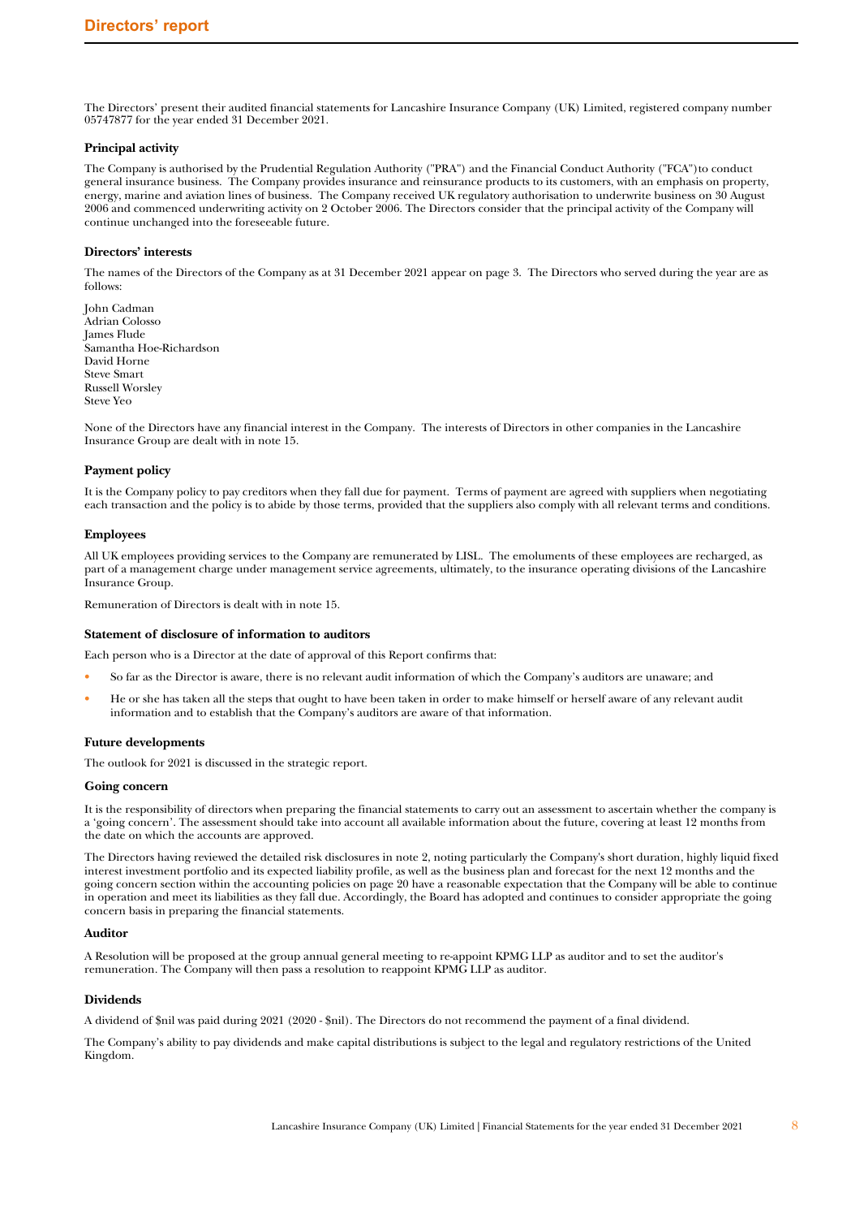# Directors' report

The Directors' present their audited financial statements for Lancashire Insurance Company (UK) Limited, registered company number 05747877 for the year ended 31 December 2021.

### Principal activity

The Company is authorised by the Prudential Regulation Authority ("PRA") and the Financial Conduct Authority ("FCA")to conduct general insurance business. The Company provides insurance and reinsurance products to its customers, with an emphasis on property, energy, marine and aviation lines of business. The Company received UK regulatory authorisation to underwrite business on 30 August 2006 and commenced underwriting activity on 2 October 2006. The Directors consider that the principal activity of the Company will continue unchanged into the foreseeable future.

### Directors' interests

The names of the Directors of the Company as at 31 December 2021 appear on page 3. The Directors who served during the year are as follows:

John Cadman
Adrian Colosso
James Flude
Samantha Hoe-Richardson
David Horne
Steve Smart
Russell Worsley
Steve Yeo

None of the Directors have any financial interest in the Company. The interests of Directors in other companies in the Lancashire Insurance Group are dealt with in note 15.

### Payment policy

It is the Company policy to pay creditors when they fall due for payment. Terms of payment are agreed with suppliers when negotiating each transaction and the policy is to abide by those terms, provided that the suppliers also comply with all relevant terms and conditions.

### Employees

All UK employees providing services to the Company are remunerated by LISL. The emoluments of these employees are recharged, as part of a management charge under management service agreements, ultimately, to the insurance operating divisions of the Lancashire Insurance Group.

Remuneration of Directors is dealt with in note 15.

### Statement of disclosure of information to auditors

Each person who is a Director at the date of approval of this Report confirms that:

- So far as the Director is aware, there is no relevant audit information of which the Company's auditors are unaware; and
- He or she has taken all the steps that ought to have been taken in order to make himself or herself aware of any relevant audit information and to establish that the Company's auditors are aware of that information.

### Future developments

The outlook for 2021 is discussed in the strategic report.

### Going concern

It is the responsibility of directors when preparing the financial statements to carry out an assessment to ascertain whether the company is a 'going concern'. The assessment should take into account all available information about the future, covering at least 12 months from the date on which the accounts are approved.

The Directors having reviewed the detailed risk disclosures in note 2, noting particularly the Company's short duration, highly liquid fixed interest investment portfolio and its expected liability profile, as well as the business plan and forecast for the next 12 months and the going concern section within the accounting policies on page 20 have a reasonable expectation that the Company will be able to continue in operation and meet its liabilities as they fall due. Accordingly, the Board has adopted and continues to consider appropriate the going concern basis in preparing the financial statements.

### Auditor

A Resolution will be proposed at the group annual general meeting to re-appoint KPMG LLP as auditor and to set the auditor's remuneration. The Company will then pass a resolution to reappoint KPMG LLP as auditor.

### Dividends

A dividend of $nil was paid during 2021 (2020 - $nil). The Directors do not recommend the payment of a final dividend.

The Company's ability to pay dividends and make capital distributions is subject to the legal and regulatory restrictions of the United Kingdom.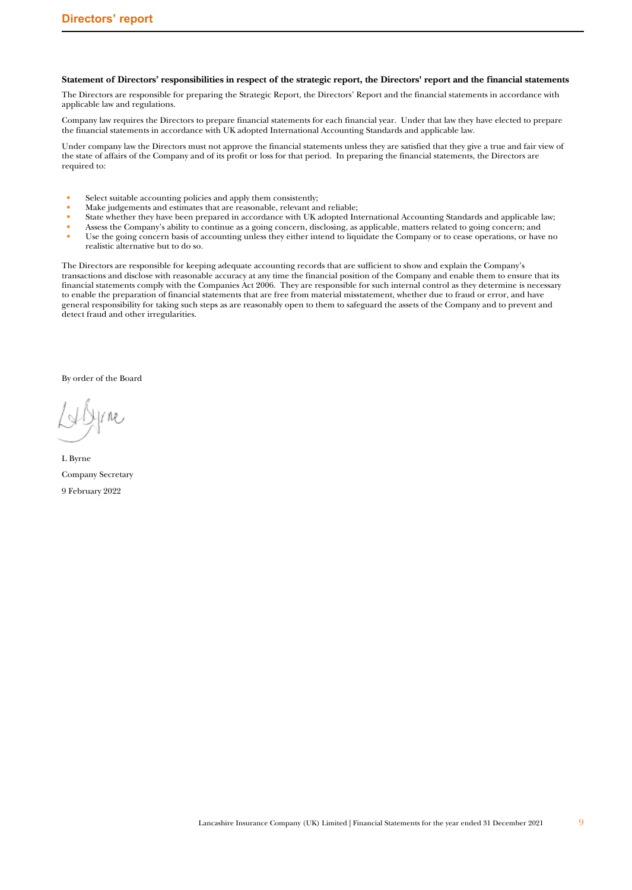# Directors' report

**Statement of Directors' responsibilities in respect of the strategic report, the Directors' report and the financial statements**

The Directors are responsible for preparing the Strategic Report, the Directors' Report and the financial statements in accordance with applicable law and regulations.

Company law requires the Directors to prepare financial statements for each financial year. Under that law they have elected to prepare the financial statements in accordance with UK adopted International Accounting Standards and applicable law.

Under company law the Directors must not approve the financial statements unless they are satisfied that they give a true and fair view of the state of affairs of the Company and of its profit or loss for that period. In preparing the financial statements, the Directors are required to:

- Select suitable accounting policies and apply them consistently;
- Make judgements and estimates that are reasonable, relevant and reliable;
- State whether they have been prepared in accordance with UK adopted International Accounting Standards and applicable law;
- Assess the Company's ability to continue as a going concern, disclosing, as applicable, matters related to going concern; and
- Use the going concern basis of accounting unless they either intend to liquidate the Company or to cease operations, or have no realistic alternative but to do so.

The Directors are responsible for keeping adequate accounting records that are sufficient to show and explain the Company's transactions and disclose with reasonable accuracy at any time the financial position of the Company and enable them to ensure that its financial statements comply with the Companies Act 2006. They are responsible for such internal control as they determine is necessary to enable the preparation of financial statements that are free from material misstatement, whether due to fraud or error, and have general responsibility for taking such steps as are reasonably open to them to safeguard the assets of the Company and to prevent and detect fraud and other irregularities.

By order of the Board

L Byrne

Company Secretary

9 February 2022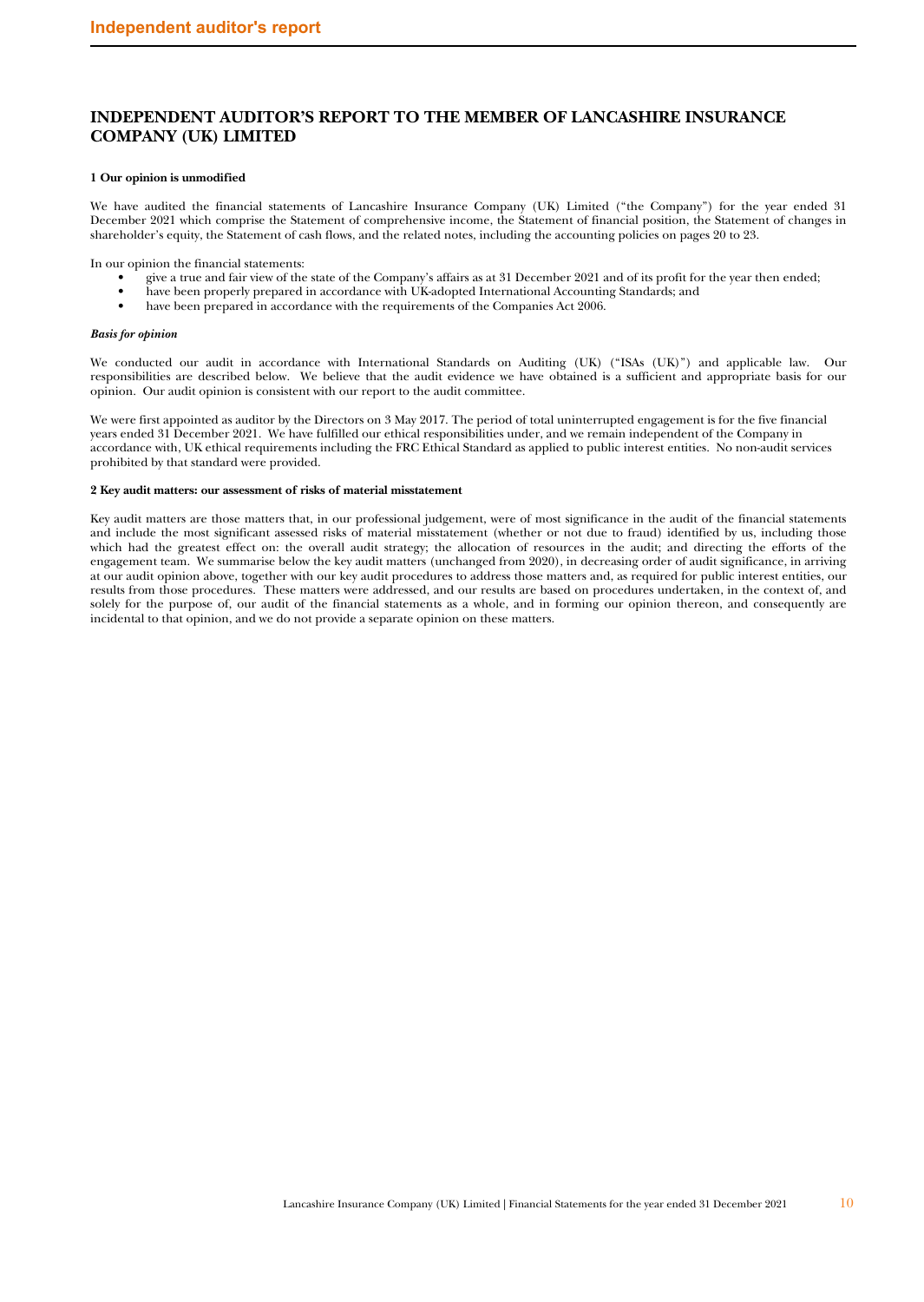# INDEPENDENT AUDITOR'S REPORT TO THE MEMBER OF LANCASHIRE INSURANCE COMPANY (UK) LIMITED

**1 Our opinion is unmodified**

We have audited the financial statements of Lancashire Insurance Company (UK) Limited ("the Company") for the year ended 31 December 2021 which comprise the Statement of comprehensive income, the Statement of financial position, the Statement of changes in shareholder's equity, the Statement of cash flows, and the related notes, including the accounting policies on pages 20 to 23.

In our opinion the financial statements:

- give a true and fair view of the state of the Company's affairs as at 31 December 2021 and of its profit for the year then ended;
- have been properly prepared in accordance with UK-adopted International Accounting Standards; and
- have been prepared in accordance with the requirements of the Companies Act 2006.

***Basis for opinion***

We conducted our audit in accordance with International Standards on Auditing (UK) ("ISAs (UK)") and applicable law. Our responsibilities are described below. We believe that the audit evidence we have obtained is a sufficient and appropriate basis for our opinion. Our audit opinion is consistent with our report to the audit committee.

We were first appointed as auditor by the Directors on 3 May 2017. The period of total uninterrupted engagement is for the five financial years ended 31 December 2021. We have fulfilled our ethical responsibilities under, and we remain independent of the Company in accordance with, UK ethical requirements including the FRC Ethical Standard as applied to public interest entities. No non-audit services prohibited by that standard were provided.

**2 Key audit matters: our assessment of risks of material misstatement**

Key audit matters are those matters that, in our professional judgement, were of most significance in the audit of the financial statements and include the most significant assessed risks of material misstatement (whether or not due to fraud) identified by us, including those which had the greatest effect on: the overall audit strategy; the allocation of resources in the audit; and directing the efforts of the engagement team. We summarise below the key audit matters (unchanged from 2020), in decreasing order of audit significance, in arriving at our audit opinion above, together with our key audit procedures to address those matters and, as required for public interest entities, our results from those procedures. These matters were addressed, and our results are based on procedures undertaken, in the context of, and solely for the purpose of, our audit of the financial statements as a whole, and in forming our opinion thereon, and consequently are incidental to that opinion, and we do not provide a separate opinion on these matters.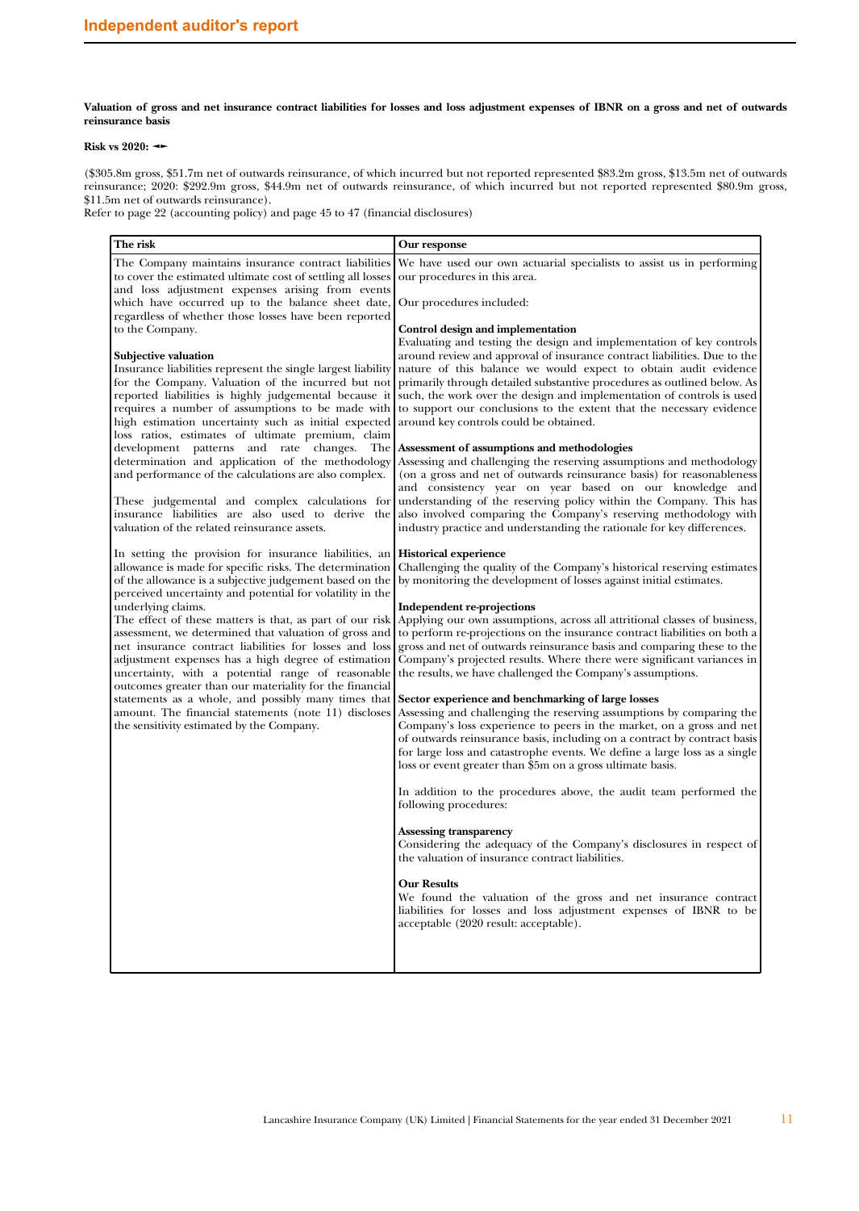**Valuation of gross and net insurance contract liabilities for losses and loss adjustment expenses of IBNR on a gross and net of outwards reinsurance basis**

**Risk vs 2020: ◄►**

($305.8m gross, $51.7m net of outwards reinsurance, of which incurred but not reported represented $83.2m gross, $13.5m net of outwards reinsurance; 2020: $292.9m gross, $44.9m net of outwards reinsurance, of which incurred but not reported represented $80.9m gross, $11.5m net of outwards reinsurance).

Refer to page 22 (accounting policy) and page 45 to 47 (financial disclosures)

| The risk | Our response |
|---|---|
| The Company maintains insurance contract liabilities to cover the estimated ultimate cost of settling all losses and loss adjustment expenses arising from events which have occurred up to the balance sheet date, regardless of whether those losses have been reported to the Company.<br><br>**Subjective valuation**<br>Insurance liabilities represent the single largest liability for the Company. Valuation of the incurred but not reported liabilities is highly judgemental because it requires a number of assumptions to be made with high estimation uncertainty such as initial expected loss ratios, estimates of ultimate premium, claim development patterns and rate changes. The determination and application of the methodology and performance of the calculations are also complex.<br><br>These judgemental and complex calculations for insurance liabilities are also used to derive the valuation of the related reinsurance assets.<br><br>In setting the provision for insurance liabilities, an allowance is made for specific risks. The determination of the allowance is a subjective judgement based on the perceived uncertainty and potential for volatility in the underlying claims.<br>The effect of these matters is that, as part of our risk assessment, we determined that valuation of gross and net insurance contract liabilities for losses and loss adjustment expenses has a high degree of estimation uncertainty, with a potential range of reasonable outcomes greater than our materiality for the financial statements as a whole, and possibly many times that amount. The financial statements (note 11) discloses the sensitivity estimated by the Company. | We have used our own actuarial specialists to assist us in performing our procedures in this area.<br><br>Our procedures included:<br><br>**Control design and implementation**<br>Evaluating and testing the design and implementation of key controls around review and approval of insurance contract liabilities. Due to the nature of this balance we would expect to obtain audit evidence primarily through detailed substantive procedures as outlined below. As such, the work over the design and implementation of controls is used to support our conclusions to the extent that the necessary evidence around key controls could be obtained.<br><br>**Assessment of assumptions and methodologies**<br>Assessing and challenging the reserving assumptions and methodology (on a gross and net of outwards reinsurance basis) for reasonableness and consistency year on year based on our knowledge and understanding of the reserving policy within the Company. This has also involved comparing the Company's reserving methodology with industry practice and understanding the rationale for key differences.<br><br>**Historical experience**<br>Challenging the quality of the Company's historical reserving estimates by monitoring the development of losses against initial estimates.<br><br>**Independent re-projections**<br>Applying our own assumptions, across all attritional classes of business, to perform re-projections on the insurance contract liabilities on both a gross and net of outwards reinsurance basis and comparing these to the Company's projected results. Where there were significant variances in the results, we have challenged the Company's assumptions.<br><br>**Sector experience and benchmarking of large losses**<br>Assessing and challenging the reserving assumptions by comparing the Company's loss experience to peers in the market, on a gross and net of outwards reinsurance basis, including on a contract by contract basis for large loss and catastrophe events. We define a large loss as a single loss or event greater than $5m on a gross ultimate basis.<br><br>In addition to the procedures above, the audit team performed the following procedures:<br><br>**Assessing transparency**<br>Considering the adequacy of the Company's disclosures in respect of the valuation of insurance contract liabilities.<br><br>**Our Results**<br>We found the valuation of the gross and net insurance contract liabilities for losses and loss adjustment expenses of IBNR to be acceptable (2020 result: acceptable). |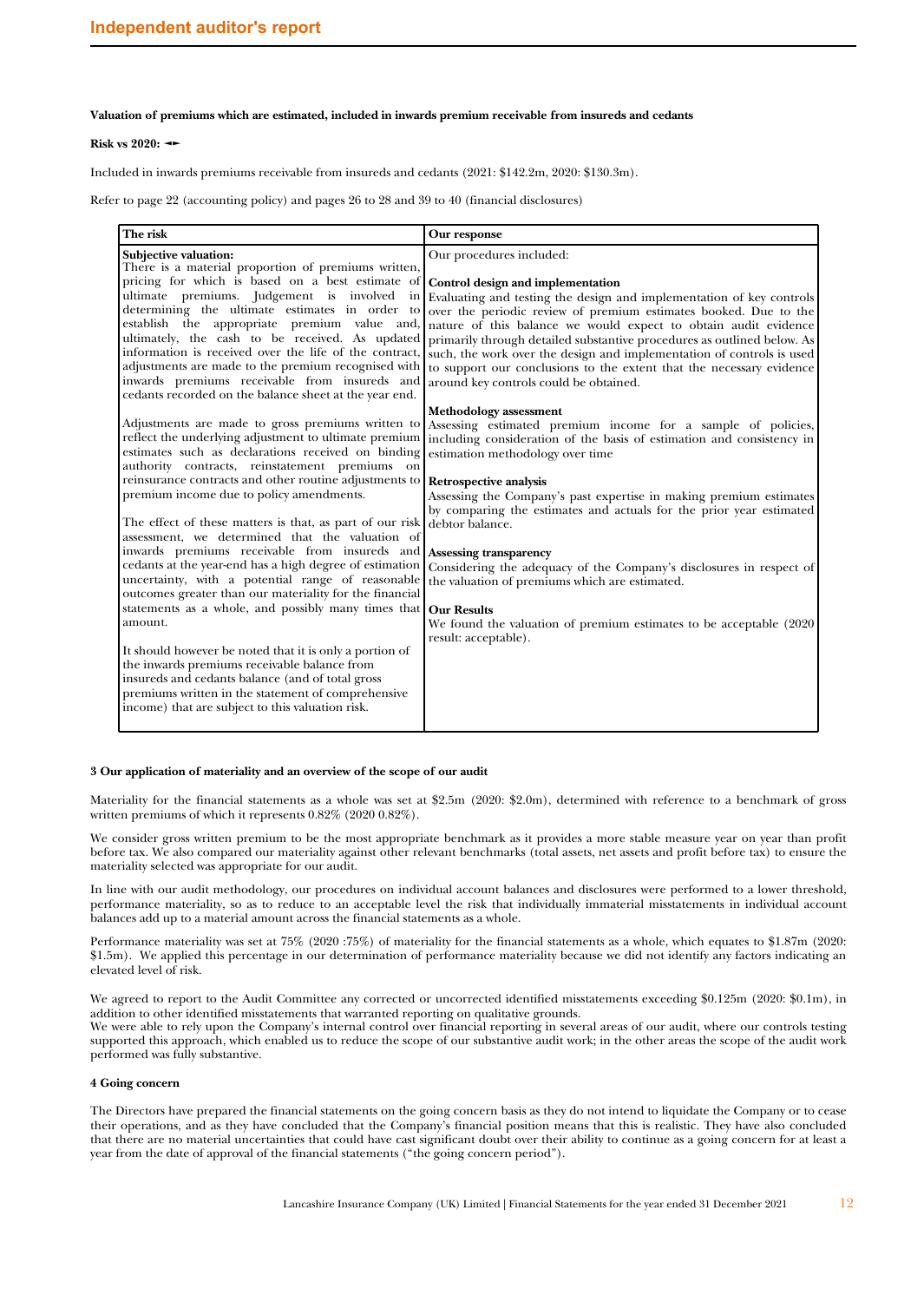**Valuation of premiums which are estimated, included in inwards premium receivable from insureds and cedants**

**Risk vs 2020:** ◄►

Included in inwards premiums receivable from insureds and cedants (2021: $142.2m, 2020: $130.3m).

Refer to page 22 (accounting policy) and pages 26 to 28 and 39 to 40 (financial disclosures)

| The risk | Our response |
|---|---|
| **Subjective valuation:**<br>There is a material proportion of premiums written, pricing for which is based on a best estimate of ultimate premiums. Judgement is involved in determining the ultimate estimates in order to establish the appropriate premium value and, ultimately, the cash to be received. As updated information is received over the life of the contract, adjustments are made to the premium recognised with inwards premiums receivable from insureds and cedants recorded on the balance sheet at the year end.<br><br>Adjustments are made to gross premiums written to reflect the underlying adjustment to ultimate premium estimates such as declarations received on binding authority contracts, reinstatement premiums on reinsurance contracts and other routine adjustments to premium income due to policy amendments.<br><br>The effect of these matters is that, as part of our risk assessment, we determined that the valuation of inwards premiums receivable from insureds and cedants at the year-end has a high degree of estimation uncertainty, with a potential range of reasonable outcomes greater than our materiality for the financial statements as a whole, and possibly many times that amount.<br><br>It should however be noted that it is only a portion of the inwards premiums receivable balance from insureds and cedants balance (and of total gross premiums written in the statement of comprehensive income) that are subject to this valuation risk. | Our procedures included:<br><br>**Control design and implementation**<br>Evaluating and testing the design and implementation of key controls over the periodic review of premium estimates booked. Due to the nature of this balance we would expect to obtain audit evidence primarily through detailed substantive procedures as outlined below. As such, the work over the design and implementation of controls is used to support our conclusions to the extent that the necessary evidence around key controls could be obtained.<br><br>**Methodology assessment**<br>Assessing estimated premium income for a sample of policies, including consideration of the basis of estimation and consistency in estimation methodology over time<br><br>**Retrospective analysis**<br>Assessing the Company's past expertise in making premium estimates by comparing the estimates and actuals for the prior year estimated debtor balance.<br><br>**Assessing transparency**<br>Considering the adequacy of the Company's disclosures in respect of the valuation of premiums which are estimated.<br><br>**Our Results**<br>We found the valuation of premium estimates to be acceptable (2020 result: acceptable). |

**3 Our application of materiality and an overview of the scope of our audit**

Materiality for the financial statements as a whole was set at $2.5m (2020: $2.0m), determined with reference to a benchmark of gross written premiums of which it represents 0.82% (2020 0.82%).

We consider gross written premium to be the most appropriate benchmark as it provides a more stable measure year on year than profit before tax. We also compared our materiality against other relevant benchmarks (total assets, net assets and profit before tax) to ensure the materiality selected was appropriate for our audit.

In line with our audit methodology, our procedures on individual account balances and disclosures were performed to a lower threshold, performance materiality, so as to reduce to an acceptable level the risk that individually immaterial misstatements in individual account balances add up to a material amount across the financial statements as a whole.

Performance materiality was set at 75% (2020 :75%) of materiality for the financial statements as a whole, which equates to $1.87m (2020: $1.5m). We applied this percentage in our determination of performance materiality because we did not identify any factors indicating an elevated level of risk.

We agreed to report to the Audit Committee any corrected or uncorrected identified misstatements exceeding $0.125m (2020: $0.1m), in addition to other identified misstatements that warranted reporting on qualitative grounds.
We were able to rely upon the Company's internal control over financial reporting in several areas of our audit, where our controls testing supported this approach, which enabled us to reduce the scope of our substantive audit work; in the other areas the scope of the audit work performed was fully substantive.

**4 Going concern**

The Directors have prepared the financial statements on the going concern basis as they do not intend to liquidate the Company or to cease their operations, and as they have concluded that the Company's financial position means that this is realistic. They have also concluded that there are no material uncertainties that could have cast significant doubt over their ability to continue as a going concern for at least a year from the date of approval of the financial statements ("the going concern period").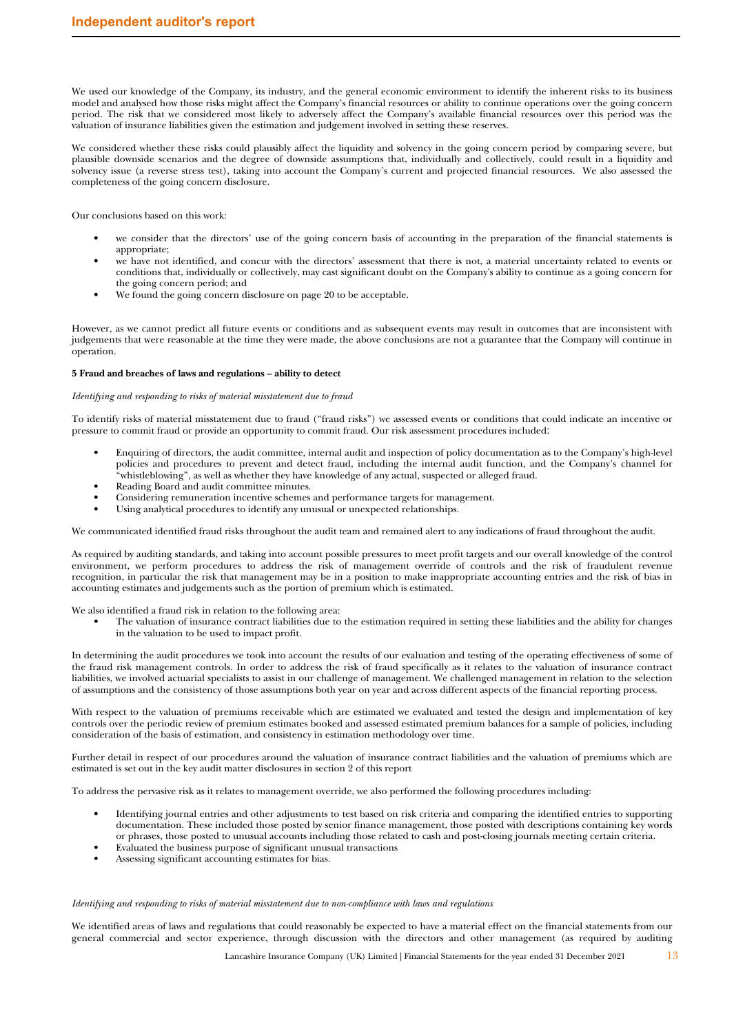We used our knowledge of the Company, its industry, and the general economic environment to identify the inherent risks to its business model and analysed how those risks might affect the Company's financial resources or ability to continue operations over the going concern period. The risk that we considered most likely to adversely affect the Company's available financial resources over this period was the valuation of insurance liabilities given the estimation and judgement involved in setting these reserves.

We considered whether these risks could plausibly affect the liquidity and solvency in the going concern period by comparing severe, but plausible downside scenarios and the degree of downside assumptions that, individually and collectively, could result in a liquidity and solvency issue (a reverse stress test), taking into account the Company's current and projected financial resources. We also assessed the completeness of the going concern disclosure.

Our conclusions based on this work:

- we consider that the directors' use of the going concern basis of accounting in the preparation of the financial statements is appropriate;
- we have not identified, and concur with the directors' assessment that there is not, a material uncertainty related to events or conditions that, individually or collectively, may cast significant doubt on the Company's ability to continue as a going concern for the going concern period; and
- We found the going concern disclosure on page 20 to be acceptable.

However, as we cannot predict all future events or conditions and as subsequent events may result in outcomes that are inconsistent with judgements that were reasonable at the time they were made, the above conclusions are not a guarantee that the Company will continue in operation.

**5 Fraud and breaches of laws and regulations – ability to detect**

*Identifying and responding to risks of material misstatement due to fraud*

To identify risks of material misstatement due to fraud ("fraud risks") we assessed events or conditions that could indicate an incentive or pressure to commit fraud or provide an opportunity to commit fraud. Our risk assessment procedures included:

- Enquiring of directors, the audit committee, internal audit and inspection of policy documentation as to the Company's high-level policies and procedures to prevent and detect fraud, including the internal audit function, and the Company's channel for "whistleblowing", as well as whether they have knowledge of any actual, suspected or alleged fraud.
- Reading Board and audit committee minutes.
- Considering remuneration incentive schemes and performance targets for management.
- Using analytical procedures to identify any unusual or unexpected relationships.

We communicated identified fraud risks throughout the audit team and remained alert to any indications of fraud throughout the audit.

As required by auditing standards, and taking into account possible pressures to meet profit targets and our overall knowledge of the control environment, we perform procedures to address the risk of management override of controls and the risk of fraudulent revenue recognition, in particular the risk that management may be in a position to make inappropriate accounting entries and the risk of bias in accounting estimates and judgements such as the portion of premium which is estimated.

We also identified a fraud risk in relation to the following area:

- The valuation of insurance contract liabilities due to the estimation required in setting these liabilities and the ability for changes in the valuation to be used to impact profit.

In determining the audit procedures we took into account the results of our evaluation and testing of the operating effectiveness of some of the fraud risk management controls. In order to address the risk of fraud specifically as it relates to the valuation of insurance contract liabilities, we involved actuarial specialists to assist in our challenge of management. We challenged management in relation to the selection of assumptions and the consistency of those assumptions both year on year and across different aspects of the financial reporting process.

With respect to the valuation of premiums receivable which are estimated we evaluated and tested the design and implementation of key controls over the periodic review of premium estimates booked and assessed estimated premium balances for a sample of policies, including consideration of the basis of estimation, and consistency in estimation methodology over time.

Further detail in respect of our procedures around the valuation of insurance contract liabilities and the valuation of premiums which are estimated is set out in the key audit matter disclosures in section 2 of this report

To address the pervasive risk as it relates to management override, we also performed the following procedures including:

- Identifying journal entries and other adjustments to test based on risk criteria and comparing the identified entries to supporting documentation. These included those posted by senior finance management, those posted with descriptions containing key words or phrases, those posted to unusual accounts including those related to cash and post-closing journals meeting certain criteria.
- Evaluated the business purpose of significant unusual transactions
- Assessing significant accounting estimates for bias.

*Identifying and responding to risks of material misstatement due to non-compliance with laws and regulations*

We identified areas of laws and regulations that could reasonably be expected to have a material effect on the financial statements from our general commercial and sector experience, through discussion with the directors and other management (as required by auditing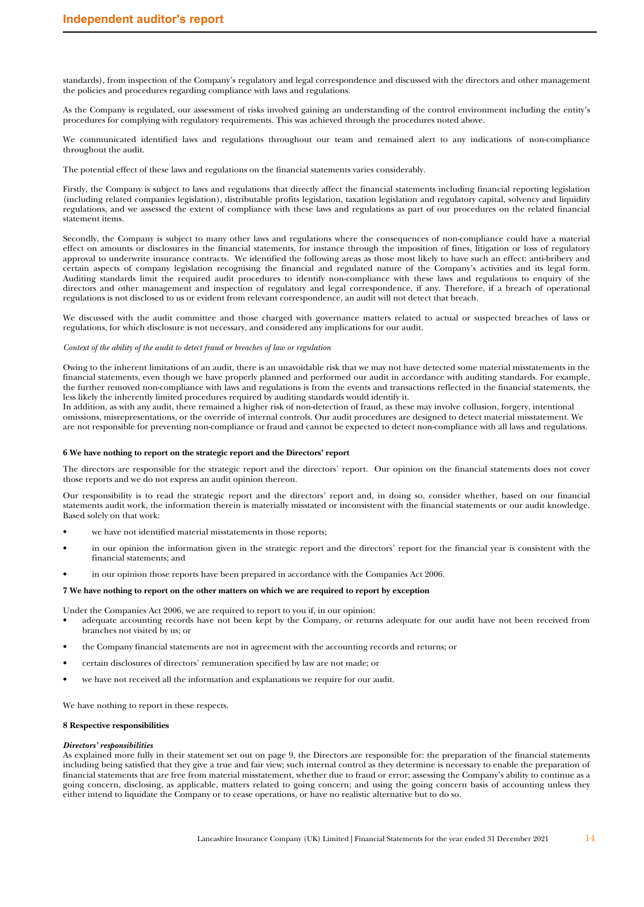standards), from inspection of the Company's regulatory and legal correspondence and discussed with the directors and other management the policies and procedures regarding compliance with laws and regulations.

As the Company is regulated, our assessment of risks involved gaining an understanding of the control environment including the entity's procedures for complying with regulatory requirements. This was achieved through the procedures noted above.

We communicated identified laws and regulations throughout our team and remained alert to any indications of non-compliance throughout the audit.

The potential effect of these laws and regulations on the financial statements varies considerably.

Firstly, the Company is subject to laws and regulations that directly affect the financial statements including financial reporting legislation (including related companies legislation), distributable profits legislation, taxation legislation and regulatory capital, solvency and liquidity regulations, and we assessed the extent of compliance with these laws and regulations as part of our procedures on the related financial statement items.

Secondly, the Company is subject to many other laws and regulations where the consequences of non-compliance could have a material effect on amounts or disclosures in the financial statements, for instance through the imposition of fines, litigation or loss of regulatory approval to underwrite insurance contracts. We identified the following areas as those most likely to have such an effect: anti-bribery and certain aspects of company legislation recognising the financial and regulated nature of the Company's activities and its legal form. Auditing standards limit the required audit procedures to identify non-compliance with these laws and regulations to enquiry of the directors and other management and inspection of regulatory and legal correspondence, if any. Therefore, if a breach of operational regulations is not disclosed to us or evident from relevant correspondence, an audit will not detect that breach.

We discussed with the audit committee and those charged with governance matters related to actual or suspected breaches of laws or regulations, for which disclosure is not necessary, and considered any implications for our audit.

*Context of the ability of the audit to detect fraud or breaches of law or regulation*

Owing to the inherent limitations of an audit, there is an unavoidable risk that we may not have detected some material misstatements in the financial statements, even though we have properly planned and performed our audit in accordance with auditing standards. For example, the further removed non-compliance with laws and regulations is from the events and transactions reflected in the financial statements, the less likely the inherently limited procedures required by auditing standards would identify it.
In addition, as with any audit, there remained a higher risk of non-detection of fraud, as these may involve collusion, forgery, intentional omissions, misrepresentations, or the override of internal controls. Our audit procedures are designed to detect material misstatement. We are not responsible for preventing non-compliance or fraud and cannot be expected to detect non-compliance with all laws and regulations.

**6 We have nothing to report on the strategic report and the Directors' report**

The directors are responsible for the strategic report and the directors' report. Our opinion on the financial statements does not cover those reports and we do not express an audit opinion thereon.

Our responsibility is to read the strategic report and the directors' report and, in doing so, consider whether, based on our financial statements audit work, the information therein is materially misstated or inconsistent with the financial statements or our audit knowledge. Based solely on that work:

- we have not identified material misstatements in those reports;
- in our opinion the information given in the strategic report and the directors' report for the financial year is consistent with the financial statements; and
- in our opinion those reports have been prepared in accordance with the Companies Act 2006.

**7 We have nothing to report on the other matters on which we are required to report by exception**

Under the Companies Act 2006, we are required to report to you if, in our opinion:

- adequate accounting records have not been kept by the Company, or returns adequate for our audit have not been received from branches not visited by us; or
- the Company financial statements are not in agreement with the accounting records and returns; or
- certain disclosures of directors' remuneration specified by law are not made; or
- we have not received all the information and explanations we require for our audit.

We have nothing to report in these respects.

**8 Respective responsibilities**

***Directors' responsibilities***
As explained more fully in their statement set out on page 9, the Directors are responsible for: the preparation of the financial statements including being satisfied that they give a true and fair view; such internal control as they determine is necessary to enable the preparation of financial statements that are free from material misstatement, whether due to fraud or error; assessing the Company's ability to continue as a going concern, disclosing, as applicable, matters related to going concern; and using the going concern basis of accounting unless they either intend to liquidate the Company or to cease operations, or have no realistic alternative but to do so.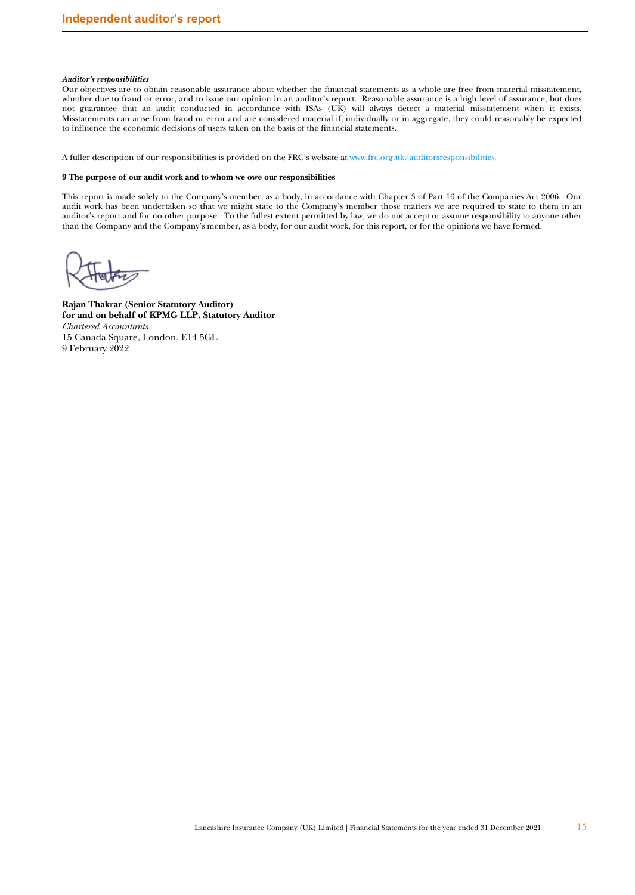*Auditor's responsibilities*

Our objectives are to obtain reasonable assurance about whether the financial statements as a whole are free from material misstatement, whether due to fraud or error, and to issue our opinion in an auditor's report. Reasonable assurance is a high level of assurance, but does not guarantee that an audit conducted in accordance with ISAs (UK) will always detect a material misstatement when it exists. Misstatements can arise from fraud or error and are considered material if, individually or in aggregate, they could reasonably be expected to influence the economic decisions of users taken on the basis of the financial statements.

A fuller description of our responsibilities is provided on the FRC's website at [www.frc.org.uk/auditorsresponsibilities](www.frc.org.uk/auditorsresponsibilities).

**9 The purpose of our audit work and to whom we owe our responsibilities**

This report is made solely to the Company's member, as a body, in accordance with Chapter 3 of Part 16 of the Companies Act 2006. Our audit work has been undertaken so that we might state to the Company's member those matters we are required to state to them in an auditor's report and for no other purpose. To the fullest extent permitted by law, we do not accept or assume responsibility to anyone other than the Company and the Company's member, as a body, for our audit work, for this report, or for the opinions we have formed.

**Rajan Thakrar (Senior Statutory Auditor)**
**for and on behalf of KPMG LLP, Statutory Auditor**
*Chartered Accountants*
15 Canada Square, London, E14 5GL
9 February 2022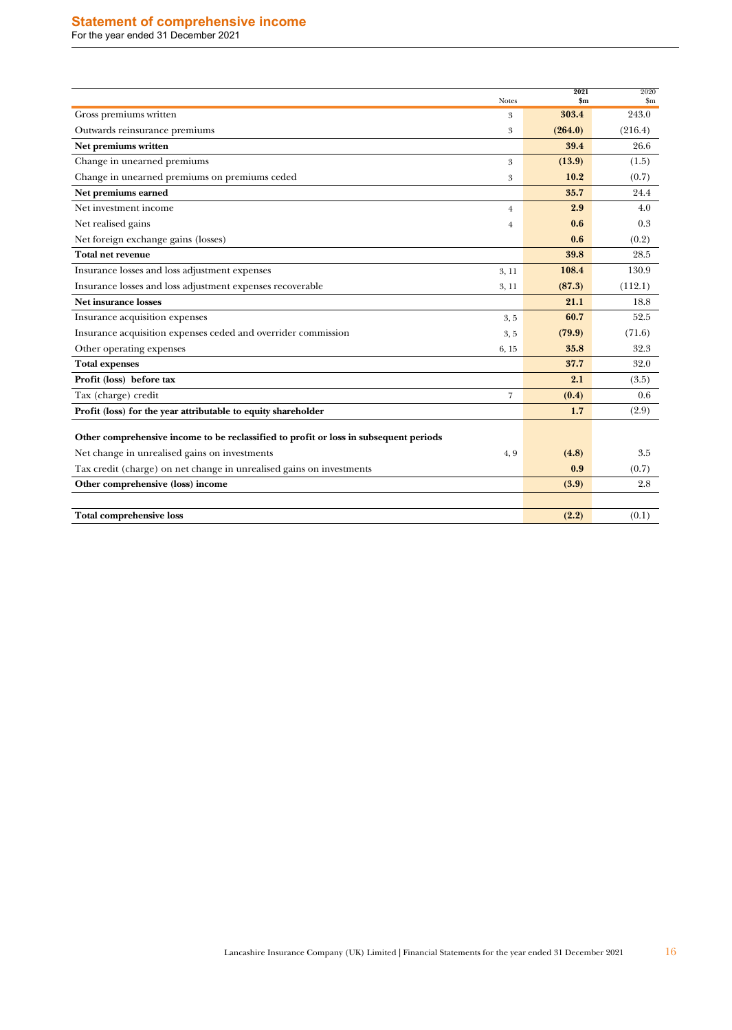## Statement of comprehensive income

For the year ended 31 December 2021

| | Notes | 2021 $m | 2020 $m |
|---|---|---|---|
| Gross premiums written | 3 | **303.4** | 243.0 |
| Outwards reinsurance premiums | 3 | **(264.0)** | (216.4) |
| **Net premiums written** | | **39.4** | 26.6 |
| Change in unearned premiums | 3 | **(13.9)** | (1.5) |
| Change in unearned premiums on premiums ceded | 3 | **10.2** | (0.7) |
| **Net premiums earned** | | **35.7** | 24.4 |
| Net investment income | 4 | **2.9** | 4.0 |
| Net realised gains | 4 | **0.6** | 0.3 |
| Net foreign exchange gains (losses) | | **0.6** | (0.2) |
| **Total net revenue** | | **39.8** | 28.5 |
| Insurance losses and loss adjustment expenses | 3, 11 | **108.4** | 130.9 |
| Insurance losses and loss adjustment expenses recoverable | 3, 11 | **(87.3)** | (112.1) |
| **Net insurance losses** | | **21.1** | 18.8 |
| Insurance acquisition expenses | 3, 5 | **60.7** | 52.5 |
| Insurance acquisition expenses ceded and overrider commission | 3, 5 | **(79.9)** | (71.6) |
| Other operating expenses | 6, 15 | **35.8** | 32.3 |
| **Total expenses** | | **37.7** | 32.0 |
| **Profit (loss) before tax** | | **2.1** | (3.5) |
| Tax (charge) credit | 7 | **(0.4)** | 0.6 |
| **Profit (loss) for the year attributable to equity shareholder** | | **1.7** | (2.9) |
| | | | |
| **Other comprehensive income to be reclassified to profit or loss in subsequent periods** | | | |
| Net change in unrealised gains on investments | 4, 9 | **(4.8)** | 3.5 |
| Tax credit (charge) on net change in unrealised gains on investments | | **0.9** | (0.7) |
| **Other comprehensive (loss) income** | | **(3.9)** | 2.8 |
| | | | |
| **Total comprehensive loss** | | **(2.2)** | (0.1) |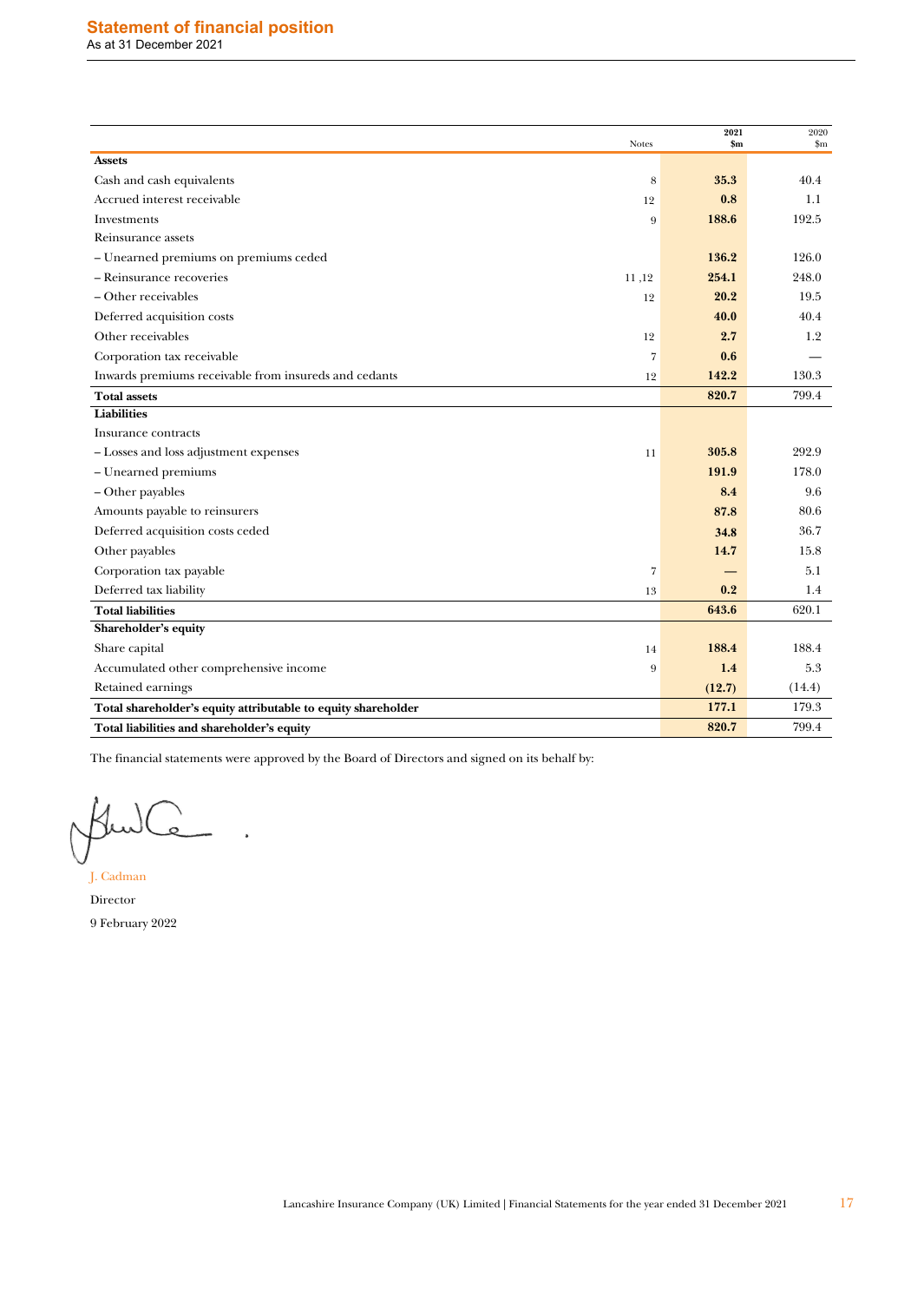# Statement of financial position

As at 31 December 2021

| | Notes | 2021 $m | 2020 $m |
|---|---|---|---|
| **Assets** | | | |
| Cash and cash equivalents | 8 | **35.3** | 40.4 |
| Accrued interest receivable | 12 | **0.8** | 1.1 |
| Investments | 9 | **188.6** | 192.5 |
| Reinsurance assets | | | |
| – Unearned premiums on premiums ceded | | **136.2** | 126.0 |
| – Reinsurance recoveries | 11 ,12 | **254.1** | 248.0 |
| – Other receivables | 12 | **20.2** | 19.5 |
| Deferred acquisition costs | | **40.0** | 40.4 |
| Other receivables | 12 | **2.7** | 1.2 |
| Corporation tax receivable | 7 | **0.6** | — |
| Inwards premiums receivable from insureds and cedants | 12 | **142.2** | 130.3 |
| **Total assets** | | **820.7** | 799.4 |
| **Liabilities** | | | |
| Insurance contracts | | | |
| – Losses and loss adjustment expenses | 11 | **305.8** | 292.9 |
| – Unearned premiums | | **191.9** | 178.0 |
| – Other payables | | **8.4** | 9.6 |
| Amounts payable to reinsurers | | **87.8** | 80.6 |
| Deferred acquisition costs ceded | | **34.8** | 36.7 |
| Other payables | | **14.7** | 15.8 |
| Corporation tax payable | 7 | **—** | 5.1 |
| Deferred tax liability | 13 | **0.2** | 1.4 |
| **Total liabilities** | | **643.6** | 620.1 |
| **Shareholder's equity** | | | |
| Share capital | 14 | **188.4** | 188.4 |
| Accumulated other comprehensive income | 9 | **1.4** | 5.3 |
| Retained earnings | | **(12.7)** | (14.4) |
| **Total shareholder's equity attributable to equity shareholder** | | **177.1** | 179.3 |
| **Total liabilities and shareholder's equity** | | **820.7** | 799.4 |

The financial statements were approved by the Board of Directors and signed on its behalf by:

J. Cadman

Director

9 February 2022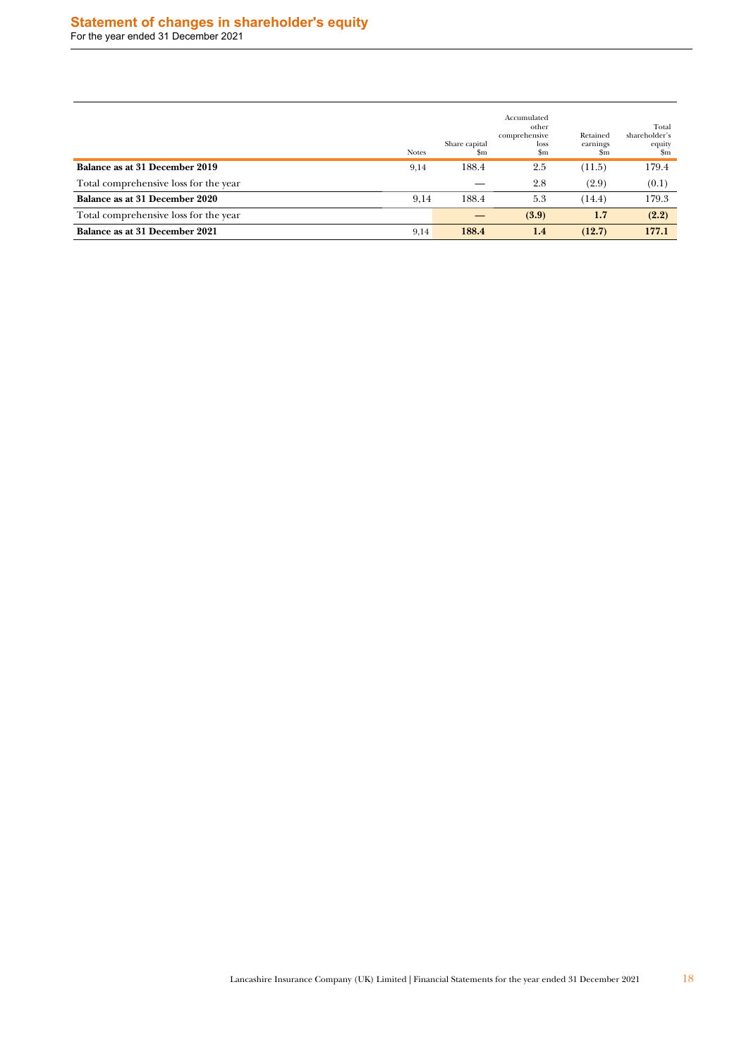# Statement of changes in shareholder's equity

For the year ended 31 December 2021

| | Notes | Share capital $m | Accumulated other comprehensive loss $m | Retained earnings $m | Total shareholder's equity $m |
|---|---|---|---|---|---|
| **Balance as at 31 December 2019** | 9,14 | 188.4 | 2.5 | (11.5) | 179.4 |
| Total comprehensive loss for the year | | — | 2.8 | (2.9) | (0.1) |
| **Balance as at 31 December 2020** | 9,14 | 188.4 | 5.3 | (14.4) | 179.3 |
| Total comprehensive loss for the year | | **—** | **(3.9)** | **1.7** | **(2.2)** |
| **Balance as at 31 December 2021** | 9,14 | **188.4** | **1.4** | **(12.7)** | **177.1** |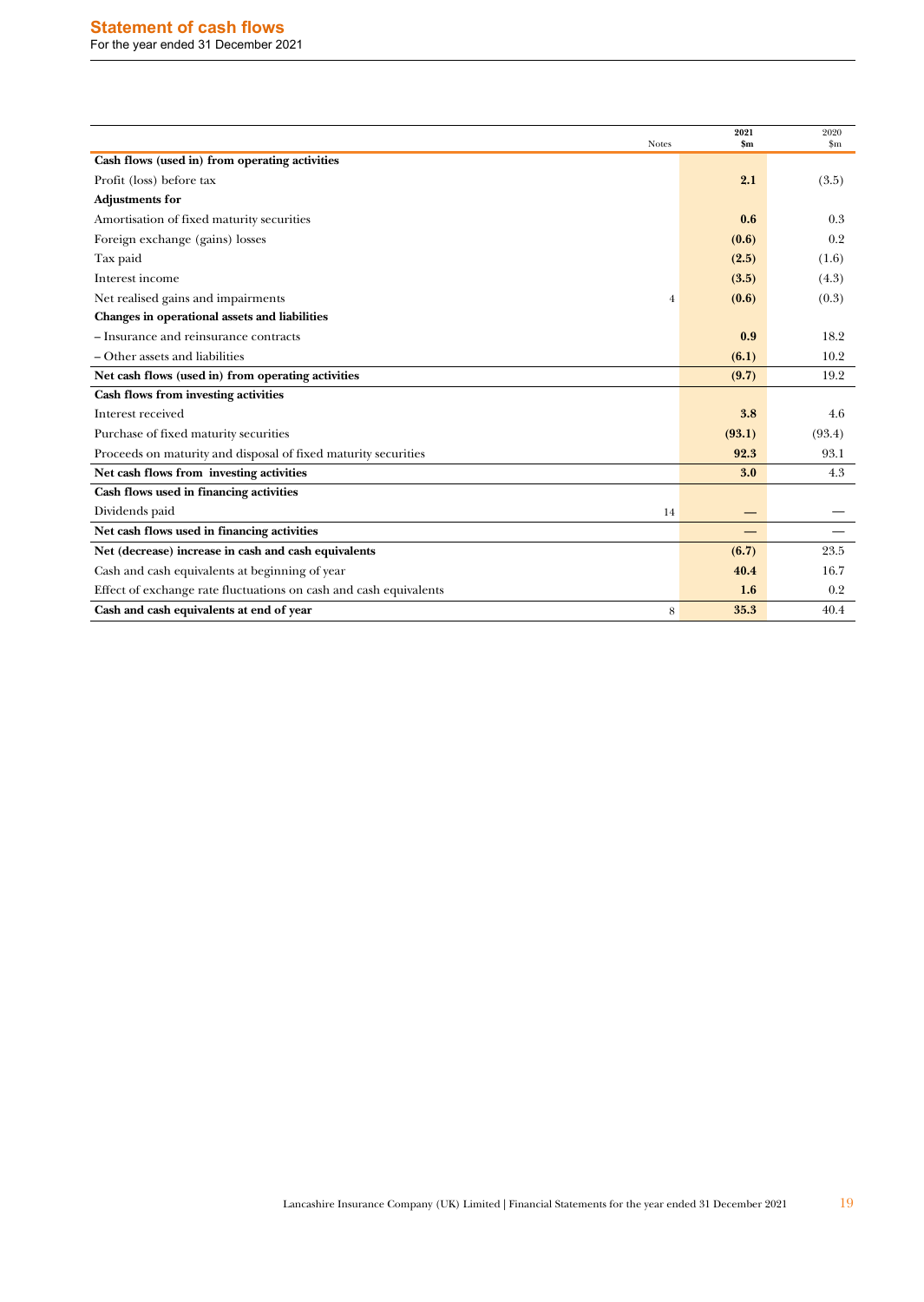## Statement of cash flows

For the year ended 31 December 2021

| | Notes | 2021 $m | 2020 $m |
|---|---|---|---|
| **Cash flows (used in) from operating activities** | | | |
| Profit (loss) before tax | | **2.1** | (3.5) |
| **Adjustments for** | | | |
| Amortisation of fixed maturity securities | | **0.6** | 0.3 |
| Foreign exchange (gains) losses | | **(0.6)** | 0.2 |
| Tax paid | | **(2.5)** | (1.6) |
| Interest income | | **(3.5)** | (4.3) |
| Net realised gains and impairments | 4 | **(0.6)** | (0.3) |
| **Changes in operational assets and liabilities** | | | |
| – Insurance and reinsurance contracts | | **0.9** | 18.2 |
| – Other assets and liabilities | | **(6.1)** | 10.2 |
| **Net cash flows (used in) from operating activities** | | **(9.7)** | 19.2 |
| **Cash flows from investing activities** | | | |
| Interest received | | **3.8** | 4.6 |
| Purchase of fixed maturity securities | | **(93.1)** | (93.4) |
| Proceeds on maturity and disposal of fixed maturity securities | | **92.3** | 93.1 |
| **Net cash flows from investing activities** | | **3.0** | 4.3 |
| **Cash flows used in financing activities** | | | |
| Dividends paid | 14 | **—** | — |
| **Net cash flows used in financing activities** | | **—** | — |
| **Net (decrease) increase in cash and cash equivalents** | | **(6.7)** | 23.5 |
| Cash and cash equivalents at beginning of year | | **40.4** | 16.7 |
| Effect of exchange rate fluctuations on cash and cash equivalents | | **1.6** | 0.2 |
| **Cash and cash equivalents at end of year** | 8 | **35.3** | 40.4 |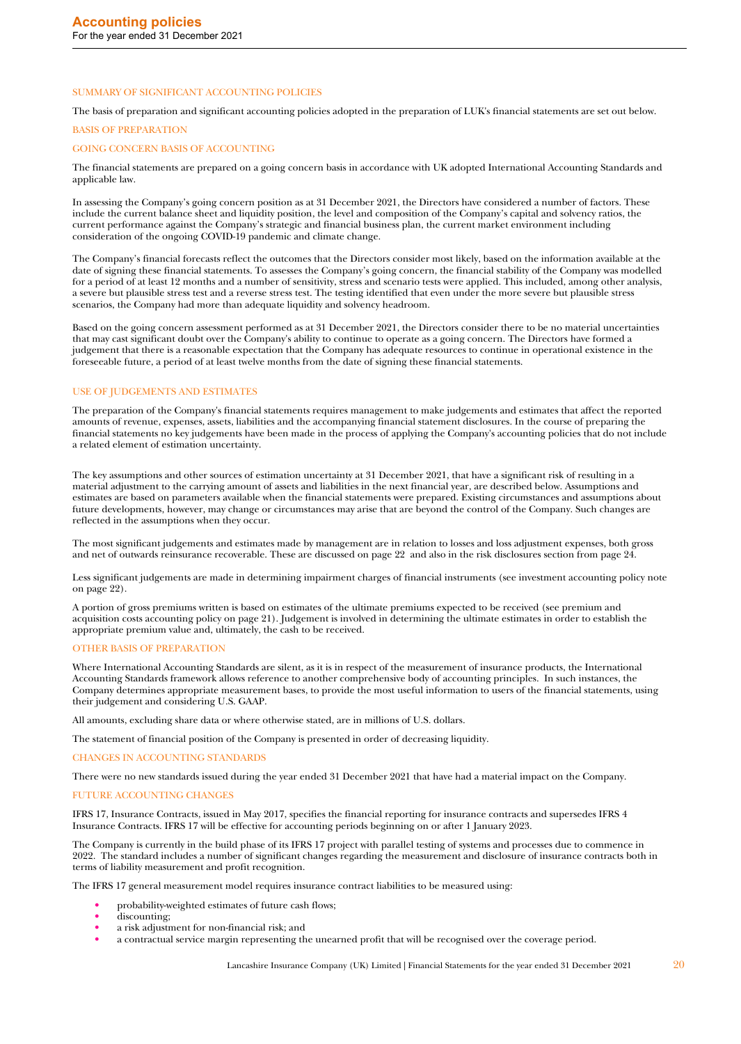# Accounting policies

For the year ended 31 December 2021

## SUMMARY OF SIGNIFICANT ACCOUNTING POLICIES

The basis of preparation and significant accounting policies adopted in the preparation of LUK's financial statements are set out below.

## BASIS OF PREPARATION

### GOING CONCERN BASIS OF ACCOUNTING

The financial statements are prepared on a going concern basis in accordance with UK adopted International Accounting Standards and applicable law.

In assessing the Company's going concern position as at 31 December 2021, the Directors have considered a number of factors. These include the current balance sheet and liquidity position, the level and composition of the Company's capital and solvency ratios, the current performance against the Company's strategic and financial business plan, the current market environment including consideration of the ongoing COVID-19 pandemic and climate change.

The Company's financial forecasts reflect the outcomes that the Directors consider most likely, based on the information available at the date of signing these financial statements. To assesses the Company's going concern, the financial stability of the Company was modelled for a period of at least 12 months and a number of sensitivity, stress and scenario tests were applied. This included, among other analysis, a severe but plausible stress test and a reverse stress test. The testing identified that even under the more severe but plausible stress scenarios, the Company had more than adequate liquidity and solvency headroom.

Based on the going concern assessment performed as at 31 December 2021, the Directors consider there to be no material uncertainties that may cast significant doubt over the Company's ability to continue to operate as a going concern. The Directors have formed a judgement that there is a reasonable expectation that the Company has adequate resources to continue in operational existence in the foreseeable future, a period of at least twelve months from the date of signing these financial statements.

### USE OF JUDGEMENTS AND ESTIMATES

The preparation of the Company's financial statements requires management to make judgements and estimates that affect the reported amounts of revenue, expenses, assets, liabilities and the accompanying financial statement disclosures. In the course of preparing the financial statements no key judgements have been made in the process of applying the Company's accounting policies that do not include a related element of estimation uncertainty.

The key assumptions and other sources of estimation uncertainty at 31 December 2021, that have a significant risk of resulting in a material adjustment to the carrying amount of assets and liabilities in the next financial year, are described below. Assumptions and estimates are based on parameters available when the financial statements were prepared. Existing circumstances and assumptions about future developments, however, may change or circumstances may arise that are beyond the control of the Company. Such changes are reflected in the assumptions when they occur.

The most significant judgements and estimates made by management are in relation to losses and loss adjustment expenses, both gross and net of outwards reinsurance recoverable. These are discussed on page 22 and also in the risk disclosures section from page 24.

Less significant judgements are made in determining impairment charges of financial instruments (see investment accounting policy note on page 22).

A portion of gross premiums written is based on estimates of the ultimate premiums expected to be received (see premium and acquisition costs accounting policy on page 21). Judgement is involved in determining the ultimate estimates in order to establish the appropriate premium value and, ultimately, the cash to be received.

### OTHER BASIS OF PREPARATION

Where International Accounting Standards are silent, as it is in respect of the measurement of insurance products, the International Accounting Standards framework allows reference to another comprehensive body of accounting principles. In such instances, the Company determines appropriate measurement bases, to provide the most useful information to users of the financial statements, using their judgement and considering U.S. GAAP.

All amounts, excluding share data or where otherwise stated, are in millions of U.S. dollars.

The statement of financial position of the Company is presented in order of decreasing liquidity.

### CHANGES IN ACCOUNTING STANDARDS

There were no new standards issued during the year ended 31 December 2021 that have had a material impact on the Company.

### FUTURE ACCOUNTING CHANGES

IFRS 17, Insurance Contracts, issued in May 2017, specifies the financial reporting for insurance contracts and supersedes IFRS 4 Insurance Contracts. IFRS 17 will be effective for accounting periods beginning on or after 1 January 2023.

The Company is currently in the build phase of its IFRS 17 project with parallel testing of systems and processes due to commence in 2022. The standard includes a number of significant changes regarding the measurement and disclosure of insurance contracts both in terms of liability measurement and profit recognition.

The IFRS 17 general measurement model requires insurance contract liabilities to be measured using:

- probability-weighted estimates of future cash flows;
- discounting;
- a risk adjustment for non-financial risk; and
- a contractual service margin representing the unearned profit that will be recognised over the coverage period.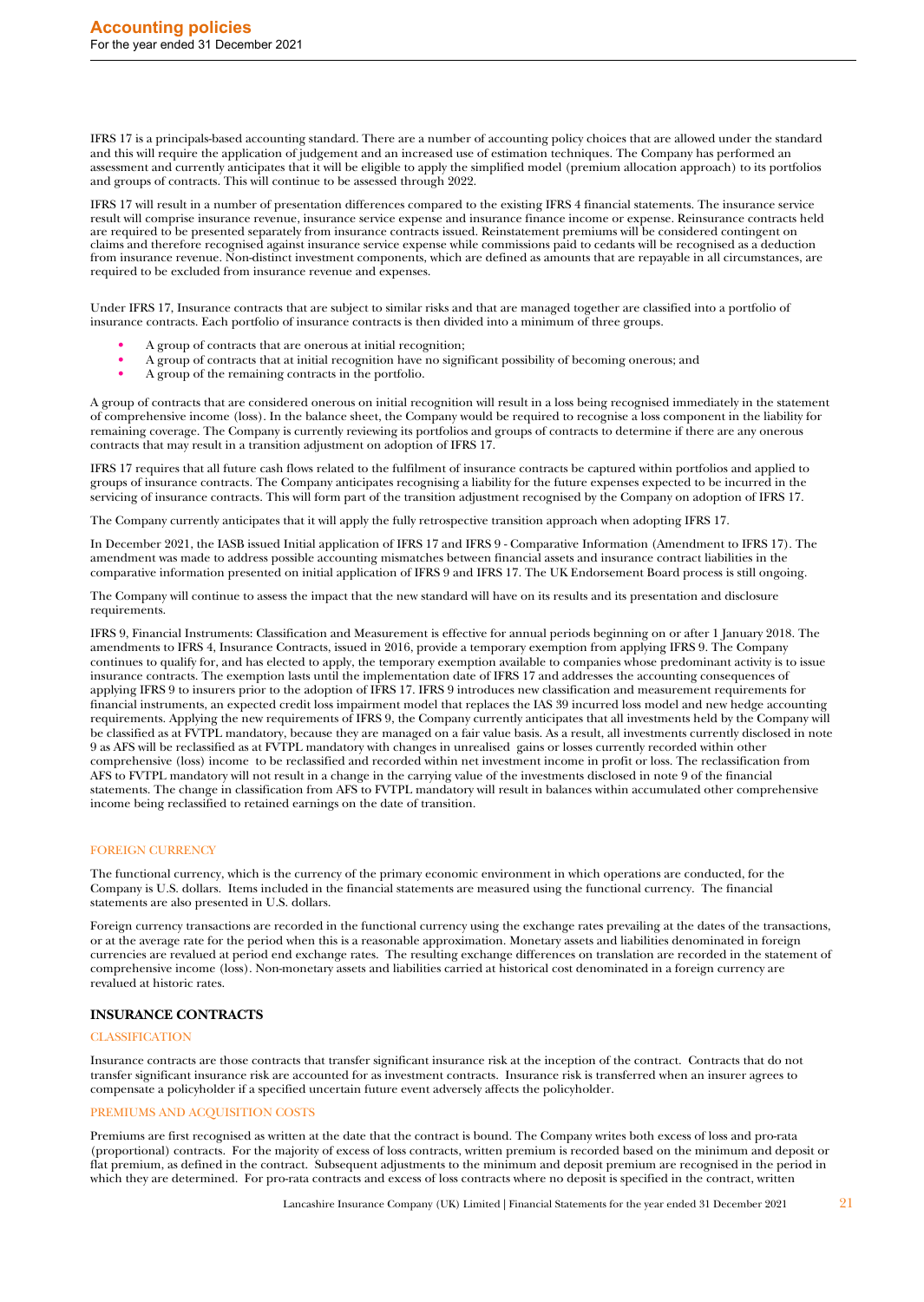IFRS 17 is a principals-based accounting standard. There are a number of accounting policy choices that are allowed under the standard and this will require the application of judgement and an increased use of estimation techniques. The Company has performed an assessment and currently anticipates that it will be eligible to apply the simplified model (premium allocation approach) to its portfolios and groups of contracts. This will continue to be assessed through 2022.

IFRS 17 will result in a number of presentation differences compared to the existing IFRS 4 financial statements. The insurance service result will comprise insurance revenue, insurance service expense and insurance finance income or expense. Reinsurance contracts held are required to be presented separately from insurance contracts issued. Reinstatement premiums will be considered contingent on claims and therefore recognised against insurance service expense while commissions paid to cedants will be recognised as a deduction from insurance revenue. Non-distinct investment components, which are defined as amounts that are repayable in all circumstances, are required to be excluded from insurance revenue and expenses.

Under IFRS 17, Insurance contracts that are subject to similar risks and that are managed together are classified into a portfolio of insurance contracts. Each portfolio of insurance contracts is then divided into a minimum of three groups.

- A group of contracts that are onerous at initial recognition;
- A group of contracts that at initial recognition have no significant possibility of becoming onerous; and
- A group of the remaining contracts in the portfolio.

A group of contracts that are considered onerous on initial recognition will result in a loss being recognised immediately in the statement of comprehensive income (loss). In the balance sheet, the Company would be required to recognise a loss component in the liability for remaining coverage. The Company is currently reviewing its portfolios and groups of contracts to determine if there are any onerous contracts that may result in a transition adjustment on adoption of IFRS 17.

IFRS 17 requires that all future cash flows related to the fulfilment of insurance contracts be captured within portfolios and applied to groups of insurance contracts. The Company anticipates recognising a liability for the future expenses expected to be incurred in the servicing of insurance contracts. This will form part of the transition adjustment recognised by the Company on adoption of IFRS 17.

The Company currently anticipates that it will apply the fully retrospective transition approach when adopting IFRS 17.

In December 2021, the IASB issued Initial application of IFRS 17 and IFRS 9 - Comparative Information (Amendment to IFRS 17). The amendment was made to address possible accounting mismatches between financial assets and insurance contract liabilities in the comparative information presented on initial application of IFRS 9 and IFRS 17. The UK Endorsement Board process is still ongoing.

The Company will continue to assess the impact that the new standard will have on its results and its presentation and disclosure requirements.

IFRS 9, Financial Instruments: Classification and Measurement is effective for annual periods beginning on or after 1 January 2018. The amendments to IFRS 4, Insurance Contracts, issued in 2016, provide a temporary exemption from applying IFRS 9. The Company continues to qualify for, and has elected to apply, the temporary exemption available to companies whose predominant activity is to issue insurance contracts. The exemption lasts until the implementation date of IFRS 17 and addresses the accounting consequences of applying IFRS 9 to insurers prior to the adoption of IFRS 17. IFRS 9 introduces new classification and measurement requirements for financial instruments, an expected credit loss impairment model that replaces the IAS 39 incurred loss model and new hedge accounting requirements. Applying the new requirements of IFRS 9, the Company currently anticipates that all investments held by the Company will be classified as at FVTPL mandatory, because they are managed on a fair value basis. As a result, all investments currently disclosed in note 9 as AFS will be reclassified as at FVTPL mandatory with changes in unrealised gains or losses currently recorded within other comprehensive (loss) income to be reclassified and recorded within net investment income in profit or loss. The reclassification from AFS to FVTPL mandatory will not result in a change in the carrying value of the investments disclosed in note 9 of the financial statements. The change in classification from AFS to FVTPL mandatory will result in balances within accumulated other comprehensive income being reclassified to retained earnings on the date of transition.

### FOREIGN CURRENCY

The functional currency, which is the currency of the primary economic environment in which operations are conducted, for the Company is U.S. dollars. Items included in the financial statements are measured using the functional currency. The financial statements are also presented in U.S. dollars.

Foreign currency transactions are recorded in the functional currency using the exchange rates prevailing at the dates of the transactions, or at the average rate for the period when this is a reasonable approximation. Monetary assets and liabilities denominated in foreign currencies are revalued at period end exchange rates. The resulting exchange differences on translation are recorded in the statement of comprehensive income (loss). Non-monetary assets and liabilities carried at historical cost denominated in a foreign currency are revalued at historic rates.

## INSURANCE CONTRACTS

### CLASSIFICATION

Insurance contracts are those contracts that transfer significant insurance risk at the inception of the contract. Contracts that do not transfer significant insurance risk are accounted for as investment contracts. Insurance risk is transferred when an insurer agrees to compensate a policyholder if a specified uncertain future event adversely affects the policyholder.

### PREMIUMS AND ACQUISITION COSTS

Premiums are first recognised as written at the date that the contract is bound. The Company writes both excess of loss and pro-rata (proportional) contracts. For the majority of excess of loss contracts, written premium is recorded based on the minimum and deposit or flat premium, as defined in the contract. Subsequent adjustments to the minimum and deposit premium are recognised in the period in which they are determined. For pro-rata contracts and excess of loss contracts where no deposit is specified in the contract, written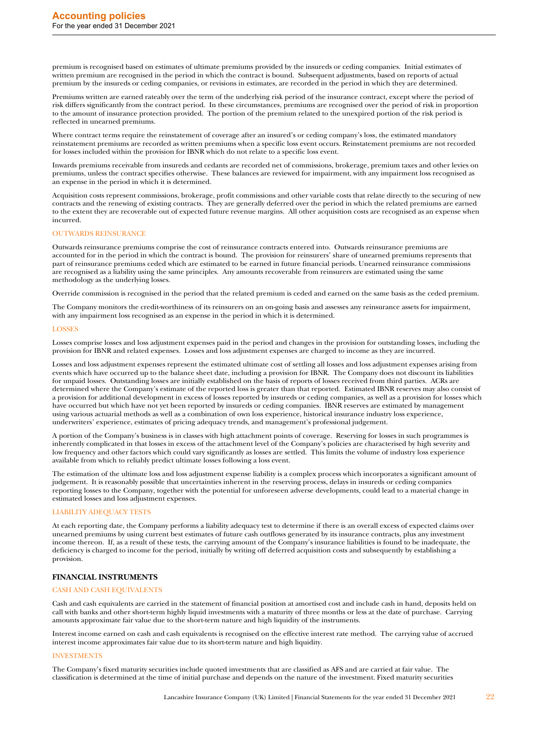premium is recognised based on estimates of ultimate premiums provided by the insureds or ceding companies. Initial estimates of written premium are recognised in the period in which the contract is bound. Subsequent adjustments, based on reports of actual premium by the insureds or ceding companies, or revisions in estimates, are recorded in the period in which they are determined.

Premiums written are earned rateably over the term of the underlying risk period of the insurance contract, except where the period of risk differs significantly from the contract period. In these circumstances, premiums are recognised over the period of risk in proportion to the amount of insurance protection provided. The portion of the premium related to the unexpired portion of the risk period is reflected in unearned premiums.

Where contract terms require the reinstatement of coverage after an insured's or ceding company's loss, the estimated mandatory reinstatement premiums are recorded as written premiums when a specific loss event occurs. Reinstatement premiums are not recorded for losses included within the provision for IBNR which do not relate to a specific loss event.

Inwards premiums receivable from insureds and cedants are recorded net of commissions, brokerage, premium taxes and other levies on premiums, unless the contract specifies otherwise. These balances are reviewed for impairment, with any impairment loss recognised as an expense in the period in which it is determined.

Acquisition costs represent commissions, brokerage, profit commissions and other variable costs that relate directly to the securing of new contracts and the renewing of existing contracts. They are generally deferred over the period in which the related premiums are earned to the extent they are recoverable out of expected future revenue margins. All other acquisition costs are recognised as an expense when incurred.

### OUTWARDS REINSURANCE

Outwards reinsurance premiums comprise the cost of reinsurance contracts entered into. Outwards reinsurance premiums are accounted for in the period in which the contract is bound. The provision for reinsurers' share of unearned premiums represents that part of reinsurance premiums ceded which are estimated to be earned in future financial periods. Unearned reinsurance commissions are recognised as a liability using the same principles. Any amounts recoverable from reinsurers are estimated using the same methodology as the underlying losses.

Override commission is recognised in the period that the related premium is ceded and earned on the same basis as the ceded premium.

The Company monitors the credit-worthiness of its reinsurers on an on-going basis and assesses any reinsurance assets for impairment, with any impairment loss recognised as an expense in the period in which it is determined.

### LOSSES

Losses comprise losses and loss adjustment expenses paid in the period and changes in the provision for outstanding losses, including the provision for IBNR and related expenses. Losses and loss adjustment expenses are charged to income as they are incurred.

Losses and loss adjustment expenses represent the estimated ultimate cost of settling all losses and loss adjustment expenses arising from events which have occurred up to the balance sheet date, including a provision for IBNR. The Company does not discount its liabilities for unpaid losses. Outstanding losses are initially established on the basis of reports of losses received from third parties. ACRs are determined where the Company's estimate of the reported loss is greater than that reported. Estimated IBNR reserves may also consist of a provision for additional development in excess of losses reported by insureds or ceding companies, as well as a provision for losses which have occurred but which have not yet been reported by insureds or ceding companies. IBNR reserves are estimated by management using various actuarial methods as well as a combination of own loss experience, historical insurance industry loss experience, underwriters' experience, estimates of pricing adequacy trends, and management's professional judgement.

A portion of the Company's business is in classes with high attachment points of coverage. Reserving for losses in such programmes is inherently complicated in that losses in excess of the attachment level of the Company's policies are characterised by high severity and low frequency and other factors which could vary significantly as losses are settled. This limits the volume of industry loss experience available from which to reliably predict ultimate losses following a loss event.

The estimation of the ultimate loss and loss adjustment expense liability is a complex process which incorporates a significant amount of judgement. It is reasonably possible that uncertainties inherent in the reserving process, delays in insureds or ceding companies reporting losses to the Company, together with the potential for unforeseen adverse developments, could lead to a material change in estimated losses and loss adjustment expenses.

### LIABILITY ADEQUACY TESTS

At each reporting date, the Company performs a liability adequacy test to determine if there is an overall excess of expected claims over unearned premiums by using current best estimates of future cash outflows generated by its insurance contracts, plus any investment income thereon. If, as a result of these tests, the carrying amount of the Company's insurance liabilities is found to be inadequate, the deficiency is charged to income for the period, initially by writing off deferred acquisition costs and subsequently by establishing a provision.

## FINANCIAL INSTRUMENTS

### CASH AND CASH EQUIVALENTS

Cash and cash equivalents are carried in the statement of financial position at amortised cost and include cash in hand, deposits held on call with banks and other short-term highly liquid investments with a maturity of three months or less at the date of purchase. Carrying amounts approximate fair value due to the short-term nature and high liquidity of the instruments.

Interest income earned on cash and cash equivalents is recognised on the effective interest rate method. The carrying value of accrued interest income approximates fair value due to its short-term nature and high liquidity.

### INVESTMENTS

The Company's fixed maturity securities include quoted investments that are classified as AFS and are carried at fair value. The classification is determined at the time of initial purchase and depends on the nature of the investment. Fixed maturity securities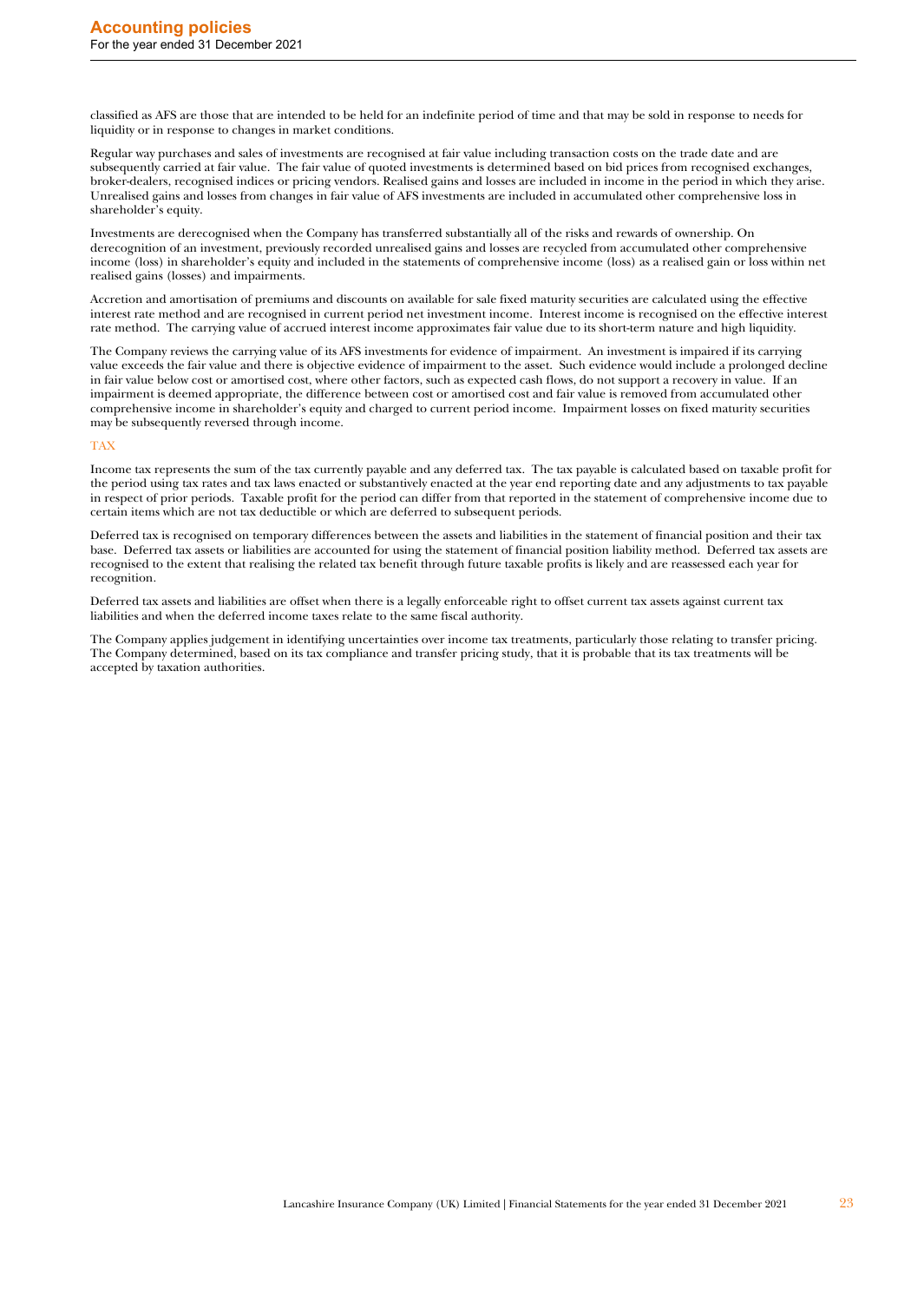classified as AFS are those that are intended to be held for an indefinite period of time and that may be sold in response to needs for liquidity or in response to changes in market conditions.

Regular way purchases and sales of investments are recognised at fair value including transaction costs on the trade date and are subsequently carried at fair value. The fair value of quoted investments is determined based on bid prices from recognised exchanges, broker-dealers, recognised indices or pricing vendors. Realised gains and losses are included in income in the period in which they arise. Unrealised gains and losses from changes in fair value of AFS investments are included in accumulated other comprehensive loss in shareholder's equity.

Investments are derecognised when the Company has transferred substantially all of the risks and rewards of ownership. On derecognition of an investment, previously recorded unrealised gains and losses are recycled from accumulated other comprehensive income (loss) in shareholder's equity and included in the statements of comprehensive income (loss) as a realised gain or loss within net realised gains (losses) and impairments.

Accretion and amortisation of premiums and discounts on available for sale fixed maturity securities are calculated using the effective interest rate method and are recognised in current period net investment income. Interest income is recognised on the effective interest rate method. The carrying value of accrued interest income approximates fair value due to its short-term nature and high liquidity.

The Company reviews the carrying value of its AFS investments for evidence of impairment. An investment is impaired if its carrying value exceeds the fair value and there is objective evidence of impairment to the asset. Such evidence would include a prolonged decline in fair value below cost or amortised cost, where other factors, such as expected cash flows, do not support a recovery in value. If an impairment is deemed appropriate, the difference between cost or amortised cost and fair value is removed from accumulated other comprehensive income in shareholder's equity and charged to current period income. Impairment losses on fixed maturity securities may be subsequently reversed through income.

### TAX

Income tax represents the sum of the tax currently payable and any deferred tax. The tax payable is calculated based on taxable profit for the period using tax rates and tax laws enacted or substantively enacted at the year end reporting date and any adjustments to tax payable in respect of prior periods. Taxable profit for the period can differ from that reported in the statement of comprehensive income due to certain items which are not tax deductible or which are deferred to subsequent periods.

Deferred tax is recognised on temporary differences between the assets and liabilities in the statement of financial position and their tax base. Deferred tax assets or liabilities are accounted for using the statement of financial position liability method. Deferred tax assets are recognised to the extent that realising the related tax benefit through future taxable profits is likely and are reassessed each year for recognition.

Deferred tax assets and liabilities are offset when there is a legally enforceable right to offset current tax assets against current tax liabilities and when the deferred income taxes relate to the same fiscal authority.

The Company applies judgement in identifying uncertainties over income tax treatments, particularly those relating to transfer pricing. The Company determined, based on its tax compliance and transfer pricing study, that it is probable that its tax treatments will be accepted by taxation authorities.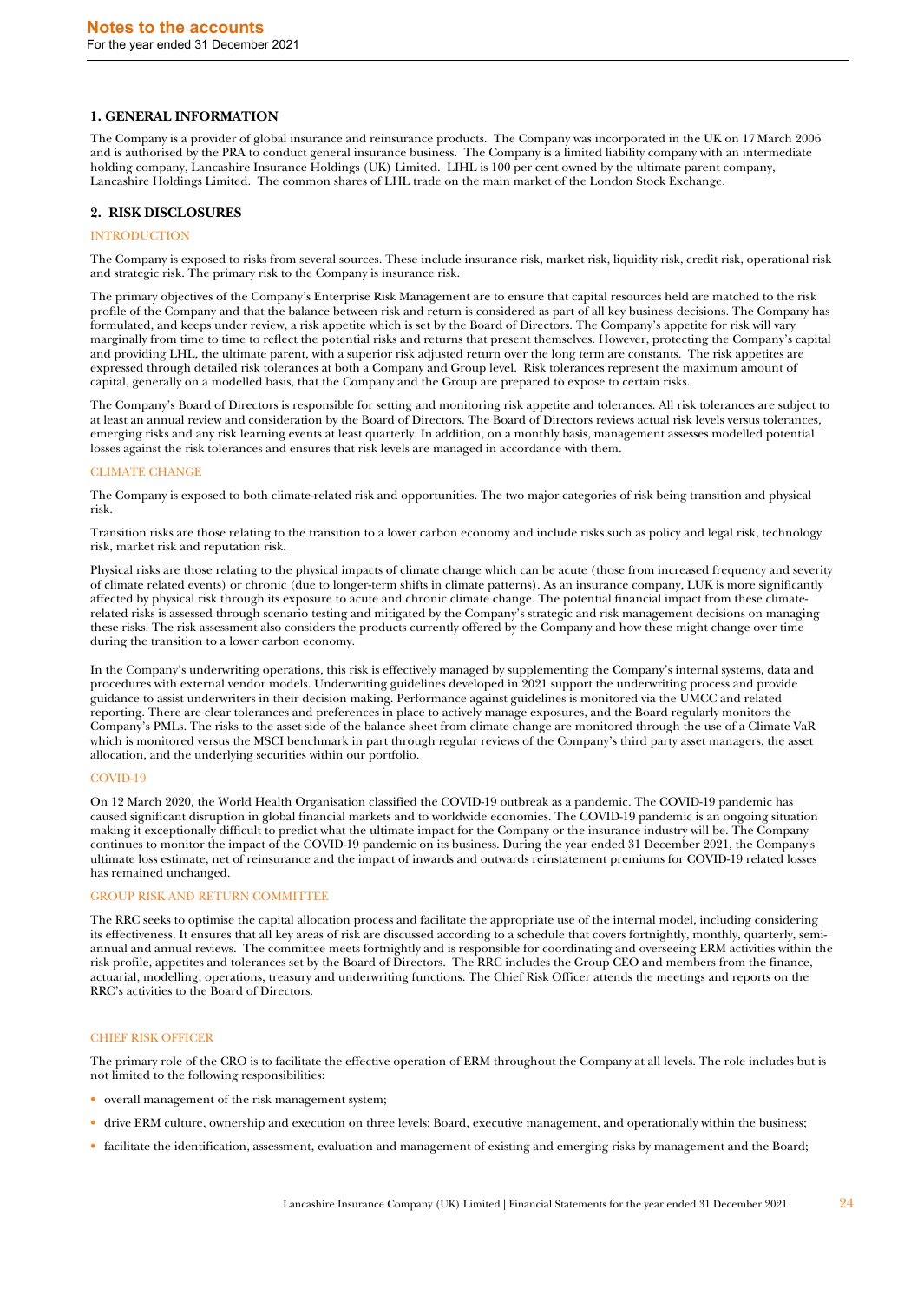## 1. GENERAL INFORMATION

The Company is a provider of global insurance and reinsurance products. The Company was incorporated in the UK on 17 March 2006 and is authorised by the PRA to conduct general insurance business. The Company is a limited liability company with an intermediate holding company, Lancashire Insurance Holdings (UK) Limited. LIHL is 100 per cent owned by the ultimate parent company, Lancashire Holdings Limited. The common shares of LHL trade on the main market of the London Stock Exchange.

## 2. RISK DISCLOSURES

### INTRODUCTION

The Company is exposed to risks from several sources. These include insurance risk, market risk, liquidity risk, credit risk, operational risk and strategic risk. The primary risk to the Company is insurance risk.

The primary objectives of the Company's Enterprise Risk Management are to ensure that capital resources held are matched to the risk profile of the Company and that the balance between risk and return is considered as part of all key business decisions. The Company has formulated, and keeps under review, a risk appetite which is set by the Board of Directors. The Company's appetite for risk will vary marginally from time to time to reflect the potential risks and returns that present themselves. However, protecting the Company's capital and providing LHL, the ultimate parent, with a superior risk adjusted return over the long term are constants. The risk appetites are expressed through detailed risk tolerances at both a Company and Group level. Risk tolerances represent the maximum amount of capital, generally on a modelled basis, that the Company and the Group are prepared to expose to certain risks.

The Company's Board of Directors is responsible for setting and monitoring risk appetite and tolerances. All risk tolerances are subject to at least an annual review and consideration by the Board of Directors. The Board of Directors reviews actual risk levels versus tolerances, emerging risks and any risk learning events at least quarterly. In addition, on a monthly basis, management assesses modelled potential losses against the risk tolerances and ensures that risk levels are managed in accordance with them.

### CLIMATE CHANGE

The Company is exposed to both climate-related risk and opportunities. The two major categories of risk being transition and physical risk.

Transition risks are those relating to the transition to a lower carbon economy and include risks such as policy and legal risk, technology risk, market risk and reputation risk.

Physical risks are those relating to the physical impacts of climate change which can be acute (those from increased frequency and severity of climate related events) or chronic (due to longer-term shifts in climate patterns). As an insurance company, LUK is more significantly affected by physical risk through its exposure to acute and chronic climate change. The potential financial impact from these climate-related risks is assessed through scenario testing and mitigated by the Company's strategic and risk management decisions on managing these risks. The risk assessment also considers the products currently offered by the Company and how these might change over time during the transition to a lower carbon economy.

In the Company's underwriting operations, this risk is effectively managed by supplementing the Company's internal systems, data and procedures with external vendor models. Underwriting guidelines developed in 2021 support the underwriting process and provide guidance to assist underwriters in their decision making. Performance against guidelines is monitored via the UMCC and related reporting. There are clear tolerances and preferences in place to actively manage exposures, and the Board regularly monitors the Company's PMLs. The risks to the asset side of the balance sheet from climate change are monitored through the use of a Climate VaR which is monitored versus the MSCI benchmark in part through regular reviews of the Company's third party asset managers, the asset allocation, and the underlying securities within our portfolio.

### COVID-19

On 12 March 2020, the World Health Organisation classified the COVID-19 outbreak as a pandemic. The COVID-19 pandemic has caused significant disruption in global financial markets and to worldwide economies. The COVID-19 pandemic is an ongoing situation making it exceptionally difficult to predict what the ultimate impact for the Company or the insurance industry will be. The Company continues to monitor the impact of the COVID-19 pandemic on its business. During the year ended 31 December 2021, the Company's ultimate loss estimate, net of reinsurance and the impact of inwards and outwards reinstatement premiums for COVID-19 related losses has remained unchanged.

### GROUP RISK AND RETURN COMMITTEE

The RRC seeks to optimise the capital allocation process and facilitate the appropriate use of the internal model, including considering its effectiveness. It ensures that all key areas of risk are discussed according to a schedule that covers fortnightly, monthly, quarterly, semi-annual and annual reviews. The committee meets fortnightly and is responsible for coordinating and overseeing ERM activities within the risk profile, appetites and tolerances set by the Board of Directors. The RRC includes the Group CEO and members from the finance, actuarial, modelling, operations, treasury and underwriting functions. The Chief Risk Officer attends the meetings and reports on the RRC's activities to the Board of Directors.

### CHIEF RISK OFFICER

The primary role of the CRO is to facilitate the effective operation of ERM throughout the Company at all levels. The role includes but is not limited to the following responsibilities:

- overall management of the risk management system;
- drive ERM culture, ownership and execution on three levels: Board, executive management, and operationally within the business;
- facilitate the identification, assessment, evaluation and management of existing and emerging risks by management and the Board;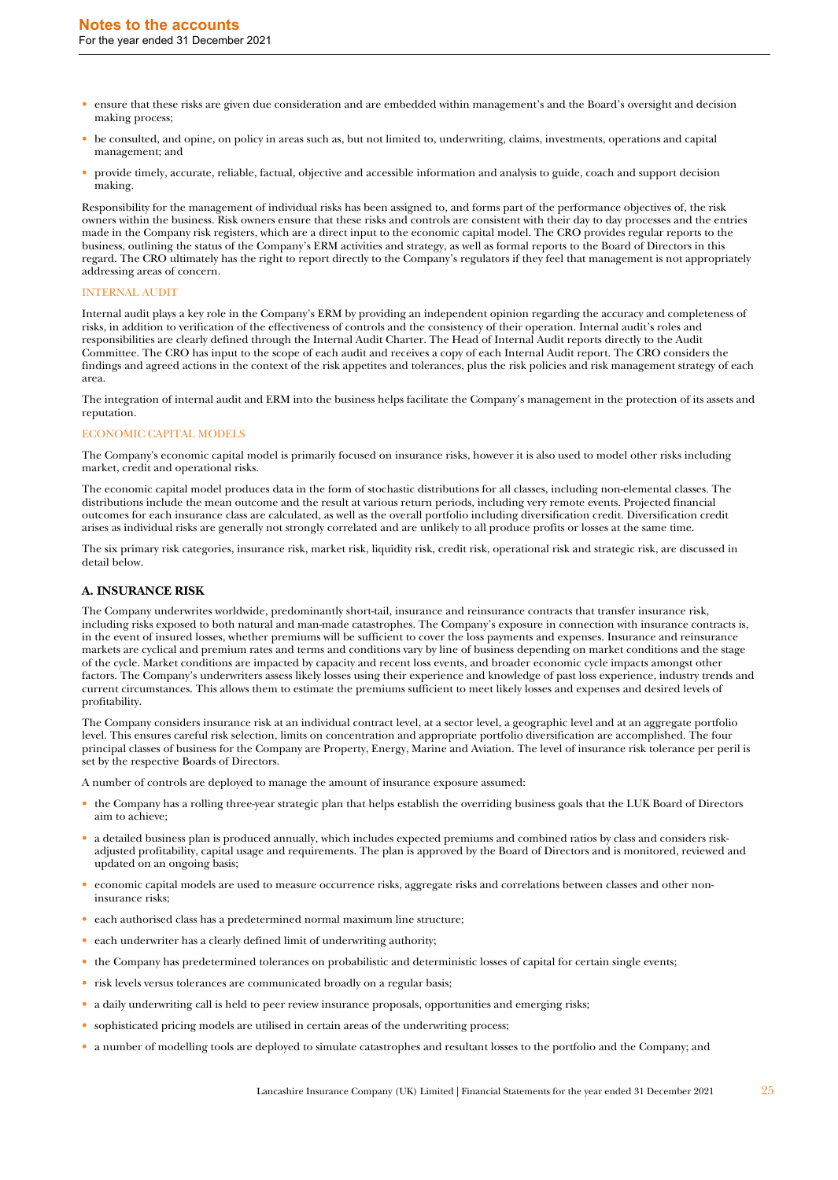- ensure that these risks are given due consideration and are embedded within management's and the Board's oversight and decision making process;
- be consulted, and opine, on policy in areas such as, but not limited to, underwriting, claims, investments, operations and capital management; and
- provide timely, accurate, reliable, factual, objective and accessible information and analysis to guide, coach and support decision making.

Responsibility for the management of individual risks has been assigned to, and forms part of the performance objectives of, the risk owners within the business. Risk owners ensure that these risks and controls are consistent with their day to day processes and the entries made in the Company risk registers, which are a direct input to the economic capital model. The CRO provides regular reports to the business, outlining the status of the Company's ERM activities and strategy, as well as formal reports to the Board of Directors in this regard. The CRO ultimately has the right to report directly to the Company's regulators if they feel that management is not appropriately addressing areas of concern.

### INTERNAL AUDIT

Internal audit plays a key role in the Company's ERM by providing an independent opinion regarding the accuracy and completeness of risks, in addition to verification of the effectiveness of controls and the consistency of their operation. Internal audit's roles and responsibilities are clearly defined through the Internal Audit Charter. The Head of Internal Audit reports directly to the Audit Committee. The CRO has input to the scope of each audit and receives a copy of each Internal Audit report. The CRO considers the findings and agreed actions in the context of the risk appetites and tolerances, plus the risk policies and risk management strategy of each area.

The integration of internal audit and ERM into the business helps facilitate the Company's management in the protection of its assets and reputation.

### ECONOMIC CAPITAL MODELS

The Company's economic capital model is primarily focused on insurance risks, however it is also used to model other risks including market, credit and operational risks.

The economic capital model produces data in the form of stochastic distributions for all classes, including non-elemental classes. The distributions include the mean outcome and the result at various return periods, including very remote events. Projected financial outcomes for each insurance class are calculated, as well as the overall portfolio including diversification credit. Diversification credit arises as individual risks are generally not strongly correlated and are unlikely to all produce profits or losses at the same time.

The six primary risk categories, insurance risk, market risk, liquidity risk, credit risk, operational risk and strategic risk, are discussed in detail below.

## A. INSURANCE RISK

The Company underwrites worldwide, predominantly short-tail, insurance and reinsurance contracts that transfer insurance risk, including risks exposed to both natural and man-made catastrophes. The Company's exposure in connection with insurance contracts is, in the event of insured losses, whether premiums will be sufficient to cover the loss payments and expenses. Insurance and reinsurance markets are cyclical and premium rates and terms and conditions vary by line of business depending on market conditions and the stage of the cycle. Market conditions are impacted by capacity and recent loss events, and broader economic cycle impacts amongst other factors. The Company's underwriters assess likely losses using their experience and knowledge of past loss experience, industry trends and current circumstances. This allows them to estimate the premiums sufficient to meet likely losses and expenses and desired levels of profitability.

The Company considers insurance risk at an individual contract level, at a sector level, a geographic level and at an aggregate portfolio level. This ensures careful risk selection, limits on concentration and appropriate portfolio diversification are accomplished. The four principal classes of business for the Company are Property, Energy, Marine and Aviation. The level of insurance risk tolerance per peril is set by the respective Boards of Directors.

A number of controls are deployed to manage the amount of insurance exposure assumed:

- the Company has a rolling three-year strategic plan that helps establish the overriding business goals that the LUK Board of Directors aim to achieve;
- a detailed business plan is produced annually, which includes expected premiums and combined ratios by class and considers risk-adjusted profitability, capital usage and requirements. The plan is approved by the Board of Directors and is monitored, reviewed and updated on an ongoing basis;
- economic capital models are used to measure occurrence risks, aggregate risks and correlations between classes and other non-insurance risks;
- each authorised class has a predetermined normal maximum line structure;
- each underwriter has a clearly defined limit of underwriting authority;
- the Company has predetermined tolerances on probabilistic and deterministic losses of capital for certain single events;
- risk levels versus tolerances are communicated broadly on a regular basis;
- a daily underwriting call is held to peer review insurance proposals, opportunities and emerging risks;
- sophisticated pricing models are utilised in certain areas of the underwriting process;
- a number of modelling tools are deployed to simulate catastrophes and resultant losses to the portfolio and the Company; and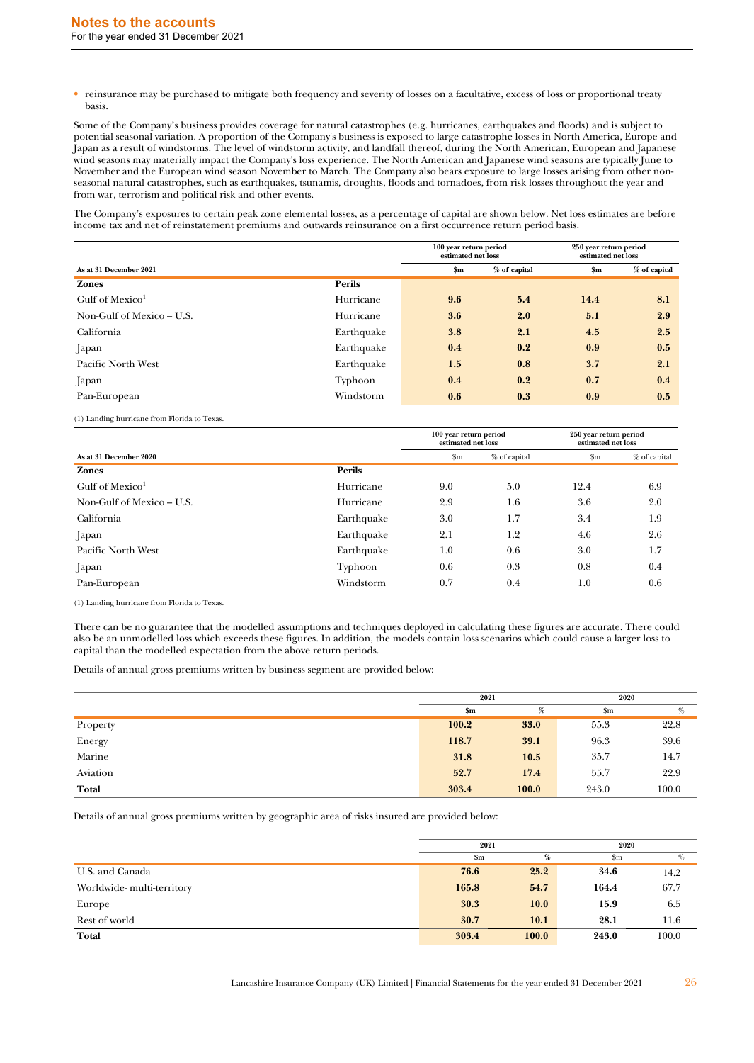- reinsurance may be purchased to mitigate both frequency and severity of losses on a facultative, excess of loss or proportional treaty basis.

Some of the Company's business provides coverage for natural catastrophes (e.g. hurricanes, earthquakes and floods) and is subject to potential seasonal variation. A proportion of the Company's business is exposed to large catastrophe losses in North America, Europe and Japan as a result of windstorms. The level of windstorm activity, and landfall thereof, during the North American, European and Japanese wind seasons may materially impact the Company's loss experience. The North American and Japanese wind seasons are typically June to November and the European wind season November to March. The Company also bears exposure to large losses arising from other non-seasonal natural catastrophes, such as earthquakes, tsunamis, droughts, floods and tornadoes, from risk losses throughout the year and from war, terrorism and political risk and other events.

The Company's exposures to certain peak zone elemental losses, as a percentage of capital are shown below. Net loss estimates are before income tax and net of reinstatement premiums and outwards reinsurance on a first occurrence return period basis.

| As at 31 December 2021 | | 100 year return period estimated net loss | | 250 year return period estimated net loss | |
|---|---|---|---|---|---|
| | | **$m** | **% of capital** | **$m** | **% of capital** |
| **Zones** | **Perils** | | | | |
| Gulf of Mexico[1] | Hurricane | **9.6** | **5.4** | **14.4** | **8.1** |
| Non-Gulf of Mexico – U.S. | Hurricane | **3.6** | **2.0** | **5.1** | **2.9** |
| California | Earthquake | **3.8** | **2.1** | **4.5** | **2.5** |
| Japan | Earthquake | **0.4** | **0.2** | **0.9** | **0.5** |
| Pacific North West | Earthquake | **1.5** | **0.8** | **3.7** | **2.1** |
| Japan | Typhoon | **0.4** | **0.2** | **0.7** | **0.4** |
| Pan-European | Windstorm | **0.6** | **0.3** | **0.9** | **0.5** |

(1) Landing hurricane from Florida to Texas.

| As at 31 December 2020 | | 100 year return period estimated net loss | | 250 year return period estimated net loss | |
|---|---|---|---|---|---|
| | | $m | % of capital | $m | % of capital |
| **Zones** | **Perils** | | | | |
| Gulf of Mexico[1] | Hurricane | 9.0 | 5.0 | 12.4 | 6.9 |
| Non-Gulf of Mexico – U.S. | Hurricane | 2.9 | 1.6 | 3.6 | 2.0 |
| California | Earthquake | 3.0 | 1.7 | 3.4 | 1.9 |
| Japan | Earthquake | 2.1 | 1.2 | 4.6 | 2.6 |
| Pacific North West | Earthquake | 1.0 | 0.6 | 3.0 | 1.7 |
| Japan | Typhoon | 0.6 | 0.3 | 0.8 | 0.4 |
| Pan-European | Windstorm | 0.7 | 0.4 | 1.0 | 0.6 |

(1) Landing hurricane from Florida to Texas.

There can be no guarantee that the modelled assumptions and techniques deployed in calculating these figures are accurate. There could also be an unmodelled loss which exceeds these figures. In addition, the models contain loss scenarios which could cause a larger loss to capital than the modelled expectation from the above return periods.

Details of annual gross premiums written by business segment are provided below:

| | 2021 | | 2020 | |
|---|---|---|---|---|
| | **$m** | **%** | $m | % |
| Property | **100.2** | **33.0** | 55.3 | 22.8 |
| Energy | **118.7** | **39.1** | 96.3 | 39.6 |
| Marine | **31.8** | **10.5** | 35.7 | 14.7 |
| Aviation | **52.7** | **17.4** | 55.7 | 22.9 |
| **Total** | **303.4** | **100.0** | 243.0 | 100.0 |

Details of annual gross premiums written by geographic area of risks insured are provided below:

| | 2021 | | 2020 | |
|---|---|---|---|---|
| | **$m** | **%** | $m | % |
| U.S. and Canada | **76.6** | **25.2** | 34.6 | 14.2 |
| Worldwide- multi-territory | **165.8** | **54.7** | 164.4 | 67.7 |
| Europe | **30.3** | **10.0** | 15.9 | 6.5 |
| Rest of world | **30.7** | **10.1** | 28.1 | 11.6 |
| **Total** | **303.4** | **100.0** | **243.0** | 100.0 |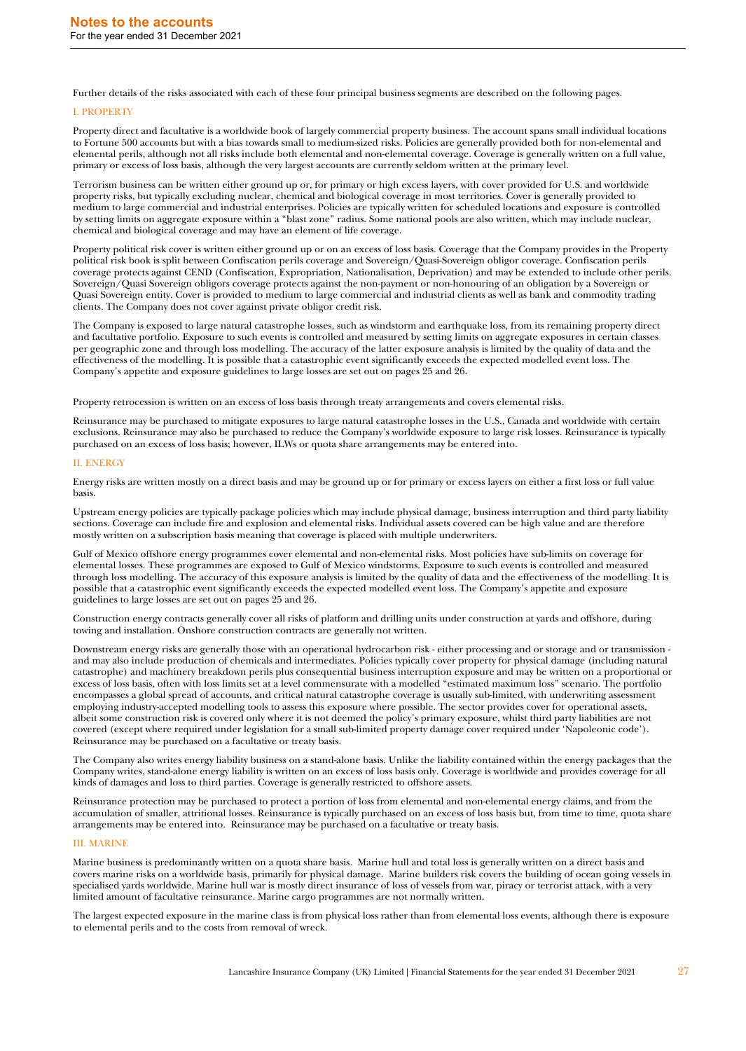Further details of the risks associated with each of these four principal business segments are described on the following pages.

### I. PROPERTY

Property direct and facultative is a worldwide book of largely commercial property business. The account spans small individual locations to Fortune 500 accounts but with a bias towards small to medium-sized risks. Policies are generally provided both for non-elemental and elemental perils, although not all risks include both elemental and non-elemental coverage. Coverage is generally written on a full value, primary or excess of loss basis, although the very largest accounts are currently seldom written at the primary level.

Terrorism business can be written either ground up or, for primary or high excess layers, with cover provided for U.S. and worldwide property risks, but typically excluding nuclear, chemical and biological coverage in most territories. Cover is generally provided to medium to large commercial and industrial enterprises. Policies are typically written for scheduled locations and exposure is controlled by setting limits on aggregate exposure within a "blast zone" radius. Some national pools are also written, which may include nuclear, chemical and biological coverage and may have an element of life coverage.

Property political risk cover is written either ground up or on an excess of loss basis. Coverage that the Company provides in the Property political risk book is split between Confiscation perils coverage and Sovereign/Quasi-Sovereign obligor coverage. Confiscation perils coverage protects against CEND (Confiscation, Expropriation, Nationalisation, Deprivation) and may be extended to include other perils. Sovereign/Quasi Sovereign obligors coverage protects against the non-payment or non-honouring of an obligation by a Sovereign or Quasi Sovereign entity. Cover is provided to medium to large commercial and industrial clients as well as bank and commodity trading clients. The Company does not cover against private obligor credit risk.

The Company is exposed to large natural catastrophe losses, such as windstorm and earthquake loss, from its remaining property direct and facultative portfolio. Exposure to such events is controlled and measured by setting limits on aggregate exposures in certain classes per geographic zone and through loss modelling. The accuracy of the latter exposure analysis is limited by the quality of data and the effectiveness of the modelling. It is possible that a catastrophic event significantly exceeds the expected modelled event loss. The Company's appetite and exposure guidelines to large losses are set out on pages 25 and 26.

Property retrocession is written on an excess of loss basis through treaty arrangements and covers elemental risks.

Reinsurance may be purchased to mitigate exposures to large natural catastrophe losses in the U.S., Canada and worldwide with certain exclusions. Reinsurance may also be purchased to reduce the Company's worldwide exposure to large risk losses. Reinsurance is typically purchased on an excess of loss basis; however, ILWs or quota share arrangements may be entered into.

### II. ENERGY

Energy risks are written mostly on a direct basis and may be ground up or for primary or excess layers on either a first loss or full value basis.

Upstream energy policies are typically package policies which may include physical damage, business interruption and third party liability sections. Coverage can include fire and explosion and elemental risks. Individual assets covered can be high value and are therefore mostly written on a subscription basis meaning that coverage is placed with multiple underwriters.

Gulf of Mexico offshore energy programmes cover elemental and non-elemental risks. Most policies have sub-limits on coverage for elemental losses. These programmes are exposed to Gulf of Mexico windstorms. Exposure to such events is controlled and measured through loss modelling. The accuracy of this exposure analysis is limited by the quality of data and the effectiveness of the modelling. It is possible that a catastrophic event significantly exceeds the expected modelled event loss. The Company's appetite and exposure guidelines to large losses are set out on pages 25 and 26.

Construction energy contracts generally cover all risks of platform and drilling units under construction at yards and offshore, during towing and installation. Onshore construction contracts are generally not written.

Downstream energy risks are generally those with an operational hydrocarbon risk - either processing and or storage and or transmission - and may also include production of chemicals and intermediates. Policies typically cover property for physical damage (including natural catastrophe) and machinery breakdown perils plus consequential business interruption exposure and may be written on a proportional or excess of loss basis, often with loss limits set at a level commensurate with a modelled "estimated maximum loss" scenario. The portfolio encompasses a global spread of accounts, and critical natural catastrophe coverage is usually sub-limited, with underwriting assessment employing industry-accepted modelling tools to assess this exposure where possible. The sector provides cover for operational assets, albeit some construction risk is covered only where it is not deemed the policy's primary exposure, whilst third party liabilities are not covered (except where required under legislation for a small sub-limited property damage cover required under 'Napoleonic code'). Reinsurance may be purchased on a facultative or treaty basis.

The Company also writes energy liability business on a stand-alone basis. Unlike the liability contained within the energy packages that the Company writes, stand-alone energy liability is written on an excess of loss basis only. Coverage is worldwide and provides coverage for all kinds of damages and loss to third parties. Coverage is generally restricted to offshore assets.

Reinsurance protection may be purchased to protect a portion of loss from elemental and non-elemental energy claims, and from the accumulation of smaller, attritional losses. Reinsurance is typically purchased on an excess of loss basis but, from time to time, quota share arrangements may be entered into. Reinsurance may be purchased on a facultative or treaty basis.

### III. MARINE

Marine business is predominantly written on a quota share basis. Marine hull and total loss is generally written on a direct basis and covers marine risks on a worldwide basis, primarily for physical damage. Marine builders risk covers the building of ocean going vessels in specialised yards worldwide. Marine hull war is mostly direct insurance of loss of vessels from war, piracy or terrorist attack, with a very limited amount of facultative reinsurance. Marine cargo programmes are not normally written.

The largest expected exposure in the marine class is from physical loss rather than from elemental loss events, although there is exposure to elemental perils and to the costs from removal of wreck.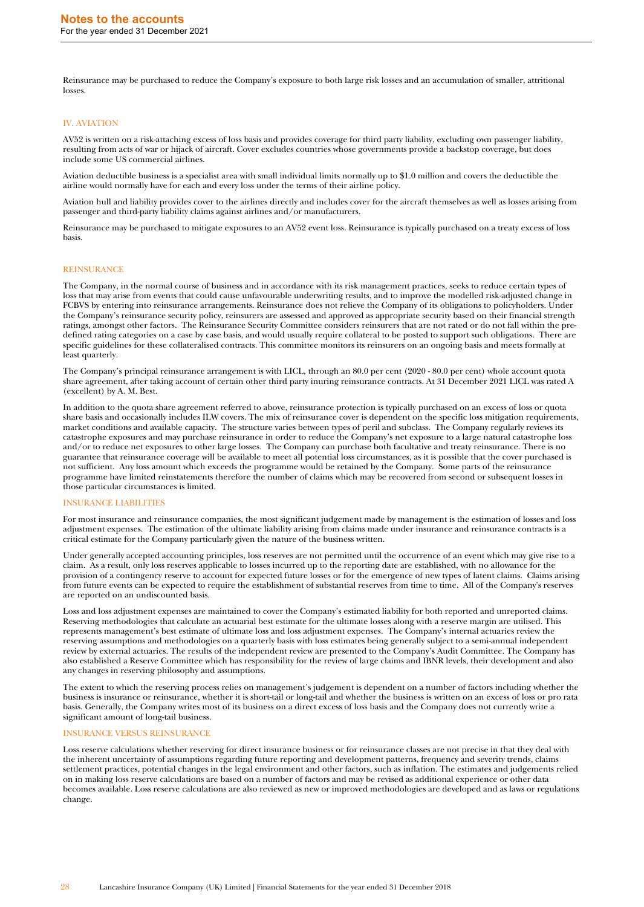Reinsurance may be purchased to reduce the Company's exposure to both large risk losses and an accumulation of smaller, attritional losses.

### IV. AVIATION

AV52 is written on a risk-attaching excess of loss basis and provides coverage for third party liability, excluding own passenger liability, resulting from acts of war or hijack of aircraft. Cover excludes countries whose governments provide a backstop coverage, but does include some US commercial airlines.

Aviation deductible business is a specialist area with small individual limits normally up to $1.0 million and covers the deductible the airline would normally have for each and every loss under the terms of their airline policy.

Aviation hull and liability provides cover to the airlines directly and includes cover for the aircraft themselves as well as losses arising from passenger and third-party liability claims against airlines and/or manufacturers.

Reinsurance may be purchased to mitigate exposures to an AV52 event loss. Reinsurance is typically purchased on a treaty excess of loss basis.

### REINSURANCE

The Company, in the normal course of business and in accordance with its risk management practices, seeks to reduce certain types of loss that may arise from events that could cause unfavourable underwriting results, and to improve the modelled risk-adjusted change in FCBVS by entering into reinsurance arrangements. Reinsurance does not relieve the Company of its obligations to policyholders. Under the Company's reinsurance security policy, reinsurers are assessed and approved as appropriate security based on their financial strength ratings, amongst other factors. The Reinsurance Security Committee considers reinsurers that are not rated or do not fall within the pre-defined rating categories on a case by case basis, and would usually require collateral to be posted to support such obligations. There are specific guidelines for these collateralised contracts. This committee monitors its reinsurers on an ongoing basis and meets formally at least quarterly.

The Company's principal reinsurance arrangement is with LICL, through an 80.0 per cent (2020 - 80.0 per cent) whole account quota share agreement, after taking account of certain other third party inuring reinsurance contracts. At 31 December 2021 LICL was rated A (excellent) by A. M. Best.

In addition to the quota share agreement referred to above, reinsurance protection is typically purchased on an excess of loss or quota share basis and occasionally includes ILW covers. The mix of reinsurance cover is dependent on the specific loss mitigation requirements, market conditions and available capacity. The structure varies between types of peril and subclass. The Company regularly reviews its catastrophe exposures and may purchase reinsurance in order to reduce the Company's net exposure to a large natural catastrophe loss and/or to reduce net exposures to other large losses. The Company can purchase both facultative and treaty reinsurance. There is no guarantee that reinsurance coverage will be available to meet all potential loss circumstances, as it is possible that the cover purchased is not sufficient. Any loss amount which exceeds the programme would be retained by the Company. Some parts of the reinsurance programme have limited reinstatements therefore the number of claims which may be recovered from second or subsequent losses in those particular circumstances is limited.

### INSURANCE LIABILITIES

For most insurance and reinsurance companies, the most significant judgement made by management is the estimation of losses and loss adjustment expenses. The estimation of the ultimate liability arising from claims made under insurance and reinsurance contracts is a critical estimate for the Company particularly given the nature of the business written.

Under generally accepted accounting principles, loss reserves are not permitted until the occurrence of an event which may give rise to a claim. As a result, only loss reserves applicable to losses incurred up to the reporting date are established, with no allowance for the provision of a contingency reserve to account for expected future losses or for the emergence of new types of latent claims. Claims arising from future events can be expected to require the establishment of substantial reserves from time to time. All of the Company's reserves are reported on an undiscounted basis.

Loss and loss adjustment expenses are maintained to cover the Company's estimated liability for both reported and unreported claims. Reserving methodologies that calculate an actuarial best estimate for the ultimate losses along with a reserve margin are utilised. This represents management's best estimate of ultimate loss and loss adjustment expenses. The Company's internal actuaries review the reserving assumptions and methodologies on a quarterly basis with loss estimates being generally subject to a semi-annual independent review by external actuaries. The results of the independent review are presented to the Company's Audit Committee. The Company has also established a Reserve Committee which has responsibility for the review of large claims and IBNR levels, their development and also any changes in reserving philosophy and assumptions.

The extent to which the reserving process relies on management's judgement is dependent on a number of factors including whether the business is insurance or reinsurance, whether it is short-tail or long-tail and whether the business is written on an excess of loss or pro rata basis. Generally, the Company writes most of its business on a direct excess of loss basis and the Company does not currently write a significant amount of long-tail business.

### INSURANCE VERSUS REINSURANCE

Loss reserve calculations whether reserving for direct insurance business or for reinsurance classes are not precise in that they deal with the inherent uncertainty of assumptions regarding future reporting and development patterns, frequency and severity trends, claims settlement practices, potential changes in the legal environment and other factors, such as inflation. The estimates and judgements relied on in making loss reserve calculations are based on a number of factors and may be revised as additional experience or other data becomes available. Loss reserve calculations are also reviewed as new or improved methodologies are developed and as laws or regulations change.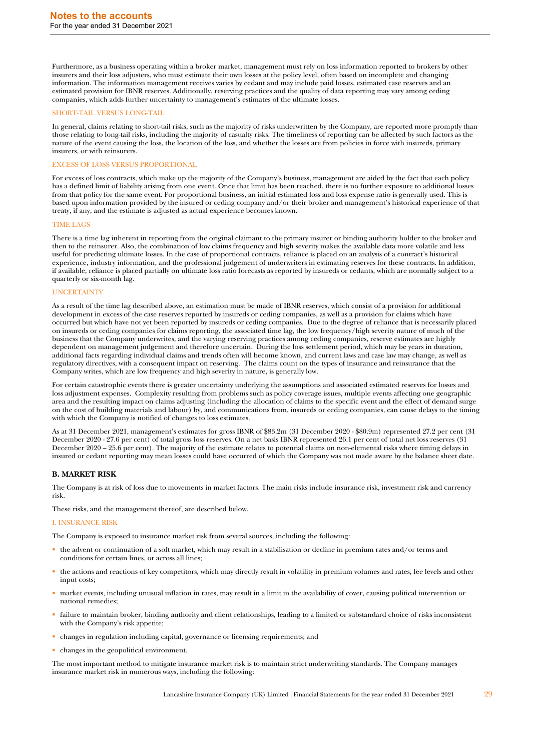Furthermore, as a business operating within a broker market, management must rely on loss information reported to brokers by other insurers and their loss adjusters, who must estimate their own losses at the policy level, often based on incomplete and changing information. The information management receives varies by cedant and may include paid losses, estimated case reserves and an estimated provision for IBNR reserves. Additionally, reserving practices and the quality of data reporting may vary among ceding companies, which adds further uncertainty to management's estimates of the ultimate losses.

#### SHORT-TAIL VERSUS LONG-TAIL

In general, claims relating to short-tail risks, such as the majority of risks underwritten by the Company, are reported more promptly than those relating to long-tail risks, including the majority of casualty risks. The timeliness of reporting can be affected by such factors as the nature of the event causing the loss, the location of the loss, and whether the losses are from policies in force with insureds, primary insurers, or with reinsurers.

#### EXCESS OF LOSS VERSUS PROPORTIONAL

For excess of loss contracts, which make up the majority of the Company's business, management are aided by the fact that each policy has a defined limit of liability arising from one event. Once that limit has been reached, there is no further exposure to additional losses from that policy for the same event. For proportional business, an initial estimated loss and loss expense ratio is generally used. This is based upon information provided by the insured or ceding company and/or their broker and management's historical experience of that treaty, if any, and the estimate is adjusted as actual experience becomes known.

#### TIME LAGS

There is a time lag inherent in reporting from the original claimant to the primary insurer or binding authority holder to the broker and then to the reinsurer. Also, the combination of low claims frequency and high severity makes the available data more volatile and less useful for predicting ultimate losses. In the case of proportional contracts, reliance is placed on an analysis of a contract's historical experience, industry information, and the professional judgement of underwriters in estimating reserves for these contracts. In addition, if available, reliance is placed partially on ultimate loss ratio forecasts as reported by insureds or cedants, which are normally subject to a quarterly or six-month lag.

#### UNCERTAINTY

As a result of the time lag described above, an estimation must be made of IBNR reserves, which consist of a provision for additional development in excess of the case reserves reported by insureds or ceding companies, as well as a provision for claims which have occurred but which have not yet been reported by insureds or ceding companies. Due to the degree of reliance that is necessarily placed on insureds or ceding companies for claims reporting, the associated time lag, the low frequency/high severity nature of much of the business that the Company underwrites, and the varying reserving practices among ceding companies, reserve estimates are highly dependent on management judgement and therefore uncertain. During the loss settlement period, which may be years in duration, additional facts regarding individual claims and trends often will become known, and current laws and case law may change, as well as regulatory directives, with a consequent impact on reserving. The claims count on the types of insurance and reinsurance that the Company writes, which are low frequency and high severity in nature, is generally low.

For certain catastrophic events there is greater uncertainty underlying the assumptions and associated estimated reserves for losses and loss adjustment expenses. Complexity resulting from problems such as policy coverage issues, multiple events affecting one geographic area and the resulting impact on claims adjusting (including the allocation of claims to the specific event and the effect of demand surge on the cost of building materials and labour) by, and communications from, insureds or ceding companies, can cause delays to the timing with which the Company is notified of changes to loss estimates.

As at 31 December 2021, management's estimates for gross IBNR of $83.2m (31 December 2020 - $80.9m) represented 27.2 per cent (31 December 2020 - 27.6 per cent) of total gross loss reserves. On a net basis IBNR represented 26.1 per cent of total net loss reserves (31 December 2020 – 25.6 per cent). The majority of the estimate relates to potential claims on non-elemental risks where timing delays in insured or cedant reporting may mean losses could have occurred of which the Company was not made aware by the balance sheet date.

### B. MARKET RISK

The Company is at risk of loss due to movements in market factors. The main risks include insurance risk, investment risk and currency risk.

These risks, and the management thereof, are described below.

#### I. INSURANCE RISK

The Company is exposed to insurance market risk from several sources, including the following:

- the advent or continuation of a soft market, which may result in a stabilisation or decline in premium rates and/or terms and conditions for certain lines, or across all lines;
- the actions and reactions of key competitors, which may directly result in volatility in premium volumes and rates, fee levels and other input costs;
- market events, including unusual inflation in rates, may result in a limit in the availability of cover, causing political intervention or national remedies;
- failure to maintain broker, binding authority and client relationships, leading to a limited or substandard choice of risks inconsistent with the Company's risk appetite;
- changes in regulation including capital, governance or licensing requirements; and
- changes in the geopolitical environment.

The most important method to mitigate insurance market risk is to maintain strict underwriting standards. The Company manages insurance market risk in numerous ways, including the following: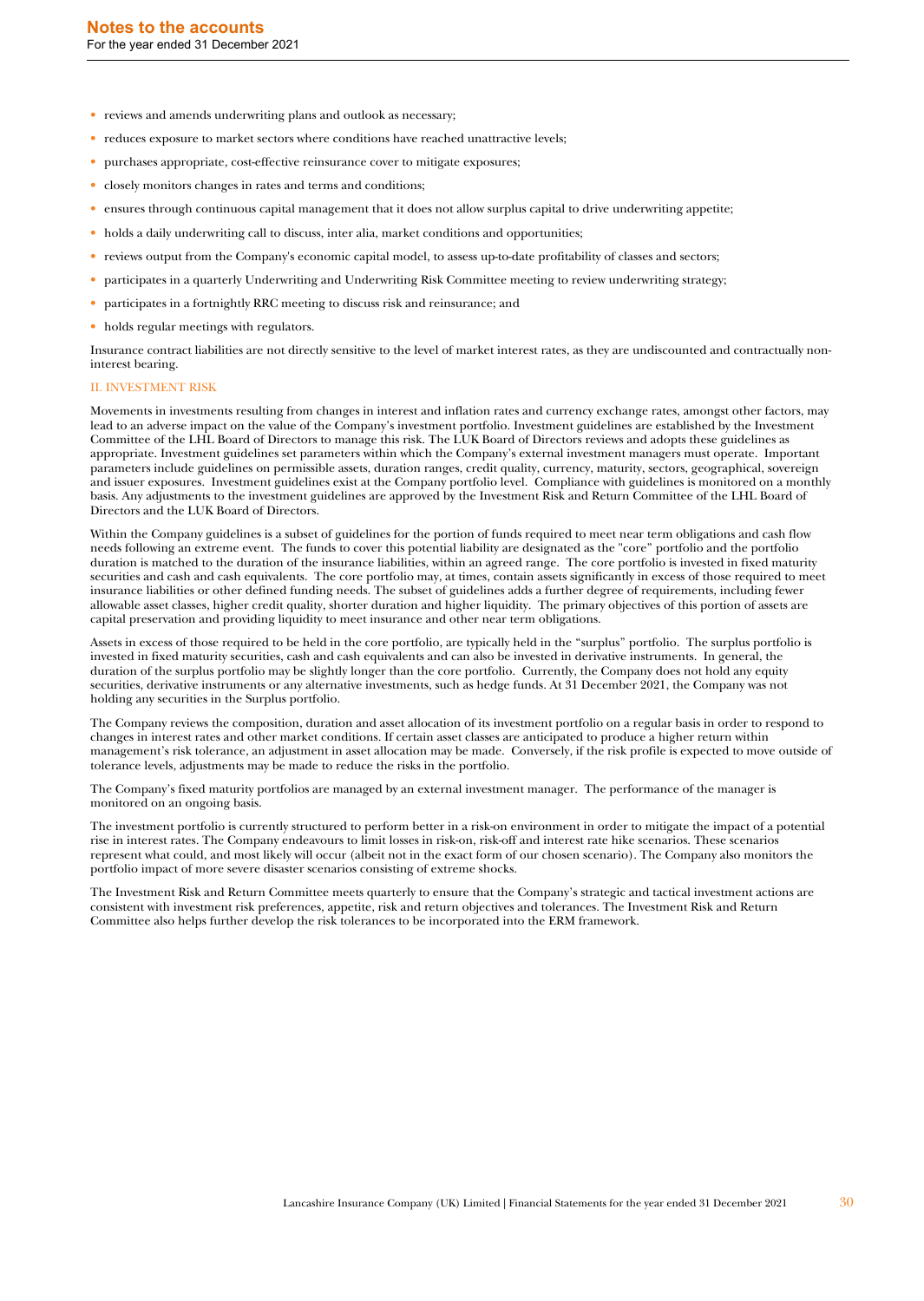- reviews and amends underwriting plans and outlook as necessary;
- reduces exposure to market sectors where conditions have reached unattractive levels;
- purchases appropriate, cost-effective reinsurance cover to mitigate exposures;
- closely monitors changes in rates and terms and conditions;
- ensures through continuous capital management that it does not allow surplus capital to drive underwriting appetite;
- holds a daily underwriting call to discuss, inter alia, market conditions and opportunities;
- reviews output from the Company's economic capital model, to assess up-to-date profitability of classes and sectors;
- participates in a quarterly Underwriting and Underwriting Risk Committee meeting to review underwriting strategy;
- participates in a fortnightly RRC meeting to discuss risk and reinsurance; and
- holds regular meetings with regulators.

Insurance contract liabilities are not directly sensitive to the level of market interest rates, as they are undiscounted and contractually non-interest bearing.

### II. INVESTMENT RISK

Movements in investments resulting from changes in interest and inflation rates and currency exchange rates, amongst other factors, may lead to an adverse impact on the value of the Company's investment portfolio. Investment guidelines are established by the Investment Committee of the LHL Board of Directors to manage this risk. The LUK Board of Directors reviews and adopts these guidelines as appropriate. Investment guidelines set parameters within which the Company's external investment managers must operate. Important parameters include guidelines on permissible assets, duration ranges, credit quality, currency, maturity, sectors, geographical, sovereign and issuer exposures. Investment guidelines exist at the Company portfolio level. Compliance with guidelines is monitored on a monthly basis. Any adjustments to the investment guidelines are approved by the Investment Risk and Return Committee of the LHL Board of Directors and the LUK Board of Directors.

Within the Company guidelines is a subset of guidelines for the portion of funds required to meet near term obligations and cash flow needs following an extreme event. The funds to cover this potential liability are designated as the "core" portfolio and the portfolio duration is matched to the duration of the insurance liabilities, within an agreed range. The core portfolio is invested in fixed maturity securities and cash and cash equivalents. The core portfolio may, at times, contain assets significantly in excess of those required to meet insurance liabilities or other defined funding needs. The subset of guidelines adds a further degree of requirements, including fewer allowable asset classes, higher credit quality, shorter duration and higher liquidity. The primary objectives of this portion of assets are capital preservation and providing liquidity to meet insurance and other near term obligations.

Assets in excess of those required to be held in the core portfolio, are typically held in the "surplus" portfolio. The surplus portfolio is invested in fixed maturity securities, cash and cash equivalents and can also be invested in derivative instruments. In general, the duration of the surplus portfolio may be slightly longer than the core portfolio. Currently, the Company does not hold any equity securities, derivative instruments or any alternative investments, such as hedge funds. At 31 December 2021, the Company was not holding any securities in the Surplus portfolio.

The Company reviews the composition, duration and asset allocation of its investment portfolio on a regular basis in order to respond to changes in interest rates and other market conditions. If certain asset classes are anticipated to produce a higher return within management's risk tolerance, an adjustment in asset allocation may be made. Conversely, if the risk profile is expected to move outside of tolerance levels, adjustments may be made to reduce the risks in the portfolio.

The Company's fixed maturity portfolios are managed by an external investment manager. The performance of the manager is monitored on an ongoing basis.

The investment portfolio is currently structured to perform better in a risk-on environment in order to mitigate the impact of a potential rise in interest rates. The Company endeavours to limit losses in risk-on, risk-off and interest rate hike scenarios. These scenarios represent what could, and most likely will occur (albeit not in the exact form of our chosen scenario). The Company also monitors the portfolio impact of more severe disaster scenarios consisting of extreme shocks.

The Investment Risk and Return Committee meets quarterly to ensure that the Company's strategic and tactical investment actions are consistent with investment risk preferences, appetite, risk and return objectives and tolerances. The Investment Risk and Return Committee also helps further develop the risk tolerances to be incorporated into the ERM framework.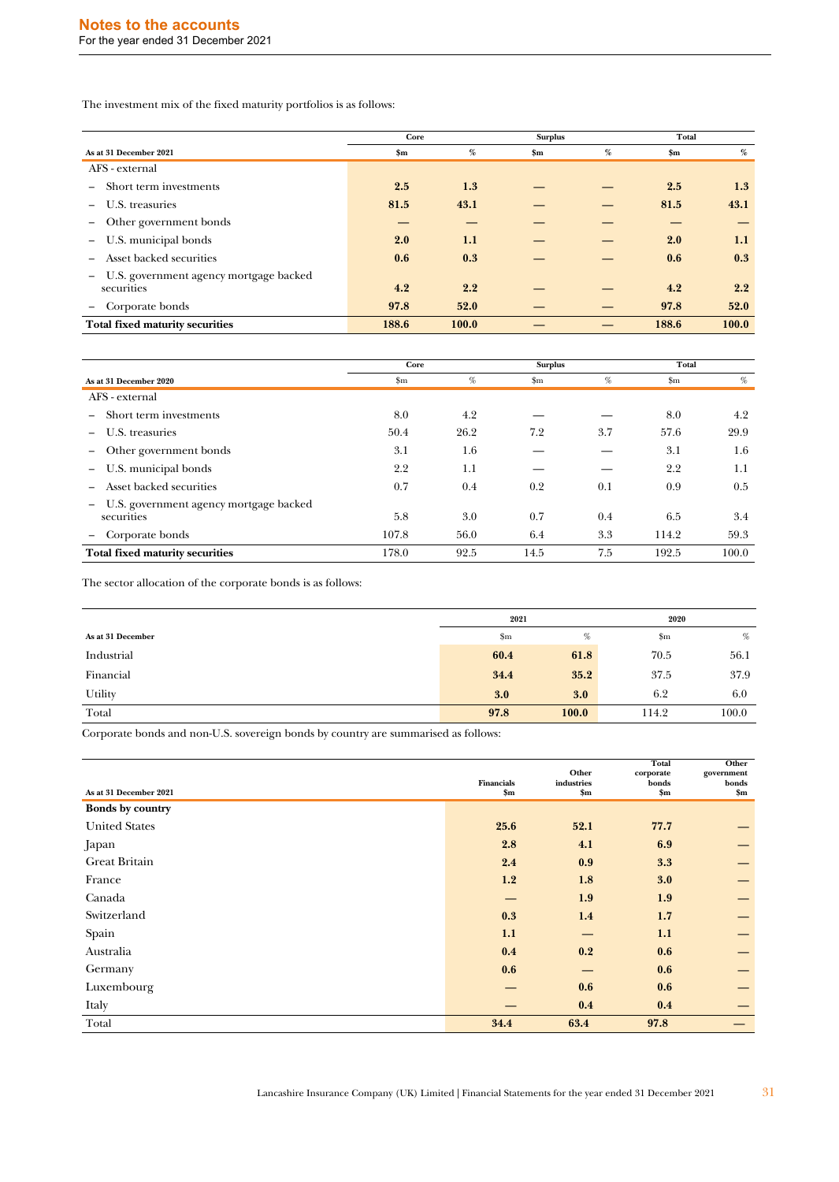The investment mix of the fixed maturity portfolios is as follows:

| | Core | | Surplus | | Total | |
|---|---|---|---|---|---|---|
| **As at 31 December 2021** | **$m** | **%** | **$m** | **%** | **$m** | **%** |
| AFS - external | | | | | | |
| – Short term investments | **2.5** | **1.3** | **—** | **—** | **2.5** | **1.3** |
| – U.S. treasuries | **81.5** | **43.1** | **—** | **—** | **81.5** | **43.1** |
| – Other government bonds | **—** | **—** | **—** | **—** | **—** | **—** |
| – U.S. municipal bonds | **2.0** | **1.1** | **—** | **—** | **2.0** | **1.1** |
| – Asset backed securities | **0.6** | **0.3** | **—** | **—** | **0.6** | **0.3** |
| – U.S. government agency mortgage backed securities | **4.2** | **2.2** | **—** | **—** | **4.2** | **2.2** |
| – Corporate bonds | **97.8** | **52.0** | **—** | **—** | **97.8** | **52.0** |
| **Total fixed maturity securities** | **188.6** | **100.0** | **—** | **—** | **188.6** | **100.0** |

| | Core | | Surplus | | Total | |
|---|---|---|---|---|---|---|
| **As at 31 December 2020** | $m | % | $m | % | $m | % |
| AFS - external | | | | | | |
| – Short term investments | 8.0 | 4.2 | — | — | 8.0 | 4.2 |
| – U.S. treasuries | 50.4 | 26.2 | 7.2 | 3.7 | 57.6 | 29.9 |
| – Other government bonds | 3.1 | 1.6 | — | — | 3.1 | 1.6 |
| – U.S. municipal bonds | 2.2 | 1.1 | — | — | 2.2 | 1.1 |
| – Asset backed securities | 0.7 | 0.4 | 0.2 | 0.1 | 0.9 | 0.5 |
| – U.S. government agency mortgage backed securities | 5.8 | 3.0 | 0.7 | 0.4 | 6.5 | 3.4 |
| – Corporate bonds | 107.8 | 56.0 | 6.4 | 3.3 | 114.2 | 59.3 |
| **Total fixed maturity securities** | 178.0 | 92.5 | 14.5 | 7.5 | 192.5 | 100.0 |

The sector allocation of the corporate bonds is as follows:

| | 2021 | | 2020 | |
|---|---|---|---|---|
| **As at 31 December** | $m | % | $m | % |
| Industrial | **60.4** | **61.8** | 70.5 | 56.1 |
| Financial | **34.4** | **35.2** | 37.5 | 37.9 |
| Utility | **3.0** | **3.0** | 6.2 | 6.0 |
| Total | **97.8** | **100.0** | 114.2 | 100.0 |

Corporate bonds and non-U.S. sovereign bonds by country are summarised as follows:

| As at 31 December 2021 | Financials $m | Other industries $m | Total corporate bonds $m | Other government bonds $m |
|---|---|---|---|---|
| **Bonds by country** | | | | |
| United States | **25.6** | **52.1** | **77.7** | **—** |
| Japan | **2.8** | **4.1** | **6.9** | **—** |
| Great Britain | **2.4** | **0.9** | **3.3** | **—** |
| France | **1.2** | **1.8** | **3.0** | **—** |
| Canada | **—** | **1.9** | **1.9** | **—** |
| Switzerland | **0.3** | **1.4** | **1.7** | **—** |
| Spain | **1.1** | **—** | **1.1** | **—** |
| Australia | **0.4** | **0.2** | **0.6** | **—** |
| Germany | **0.6** | **—** | **0.6** | **—** |
| Luxembourg | **—** | **0.6** | **0.6** | **—** |
| Italy | **—** | **0.4** | **0.4** | **—** |
| Total | **34.4** | **63.4** | **97.8** | **—** |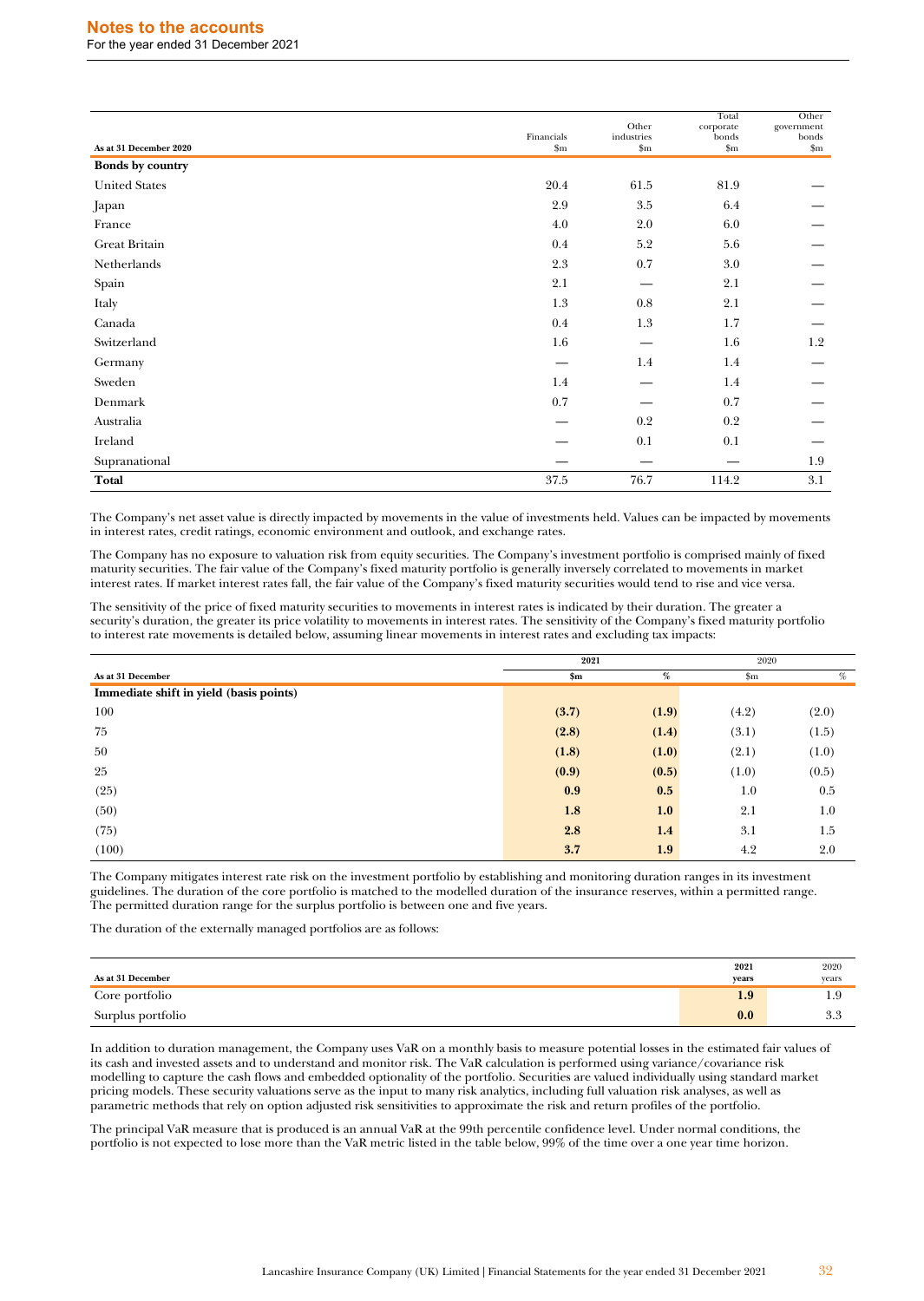## Notes to the accounts

For the year ended 31 December 2021

| As at 31 December 2020 | Financials $m | Other industries $m | Total corporate bonds $m | Other government bonds $m |
|---|---|---|---|---|
| **Bonds by country** | | | | |
| United States | 20.4 | 61.5 | 81.9 | — |
| Japan | 2.9 | 3.5 | 6.4 | — |
| France | 4.0 | 2.0 | 6.0 | — |
| Great Britain | 0.4 | 5.2 | 5.6 | — |
| Netherlands | 2.3 | 0.7 | 3.0 | — |
| Spain | 2.1 | — | 2.1 | — |
| Italy | 1.3 | 0.8 | 2.1 | — |
| Canada | 0.4 | 1.3 | 1.7 | — |
| Switzerland | 1.6 | — | 1.6 | 1.2 |
| Germany | — | 1.4 | 1.4 | — |
| Sweden | 1.4 | — | 1.4 | — |
| Denmark | 0.7 | — | 0.7 | — |
| Australia | — | 0.2 | 0.2 | — |
| Ireland | — | 0.1 | 0.1 | — |
| Supranational | — | — | — | 1.9 |
| **Total** | 37.5 | 76.7 | 114.2 | 3.1 |

The Company's net asset value is directly impacted by movements in the value of investments held. Values can be impacted by movements in interest rates, credit ratings, economic environment and outlook, and exchange rates.

The Company has no exposure to valuation risk from equity securities. The Company's investment portfolio is comprised mainly of fixed maturity securities. The fair value of the Company's fixed maturity portfolio is generally inversely correlated to movements in market interest rates. If market interest rates fall, the fair value of the Company's fixed maturity securities would tend to rise and vice versa.

The sensitivity of the price of fixed maturity securities to movements in interest rates is indicated by their duration. The greater a security's duration, the greater its price volatility to movements in interest rates. The sensitivity of the Company's fixed maturity portfolio to interest rate movements is detailed below, assuming linear movements in interest rates and excluding tax impacts:

| | **2021** | | 2020 | |
|---|---|---|---|---|
| As at 31 December | **$m** | **%** | $m | % |
| **Immediate shift in yield (basis points)** | | | | |
| 100 | **(3.7)** | **(1.9)** | (4.2) | (2.0) |
| 75 | **(2.8)** | **(1.4)** | (3.1) | (1.5) |
| 50 | **(1.8)** | **(1.0)** | (2.1) | (1.0) |
| 25 | **(0.9)** | **(0.5)** | (1.0) | (0.5) |
| (25) | **0.9** | **0.5** | 1.0 | 0.5 |
| (50) | **1.8** | **1.0** | 2.1 | 1.0 |
| (75) | **2.8** | **1.4** | 3.1 | 1.5 |
| (100) | **3.7** | **1.9** | 4.2 | 2.0 |

The Company mitigates interest rate risk on the investment portfolio by establishing and monitoring duration ranges in its investment guidelines. The duration of the core portfolio is matched to the modelled duration of the insurance reserves, within a permitted range. The permitted duration range for the surplus portfolio is between one and five years.

The duration of the externally managed portfolios are as follows:

| As at 31 December | **2021 years** | 2020 years |
|---|---|---|
| Core portfolio | **1.9** | 1.9 |
| Surplus portfolio | **0.0** | 3.3 |

In addition to duration management, the Company uses VaR on a monthly basis to measure potential losses in the estimated fair values of its cash and invested assets and to understand and monitor risk. The VaR calculation is performed using variance/covariance risk modelling to capture the cash flows and embedded optionality of the portfolio. Securities are valued individually using standard market pricing models. These security valuations serve as the input to many risk analytics, including full valuation risk analyses, as well as parametric methods that rely on option adjusted risk sensitivities to approximate the risk and return profiles of the portfolio.

The principal VaR measure that is produced is an annual VaR at the 99th percentile confidence level. Under normal conditions, the portfolio is not expected to lose more than the VaR metric listed in the table below, 99% of the time over a one year time horizon.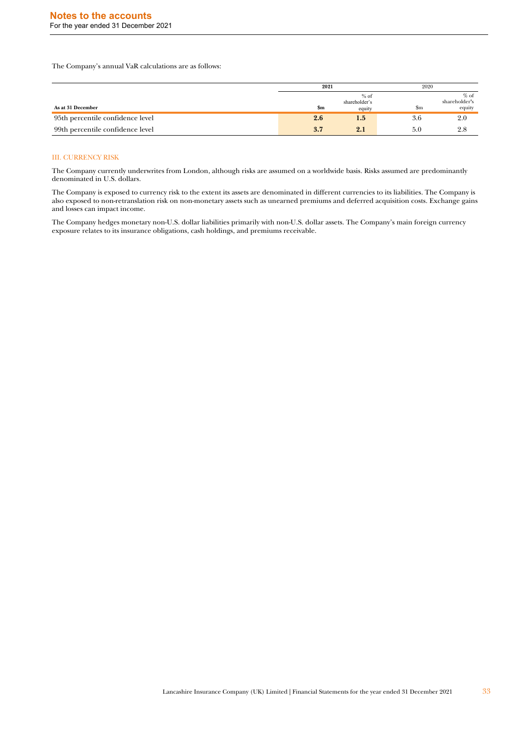The Company's annual VaR calculations are as follows:

| As at 31 December | 2021 $m | 2021 % of shareholder's equity | 2020 $m | 2020 % of shareholder's equity |
|---|---|---|---|---|
| 95th percentile confidence level | **2.6** | **1.5** | 3.6 | 2.0 |
| 99th percentile confidence level | **3.7** | **2.1** | 5.0 | 2.8 |

### III. CURRENCY RISK

The Company currently underwrites from London, although risks are assumed on a worldwide basis. Risks assumed are predominantly denominated in U.S. dollars.

The Company is exposed to currency risk to the extent its assets are denominated in different currencies to its liabilities. The Company is also exposed to non-retranslation risk on non-monetary assets such as unearned premiums and deferred acquisition costs. Exchange gains and losses can impact income.

The Company hedges monetary non-U.S. dollar liabilities primarily with non-U.S. dollar assets. The Company's main foreign currency exposure relates to its insurance obligations, cash holdings, and premiums receivable.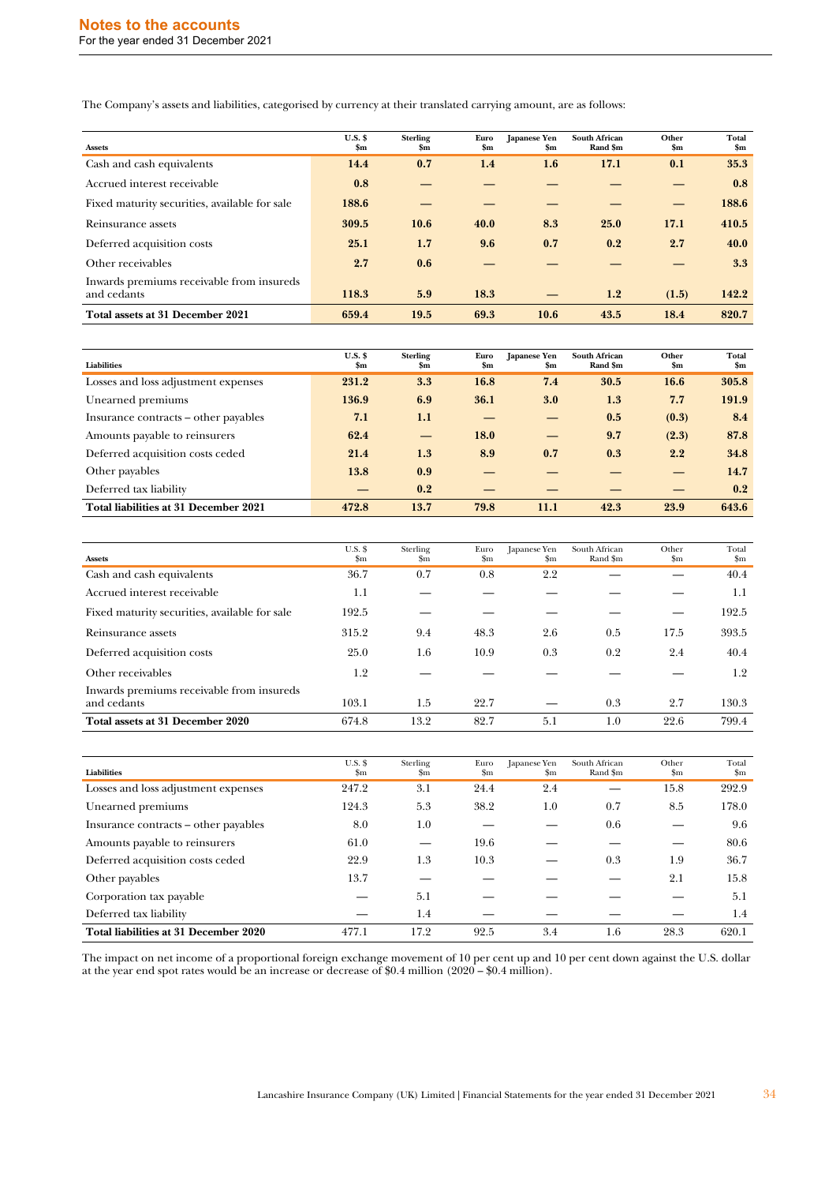# Notes to the accounts

For the year ended 31 December 2021

The Company's assets and liabilities, categorised by currency at their translated carrying amount, are as follows:

| Assets | U.S. $ $m | Sterling $m | Euro $m | Japanese Yen $m | South African Rand $m | Other $m | Total $m |
|---|---|---|---|---|---|---|---|
| Cash and cash equivalents | **14.4** | **0.7** | **1.4** | **1.6** | **17.1** | **0.1** | **35.3** |
| Accrued interest receivable | **0.8** | — | — | — | — | — | **0.8** |
| Fixed maturity securities, available for sale | **188.6** | — | — | — | — | — | **188.6** |
| Reinsurance assets | **309.5** | **10.6** | **40.0** | **8.3** | **25.0** | **17.1** | **410.5** |
| Deferred acquisition costs | **25.1** | **1.7** | **9.6** | **0.7** | **0.2** | **2.7** | **40.0** |
| Other receivables | **2.7** | **0.6** | — | — | — | — | **3.3** |
| Inwards premiums receivable from insureds and cedants | **118.3** | **5.9** | **18.3** | — | **1.2** | **(1.5)** | **142.2** |
| **Total assets at 31 December 2021** | **659.4** | **19.5** | **69.3** | **10.6** | **43.5** | **18.4** | **820.7** |

| Liabilities | U.S. $ $m | Sterling $m | Euro $m | Japanese Yen $m | South African Rand $m | Other $m | Total $m |
|---|---|---|---|---|---|---|---|
| Losses and loss adjustment expenses | **231.2** | **3.3** | **16.8** | **7.4** | **30.5** | **16.6** | **305.8** |
| Unearned premiums | **136.9** | **6.9** | **36.1** | **3.0** | **1.3** | **7.7** | **191.9** |
| Insurance contracts – other payables | **7.1** | **1.1** | — | — | **0.5** | **(0.3)** | **8.4** |
| Amounts payable to reinsurers | **62.4** | — | **18.0** | — | **9.7** | **(2.3)** | **87.8** |
| Deferred acquisition costs ceded | **21.4** | **1.3** | **8.9** | **0.7** | **0.3** | **2.2** | **34.8** |
| Other payables | **13.8** | **0.9** | — | — | — | — | **14.7** |
| Deferred tax liability | — | **0.2** | — | — | — | — | **0.2** |
| **Total liabilities at 31 December 2021** | **472.8** | **13.7** | **79.8** | **11.1** | **42.3** | **23.9** | **643.6** |

| Assets | U.S. $ $m | Sterling $m | Euro $m | Japanese Yen $m | South African Rand $m | Other $m | Total $m |
|---|---|---|---|---|---|---|---|
| Cash and cash equivalents | 36.7 | 0.7 | 0.8 | 2.2 | — | — | 40.4 |
| Accrued interest receivable | 1.1 | — | — | — | — | — | 1.1 |
| Fixed maturity securities, available for sale | 192.5 | — | — | — | — | — | 192.5 |
| Reinsurance assets | 315.2 | 9.4 | 48.3 | 2.6 | 0.5 | 17.5 | 393.5 |
| Deferred acquisition costs | 25.0 | 1.6 | 10.9 | 0.3 | 0.2 | 2.4 | 40.4 |
| Other receivables | 1.2 | — | — | — | — | — | 1.2 |
| Inwards premiums receivable from insureds and cedants | 103.1 | 1.5 | 22.7 | — | 0.3 | 2.7 | 130.3 |
| **Total assets at 31 December 2020** | 674.8 | 13.2 | 82.7 | 5.1 | 1.0 | 22.6 | 799.4 |

| Liabilities | U.S. $ $m | Sterling $m | Euro $m | Japanese Yen $m | South African Rand $m | Other $m | Total $m |
|---|---|---|---|---|---|---|---|
| Losses and loss adjustment expenses | 247.2 | 3.1 | 24.4 | 2.4 | — | 15.8 | 292.9 |
| Unearned premiums | 124.3 | 5.3 | 38.2 | 1.0 | 0.7 | 8.5 | 178.0 |
| Insurance contracts – other payables | 8.0 | 1.0 | — | — | 0.6 | — | 9.6 |
| Amounts payable to reinsurers | 61.0 | — | 19.6 | — | — | — | 80.6 |
| Deferred acquisition costs ceded | 22.9 | 1.3 | 10.3 | — | 0.3 | 1.9 | 36.7 |
| Other payables | 13.7 | — | — | — | — | 2.1 | 15.8 |
| Corporation tax payable | — | 5.1 | — | — | — | — | 5.1 |
| Deferred tax liability | — | 1.4 | — | — | — | — | 1.4 |
| **Total liabilities at 31 December 2020** | 477.1 | 17.2 | 92.5 | 3.4 | 1.6 | 28.3 | 620.1 |

The impact on net income of a proportional foreign exchange movement of 10 per cent up and 10 per cent down against the U.S. dollar at the year end spot rates would be an increase or decrease of $0.4 million (2020 – $0.4 million).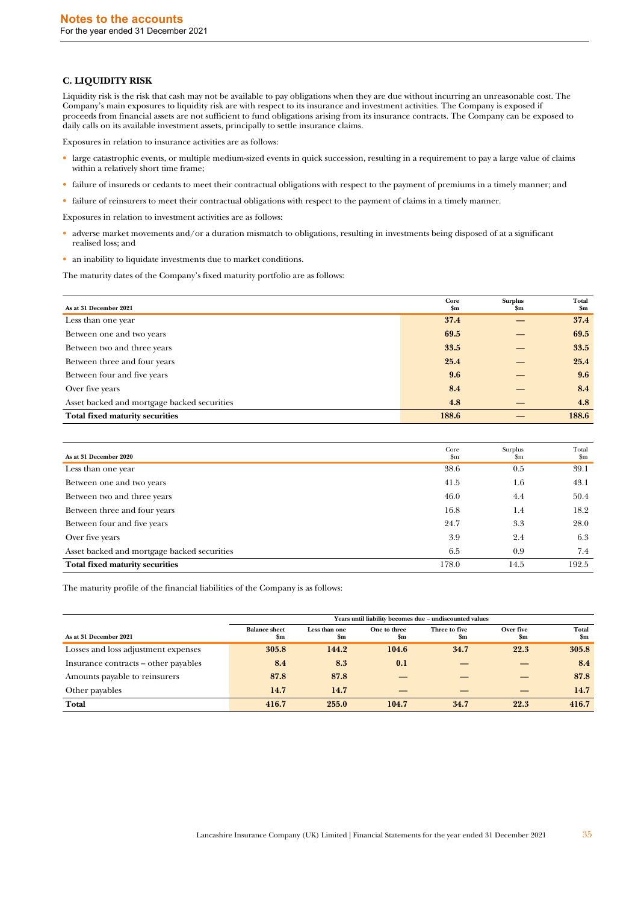## C. LIQUIDITY RISK

Liquidity risk is the risk that cash may not be available to pay obligations when they are due without incurring an unreasonable cost. The Company's main exposures to liquidity risk are with respect to its insurance and investment activities. The Company is exposed if proceeds from financial assets are not sufficient to fund obligations arising from its insurance contracts. The Company can be exposed to daily calls on its available investment assets, principally to settle insurance claims.

Exposures in relation to insurance activities are as follows:

- large catastrophic events, or multiple medium-sized events in quick succession, resulting in a requirement to pay a large value of claims within a relatively short time frame;
- failure of insureds or cedants to meet their contractual obligations with respect to the payment of premiums in a timely manner; and
- failure of reinsurers to meet their contractual obligations with respect to the payment of claims in a timely manner.

Exposures in relation to investment activities are as follows:

- adverse market movements and/or a duration mismatch to obligations, resulting in investments being disposed of at a significant realised loss; and
- an inability to liquidate investments due to market conditions.

The maturity dates of the Company's fixed maturity portfolio are as follows:

| As at 31 December 2021 | Core $m | Surplus $m | Total $m |
|---|---|---|---|
| Less than one year | 37.4 | — | 37.4 |
| Between one and two years | 69.5 | — | 69.5 |
| Between two and three years | 33.5 | — | 33.5 |
| Between three and four years | 25.4 | — | 25.4 |
| Between four and five years | 9.6 | — | 9.6 |
| Over five years | 8.4 | — | 8.4 |
| Asset backed and mortgage backed securities | 4.8 | — | 4.8 |
| **Total fixed maturity securities** | **188.6** | **—** | **188.6** |

| As at 31 December 2020 | Core $m | Surplus $m | Total $m |
|---|---|---|---|
| Less than one year | 38.6 | 0.5 | 39.1 |
| Between one and two years | 41.5 | 1.6 | 43.1 |
| Between two and three years | 46.0 | 4.4 | 50.4 |
| Between three and four years | 16.8 | 1.4 | 18.2 |
| Between four and five years | 24.7 | 3.3 | 28.0 |
| Over five years | 3.9 | 2.4 | 6.3 |
| Asset backed and mortgage backed securities | 6.5 | 0.9 | 7.4 |
| **Total fixed maturity securities** | 178.0 | 14.5 | 192.5 |

The maturity profile of the financial liabilities of the Company is as follows:

| | | Years until liability becomes due – undiscounted values | | | | |
|---|---|---|---|---|---|---|
| As at 31 December 2021 | Balance sheet $m | Less than one $m | One to three $m | Three to five $m | Over five $m | Total $m |
| Losses and loss adjustment expenses | 305.8 | 144.2 | 104.6 | 34.7 | 22.3 | 305.8 |
| Insurance contracts – other payables | 8.4 | 8.3 | 0.1 | — | — | 8.4 |
| Amounts payable to reinsurers | 87.8 | 87.8 | — | — | — | 87.8 |
| Other payables | 14.7 | 14.7 | — | — | — | 14.7 |
| **Total** | **416.7** | **255.0** | **104.7** | **34.7** | **22.3** | **416.7** |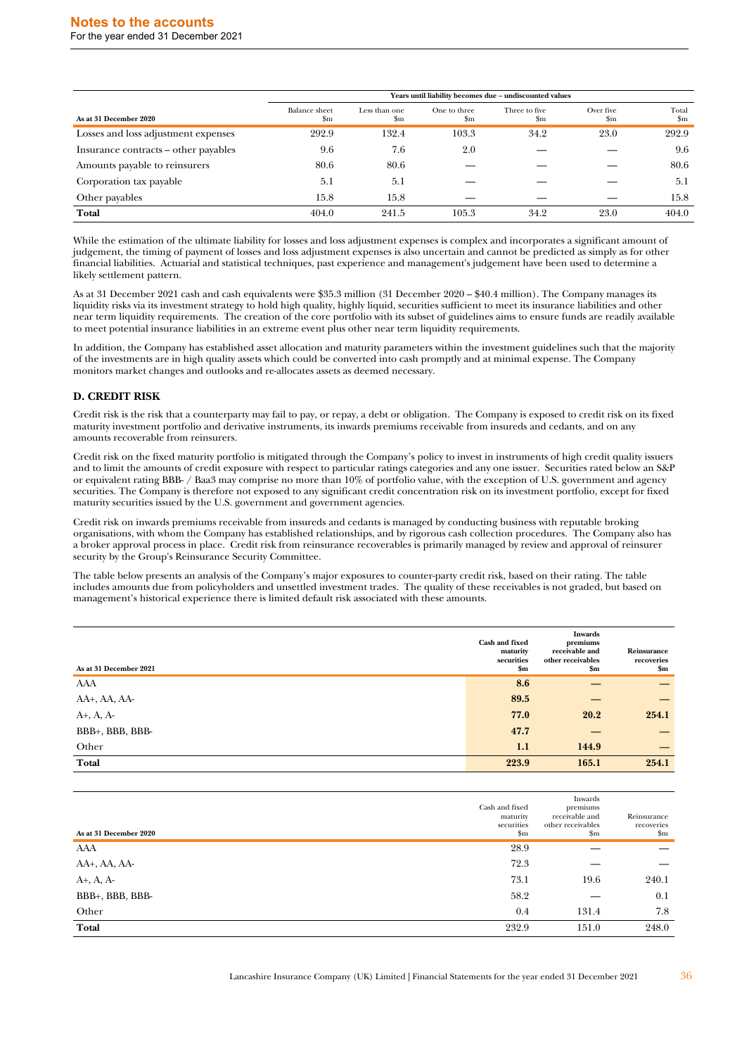| As at 31 December 2020 | Balance sheet $m | Years until liability becomes due – undiscounted values | | | | |
|---|---|---|---|---|---|---|
| | | Less than one $m | One to three $m | Three to five $m | Over five $m | Total $m |
| Losses and loss adjustment expenses | 292.9 | 132.4 | 103.3 | 34.2 | 23.0 | 292.9 |
| Insurance contracts – other payables | 9.6 | 7.6 | 2.0 | — | — | 9.6 |
| Amounts payable to reinsurers | 80.6 | 80.6 | — | — | — | 80.6 |
| Corporation tax payable | 5.1 | 5.1 | — | — | — | 5.1 |
| Other payables | 15.8 | 15.8 | — | — | — | 15.8 |
| **Total** | 404.0 | 241.5 | 105.3 | 34.2 | 23.0 | 404.0 |

While the estimation of the ultimate liability for losses and loss adjustment expenses is complex and incorporates a significant amount of judgement, the timing of payment of losses and loss adjustment expenses is also uncertain and cannot be predicted as simply as for other financial liabilities. Actuarial and statistical techniques, past experience and management's judgement have been used to determine a likely settlement pattern.

As at 31 December 2021 cash and cash equivalents were $35.3 million (31 December 2020 – $40.4 million). The Company manages its liquidity risks via its investment strategy to hold high quality, highly liquid, securities sufficient to meet its insurance liabilities and other near term liquidity requirements. The creation of the core portfolio with its subset of guidelines aims to ensure funds are readily available to meet potential insurance liabilities in an extreme event plus other near term liquidity requirements.

In addition, the Company has established asset allocation and maturity parameters within the investment guidelines such that the majority of the investments are in high quality assets which could be converted into cash promptly and at minimal expense. The Company monitors market changes and outlooks and re-allocates assets as deemed necessary.

### D. CREDIT RISK

Credit risk is the risk that a counterparty may fail to pay, or repay, a debt or obligation. The Company is exposed to credit risk on its fixed maturity investment portfolio and derivative instruments, its inwards premiums receivable from insureds and cedants, and on any amounts recoverable from reinsurers.

Credit risk on the fixed maturity portfolio is mitigated through the Company's policy to invest in instruments of high credit quality issuers and to limit the amounts of credit exposure with respect to particular ratings categories and any one issuer. Securities rated below an S&P or equivalent rating BBB- / Baa3 may comprise no more than 10% of portfolio value, with the exception of U.S. government and agency securities. The Company is therefore not exposed to any significant credit concentration risk on its investment portfolio, except for fixed maturity securities issued by the U.S. government and government agencies.

Credit risk on inwards premiums receivable from insureds and cedants is managed by conducting business with reputable broking organisations, with whom the Company has established relationships, and by rigorous cash collection procedures. The Company also has a broker approval process in place. Credit risk from reinsurance recoverables is primarily managed by review and approval of reinsurer security by the Group's Reinsurance Security Committee.

The table below presents an analysis of the Company's major exposures to counter-party credit risk, based on their rating. The table includes amounts due from policyholders and unsettled investment trades. The quality of these receivables is not graded, but based on management's historical experience there is limited default risk associated with these amounts.

| As at 31 December 2021 | Cash and fixed maturity securities $m | Inwards premiums receivable and other receivables $m | Reinsurance recoveries $m |
|---|---|---|---|
| AAA | **8.6** | **—** | **—** |
| AA+, AA, AA- | **89.5** | **—** | **—** |
| A+, A, A- | **77.0** | **20.2** | **254.1** |
| BBB+, BBB, BBB- | **47.7** | **—** | **—** |
| Other | **1.1** | **144.9** | **—** |
| **Total** | **223.9** | **165.1** | **254.1** |

| As at 31 December 2020 | Cash and fixed maturity securities $m | Inwards premiums receivable and other receivables $m | Reinsurance recoveries $m |
|---|---|---|---|
| AAA | 28.9 | — | — |
| AA+, AA, AA- | 72.3 | — | — |
| A+, A, A- | 73.1 | 19.6 | 240.1 |
| BBB+, BBB, BBB- | 58.2 | — | 0.1 |
| Other | 0.4 | 131.4 | 7.8 |
| **Total** | 232.9 | 151.0 | 248.0 |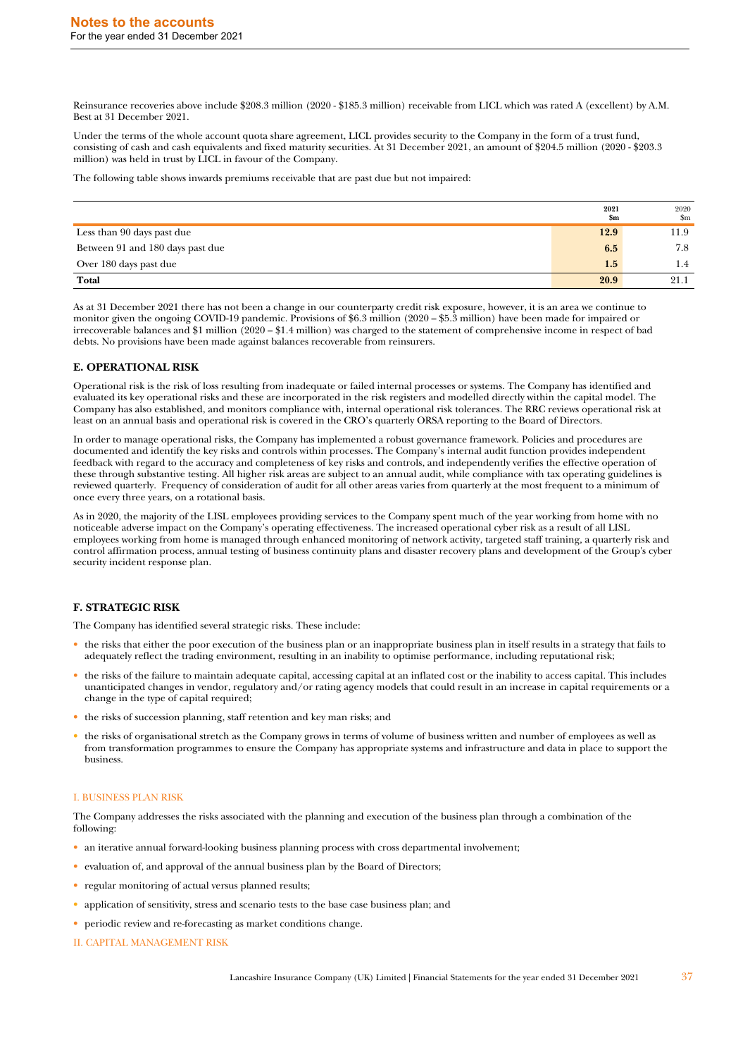Reinsurance recoveries above include $208.3 million (2020 - $185.3 million) receivable from LICL which was rated A (excellent) by A.M. Best at 31 December 2021.

Under the terms of the whole account quota share agreement, LICL provides security to the Company in the form of a trust fund, consisting of cash and cash equivalents and fixed maturity securities. At 31 December 2021, an amount of $204.5 million (2020 - $203.3 million) was held in trust by LICL in favour of the Company.

The following table shows inwards premiums receivable that are past due but not impaired:

| | 2021 $m | 2020 $m |
|---|---|---|
| Less than 90 days past due | **12.9** | 11.9 |
| Between 91 and 180 days past due | **6.5** | 7.8 |
| Over 180 days past due | **1.5** | 1.4 |
| **Total** | **20.9** | 21.1 |

As at 31 December 2021 there has not been a change in our counterparty credit risk exposure, however, it is an area we continue to monitor given the ongoing COVID-19 pandemic. Provisions of $6.3 million (2020 – $5.3 million) have been made for impaired or irrecoverable balances and $1 million (2020 – $1.4 million) was charged to the statement of comprehensive income in respect of bad debts. No provisions have been made against balances recoverable from reinsurers.

## E. OPERATIONAL RISK

Operational risk is the risk of loss resulting from inadequate or failed internal processes or systems. The Company has identified and evaluated its key operational risks and these are incorporated in the risk registers and modelled directly within the capital model. The Company has also established, and monitors compliance with, internal operational risk tolerances. The RRC reviews operational risk at least on an annual basis and operational risk is covered in the CRO's quarterly ORSA reporting to the Board of Directors.

In order to manage operational risks, the Company has implemented a robust governance framework. Policies and procedures are documented and identify the key risks and controls within processes. The Company's internal audit function provides independent feedback with regard to the accuracy and completeness of key risks and controls, and independently verifies the effective operation of these through substantive testing. All higher risk areas are subject to an annual audit, while compliance with tax operating guidelines is reviewed quarterly. Frequency of consideration of audit for all other areas varies from quarterly at the most frequent to a minimum of once every three years, on a rotational basis.

As in 2020, the majority of the LISL employees providing services to the Company spent much of the year working from home with no noticeable adverse impact on the Company's operating effectiveness. The increased operational cyber risk as a result of all LISL employees working from home is managed through enhanced monitoring of network activity, targeted staff training, a quarterly risk and control affirmation process, annual testing of business continuity plans and disaster recovery plans and development of the Group's cyber security incident response plan.

## F. STRATEGIC RISK

The Company has identified several strategic risks. These include:

- the risks that either the poor execution of the business plan or an inappropriate business plan in itself results in a strategy that fails to adequately reflect the trading environment, resulting in an inability to optimise performance, including reputational risk;
- the risks of the failure to maintain adequate capital, accessing capital at an inflated cost or the inability to access capital. This includes unanticipated changes in vendor, regulatory and/or rating agency models that could result in an increase in capital requirements or a change in the type of capital required;
- the risks of succession planning, staff retention and key man risks; and
- the risks of organisational stretch as the Company grows in terms of volume of business written and number of employees as well as from transformation programmes to ensure the Company has appropriate systems and infrastructure and data in place to support the business.

### I. BUSINESS PLAN RISK

The Company addresses the risks associated with the planning and execution of the business plan through a combination of the following:

- an iterative annual forward-looking business planning process with cross departmental involvement;
- evaluation of, and approval of the annual business plan by the Board of Directors;
- regular monitoring of actual versus planned results;
- application of sensitivity, stress and scenario tests to the base case business plan; and
- periodic review and re-forecasting as market conditions change.

### II. CAPITAL MANAGEMENT RISK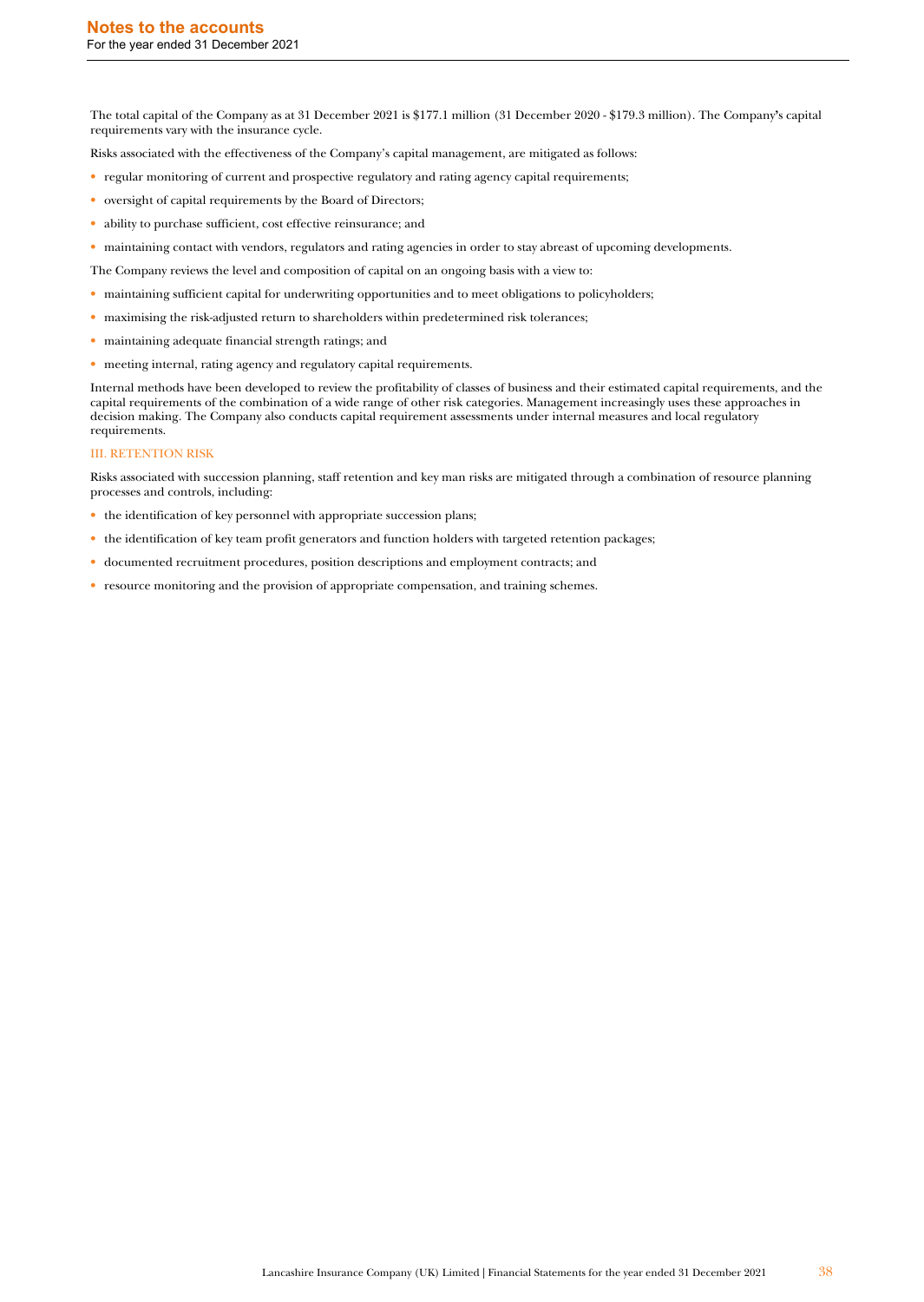The total capital of the Company as at 31 December 2021 is $177.1 million (31 December 2020 - $179.3 million). The Company's capital requirements vary with the insurance cycle.

Risks associated with the effectiveness of the Company's capital management, are mitigated as follows:

- regular monitoring of current and prospective regulatory and rating agency capital requirements;
- oversight of capital requirements by the Board of Directors;
- ability to purchase sufficient, cost effective reinsurance; and
- maintaining contact with vendors, regulators and rating agencies in order to stay abreast of upcoming developments.

The Company reviews the level and composition of capital on an ongoing basis with a view to:

- maintaining sufficient capital for underwriting opportunities and to meet obligations to policyholders;
- maximising the risk-adjusted return to shareholders within predetermined risk tolerances;
- maintaining adequate financial strength ratings; and
- meeting internal, rating agency and regulatory capital requirements.

Internal methods have been developed to review the profitability of classes of business and their estimated capital requirements, and the capital requirements of the combination of a wide range of other risk categories. Management increasingly uses these approaches in decision making. The Company also conducts capital requirement assessments under internal measures and local regulatory requirements.

### III. RETENTION RISK

Risks associated with succession planning, staff retention and key man risks are mitigated through a combination of resource planning processes and controls, including:

- the identification of key personnel with appropriate succession plans;
- the identification of key team profit generators and function holders with targeted retention packages;
- documented recruitment procedures, position descriptions and employment contracts; and
- resource monitoring and the provision of appropriate compensation, and training schemes.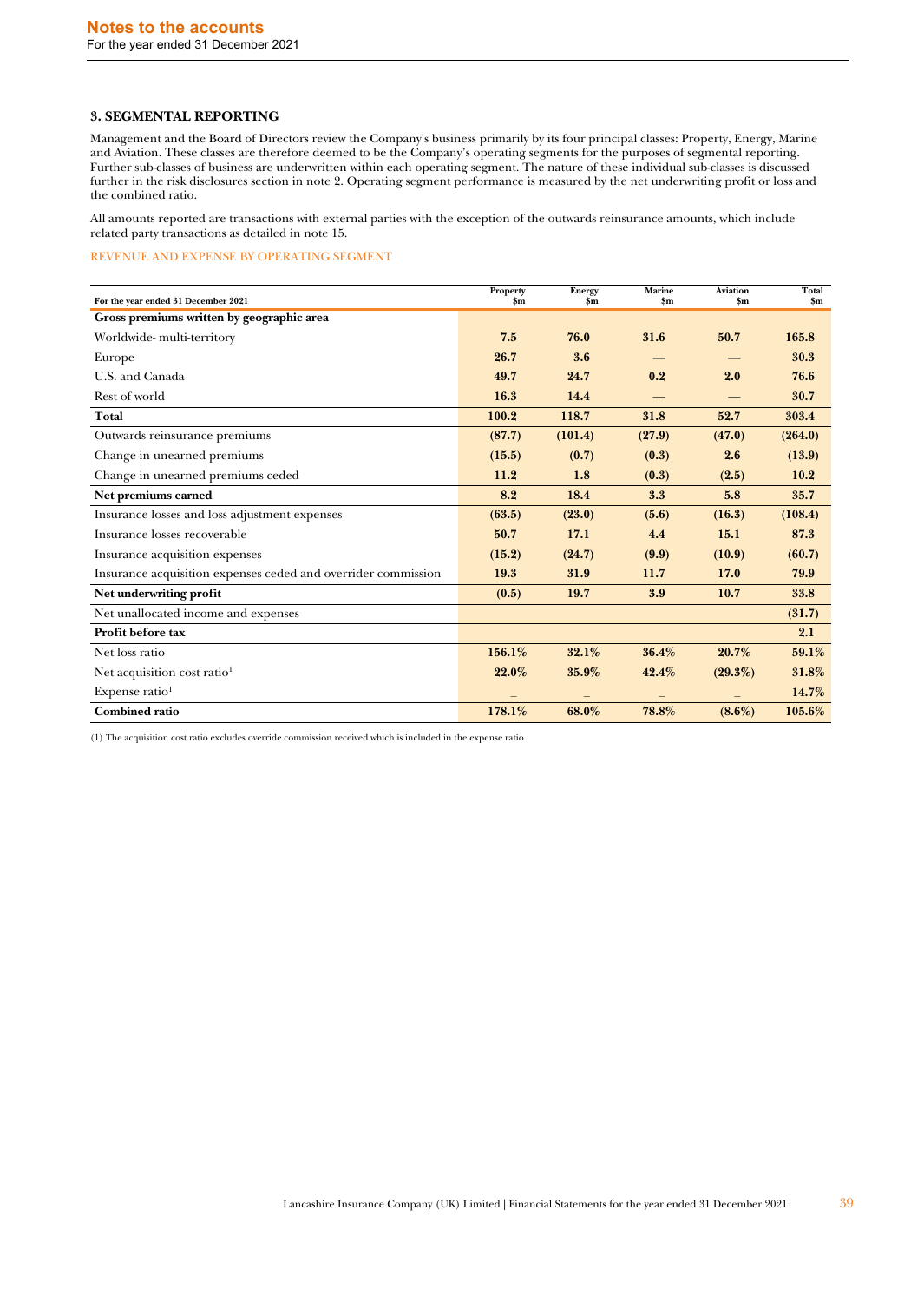**Notes to the accounts**
For the year ended 31 December 2021

### 3. SEGMENTAL REPORTING

Management and the Board of Directors review the Company's business primarily by its four principal classes: Property, Energy, Marine and Aviation. These classes are therefore deemed to be the Company's operating segments for the purposes of segmental reporting. Further sub-classes of business are underwritten within each operating segment. The nature of these individual sub-classes is discussed further in the risk disclosures section in note 2. Operating segment performance is measured by the net underwriting profit or loss and the combined ratio.

All amounts reported are transactions with external parties with the exception of the outwards reinsurance amounts, which include related party transactions as detailed in note 15.

REVENUE AND EXPENSE BY OPERATING SEGMENT

| For the year ended 31 December 2021 | Property $m | Energy $m | Marine $m | Aviation $m | Total $m |
|---|---|---|---|---|---|
| **Gross premiums written by geographic area** | | | | | |
| Worldwide- multi-territory | **7.5** | **76.0** | **31.6** | **50.7** | **165.8** |
| Europe | **26.7** | **3.6** | **—** | **—** | **30.3** |
| U.S. and Canada | **49.7** | **24.7** | **0.2** | **2.0** | **76.6** |
| Rest of world | **16.3** | **14.4** | **—** | **—** | **30.7** |
| **Total** | **100.2** | **118.7** | **31.8** | **52.7** | **303.4** |
| Outwards reinsurance premiums | **(87.7)** | **(101.4)** | **(27.9)** | **(47.0)** | **(264.0)** |
| Change in unearned premiums | **(15.5)** | **(0.7)** | **(0.3)** | **2.6** | **(13.9)** |
| Change in unearned premiums ceded | **11.2** | **1.8** | **(0.3)** | **(2.5)** | **10.2** |
| **Net premiums earned** | **8.2** | **18.4** | **3.3** | **5.8** | **35.7** |
| Insurance losses and loss adjustment expenses | **(63.5)** | **(23.0)** | **(5.6)** | **(16.3)** | **(108.4)** |
| Insurance losses recoverable | **50.7** | **17.1** | **4.4** | **15.1** | **87.3** |
| Insurance acquisition expenses | **(15.2)** | **(24.7)** | **(9.9)** | **(10.9)** | **(60.7)** |
| Insurance acquisition expenses ceded and overrider commission | **19.3** | **31.9** | **11.7** | **17.0** | **79.9** |
| **Net underwriting profit** | **(0.5)** | **19.7** | **3.9** | **10.7** | **33.8** |
| Net unallocated income and expenses | | | | | **(31.7)** |
| **Profit before tax** | | | | | **2.1** |
| Net loss ratio | **156.1%** | **32.1%** | **36.4%** | **20.7%** | **59.1%** |
| Net acquisition cost ratio[1] | **22.0%** | **35.9%** | **42.4%** | **(29.3%)** | **31.8%** |
| Expense ratio[1] | – | – | – | – | **14.7%** |
| **Combined ratio** | **178.1%** | **68.0%** | **78.8%** | **(8.6%)** | **105.6%** |

(1) The acquisition cost ratio excludes override commission received which is included in the expense ratio.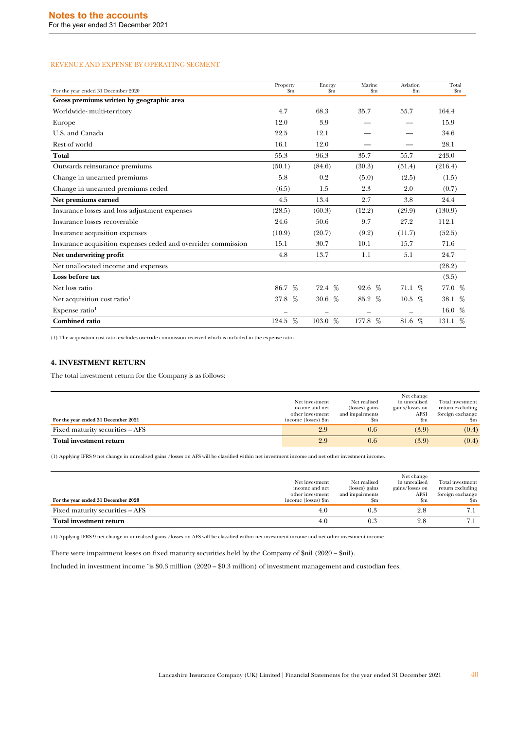REVENUE AND EXPENSE BY OPERATING SEGMENT

| For the year ended 31 December 2020 | Property $m | Energy $m | Marine $m | Aviation $m | Total $m |
|---|---|---|---|---|---|
| **Gross premiums written by geographic area** | | | | | |
| Worldwide- multi-territory | 4.7 | 68.3 | 35.7 | 55.7 | 164.4 |
| Europe | 12.0 | 3.9 | — | — | 15.9 |
| U.S. and Canada | 22.5 | 12.1 | — | — | 34.6 |
| Rest of world | 16.1 | 12.0 | — | — | 28.1 |
| **Total** | 55.3 | 96.3 | 35.7 | 55.7 | 243.0 |
| Outwards reinsurance premiums | (50.1) | (84.6) | (30.3) | (51.4) | (216.4) |
| Change in unearned premiums | 5.8 | 0.2 | (5.0) | (2.5) | (1.5) |
| Change in unearned premiums ceded | (6.5) | 1.5 | 2.3 | 2.0 | (0.7) |
| **Net premiums earned** | 4.5 | 13.4 | 2.7 | 3.8 | 24.4 |
| Insurance losses and loss adjustment expenses | (28.5) | (60.3) | (12.2) | (29.9) | (130.9) |
| Insurance losses recoverable | 24.6 | 50.6 | 9.7 | 27.2 | 112.1 |
| Insurance acquisition expenses | (10.9) | (20.7) | (9.2) | (11.7) | (52.5) |
| Insurance acquisition expenses ceded and overrider commission | 15.1 | 30.7 | 10.1 | 15.7 | 71.6 |
| **Net underwriting profit** | 4.8 | 13.7 | 1.1 | 5.1 | 24.7 |
| Net unallocated income and expenses | | | | | (28.2) |
| **Loss before tax** | | | | | (3.5) |
| Net loss ratio | 86.7 % | 72.4 % | 92.6 % | 71.1 % | 77.0 % |
| Net acquisition cost ratio[1] | 37.8 % | 30.6 % | 85.2 % | 10.5 % | 38.1 % |
| Expense ratio[1] | – | – | – | – | 16.0 % |
| **Combined ratio** | 124.5 % | 103.0 % | 177.8 % | 81.6 % | 131.1 % |

(1) The acquisition cost ratio excludes override commission received which is included in the expense ratio.

## 4. INVESTMENT RETURN

The total investment return for the Company is as follows:

| For the year ended 31 December 2021 | Net investment income and net other investment income (losses) $m | Net realised (losses) gains and impairments $m | Net change in unrealised gains/losses on AFS1 $m | Total investment return excluding foreign exchange $m |
|---|---|---|---|---|
| Fixed maturity securities – AFS | 2.9 | 0.6 | (3.9) | (0.4) |
| **Total investment return** | 2.9 | 0.6 | (3.9) | (0.4) |

(1) Applying IFRS 9 net change in unrealised gains /losses on AFS will be classified within net investment income and net other investment income.

| For the year ended 31 December 2020 | Net investment income and net other investment income (losses) $m | Net realised (losses) gains and impairments $m | Net change in unrealised gains/losses on AFS1 $m | Total investment return excluding foreign exchange $m |
|---|---|---|---|---|
| Fixed maturity securities – AFS | 4.0 | 0.3 | 2.8 | 7.1 |
| **Total investment return** | 4.0 | 0.3 | 2.8 | 7.1 |

(1) Applying IFRS 9 net change in unrealised gains /losses on AFS will be classified within net investment income and net other investment income.

There were impairment losses on fixed maturity securities held by the Company of $nil (2020 – $nil).

Included in investment income `is $0.3 million (2020 – $0.3 million) of investment management and custodian fees.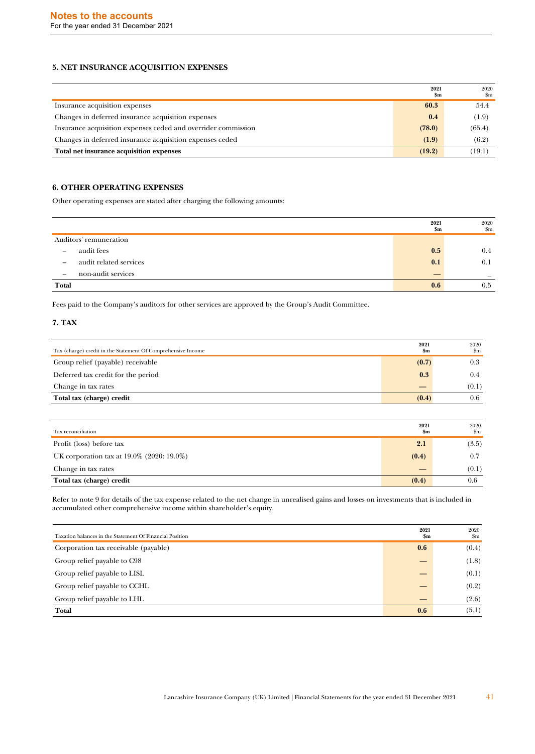## 5. NET INSURANCE ACQUISITION EXPENSES

| | 2021 $m | 2020 $m |
|---|---|---|
| Insurance acquisition expenses | **60.3** | 54.4 |
| Changes in deferred insurance acquisition expenses | **0.4** | (1.9) |
| Insurance acquisition expenses ceded and overrider commission | **(78.0)** | (65.4) |
| Changes in deferred insurance acquisition expenses ceded | **(1.9)** | (6.2) |
| **Total net insurance acquisition expenses** | **(19.2)** | (19.1) |

## 6. OTHER OPERATING EXPENSES

Other operating expenses are stated after charging the following amounts:

| | 2021 $m | 2020 $m |
|---|---|---|
| Auditors' remuneration | | |
| – audit fees | **0.5** | 0.4 |
| – audit related services | **0.1** | 0.1 |
| – non-audit services | **—** | — |
| **Total** | **0.6** | 0.5 |

Fees paid to the Company's auditors for other services are approved by the Group's Audit Committee.

## 7. TAX

| Tax (charge) credit in the Statement Of Comprehensive Income | 2021 $m | 2020 $m |
|---|---|---|
| Group relief (payable) receivable | **(0.7)** | 0.3 |
| Deferred tax credit for the period | **0.3** | 0.4 |
| Change in tax rates | **—** | (0.1) |
| **Total tax (charge) credit** | **(0.4)** | 0.6 |

| Tax reconciliation | 2021 $m | 2020 $m |
|---|---|---|
| Profit (loss) before tax | **2.1** | (3.5) |
| UK corporation tax at 19.0% (2020: 19.0%) | **(0.4)** | 0.7 |
| Change in tax rates | **—** | (0.1) |
| **Total tax (charge) credit** | **(0.4)** | 0.6 |

Refer to note 9 for details of the tax expense related to the net change in unrealised gains and losses on investments that is included in accumulated other comprehensive income within shareholder's equity.

| Taxation balances in the Statement Of Financial Position | 2021 $m | 2020 $m |
|---|---|---|
| Corporation tax receivable (payable) | **0.6** | (0.4) |
| Group relief payable to C98 | **—** | (1.8) |
| Group relief payable to LISL | **—** | (0.1) |
| Group relief payable to CCHL | **—** | (0.2) |
| Group relief payable to LHL | **—** | (2.6) |
| **Total** | **0.6** | (5.1) |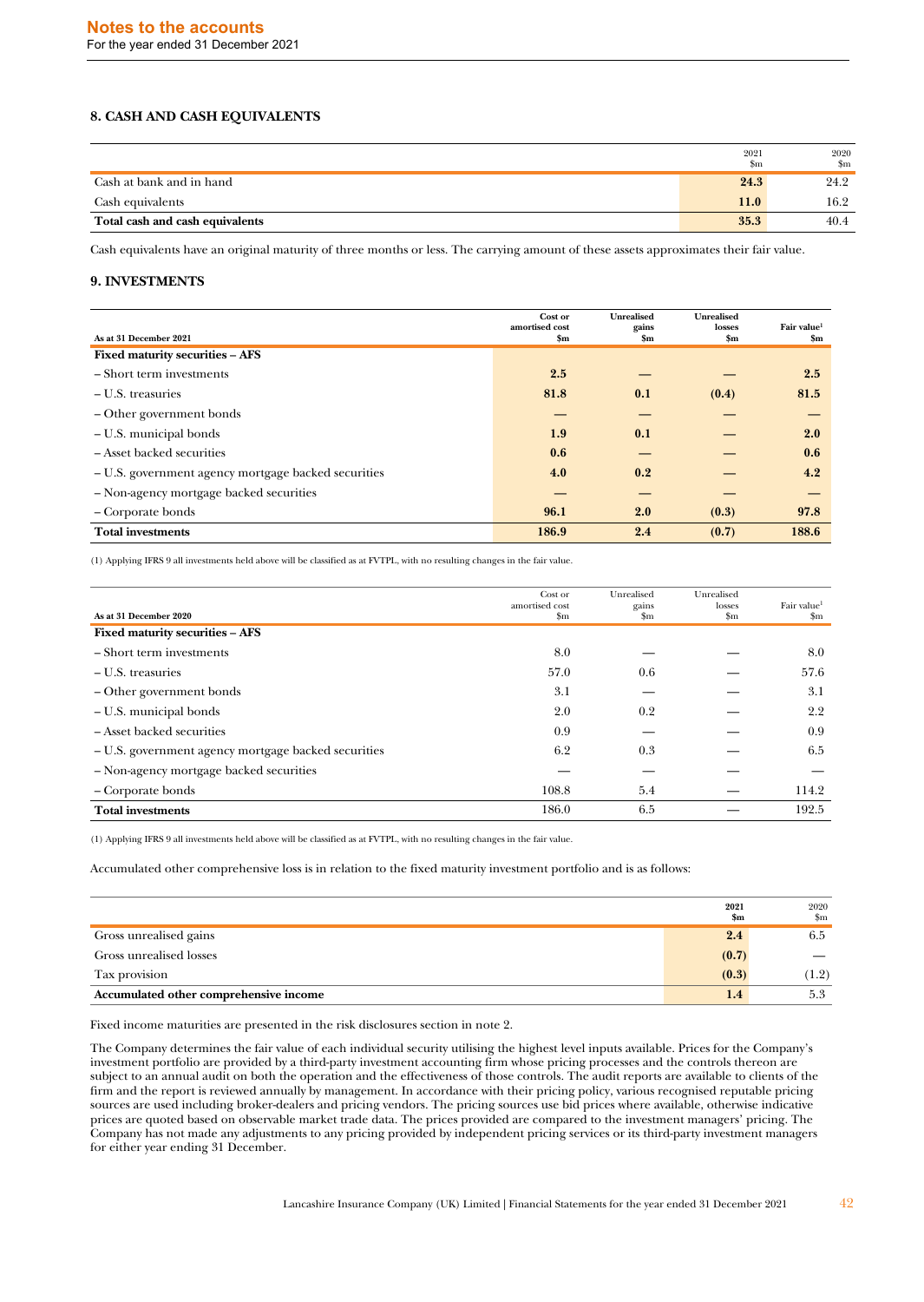## 8. CASH AND CASH EQUIVALENTS

| | 2021<br>$m | 2020<br>$m |
|---|---|---|
| Cash at bank and in hand | **24.3** | 24.2 |
| Cash equivalents | **11.0** | 16.2 |
| **Total cash and cash equivalents** | **35.3** | 40.4 |

Cash equivalents have an original maturity of three months or less. The carrying amount of these assets approximates their fair value.

## 9. INVESTMENTS

| As at 31 December 2021 | Cost or amortised cost<br>$m | Unrealised gains<br>$m | Unrealised losses<br>$m | Fair value[1]<br>$m |
|---|---|---|---|---|
| **Fixed maturity securities – AFS** | | | | |
| – Short term investments | **2.5** | **—** | **—** | **2.5** |
| – U.S. treasuries | **81.8** | **0.1** | **(0.4)** | **81.5** |
| – Other government bonds | **—** | **—** | **—** | **—** |
| – U.S. municipal bonds | **1.9** | **0.1** | **—** | **2.0** |
| – Asset backed securities | **0.6** | **—** | **—** | **0.6** |
| – U.S. government agency mortgage backed securities | **4.0** | **0.2** | **—** | **4.2** |
| – Non-agency mortgage backed securities | **—** | **—** | **—** | **—** |
| – Corporate bonds | **96.1** | **2.0** | **(0.3)** | **97.8** |
| **Total investments** | **186.9** | **2.4** | **(0.7)** | **188.6** |

(1) Applying IFRS 9 all investments held above will be classified as at FVTPL, with no resulting changes in the fair value.

| As at 31 December 2020 | Cost or amortised cost<br>$m | Unrealised gains<br>$m | Unrealised losses<br>$m | Fair value[1]<br>$m |
|---|---|---|---|---|
| **Fixed maturity securities – AFS** | | | | |
| – Short term investments | 8.0 | — | — | 8.0 |
| – U.S. treasuries | 57.0 | 0.6 | — | 57.6 |
| – Other government bonds | 3.1 | — | — | 3.1 |
| – U.S. municipal bonds | 2.0 | 0.2 | — | 2.2 |
| – Asset backed securities | 0.9 | — | — | 0.9 |
| – U.S. government agency mortgage backed securities | 6.2 | 0.3 | — | 6.5 |
| – Non-agency mortgage backed securities | — | — | — | — |
| – Corporate bonds | 108.8 | 5.4 | — | 114.2 |
| **Total investments** | 186.0 | 6.5 | — | 192.5 |

(1) Applying IFRS 9 all investments held above will be classified as at FVTPL, with no resulting changes in the fair value.

Accumulated other comprehensive loss is in relation to the fixed maturity investment portfolio and is as follows:

| | 2021<br>$m | 2020<br>$m |
|---|---|---|
| Gross unrealised gains | **2.4** | 6.5 |
| Gross unrealised losses | **(0.7)** | — |
| Tax provision | **(0.3)** | (1.2) |
| **Accumulated other comprehensive income** | **1.4** | 5.3 |

Fixed income maturities are presented in the risk disclosures section in note 2.

The Company determines the fair value of each individual security utilising the highest level inputs available. Prices for the Company's investment portfolio are provided by a third-party investment accounting firm whose pricing processes and the controls thereon are subject to an annual audit on both the operation and the effectiveness of those controls. The audit reports are available to clients of the firm and the report is reviewed annually by management. In accordance with their pricing policy, various recognised reputable pricing sources are used including broker-dealers and pricing vendors. The pricing sources use bid prices where available, otherwise indicative prices are quoted based on observable market trade data. The prices provided are compared to the investment managers' pricing. The Company has not made any adjustments to any pricing provided by independent pricing services or its third-party investment managers for either year ending 31 December.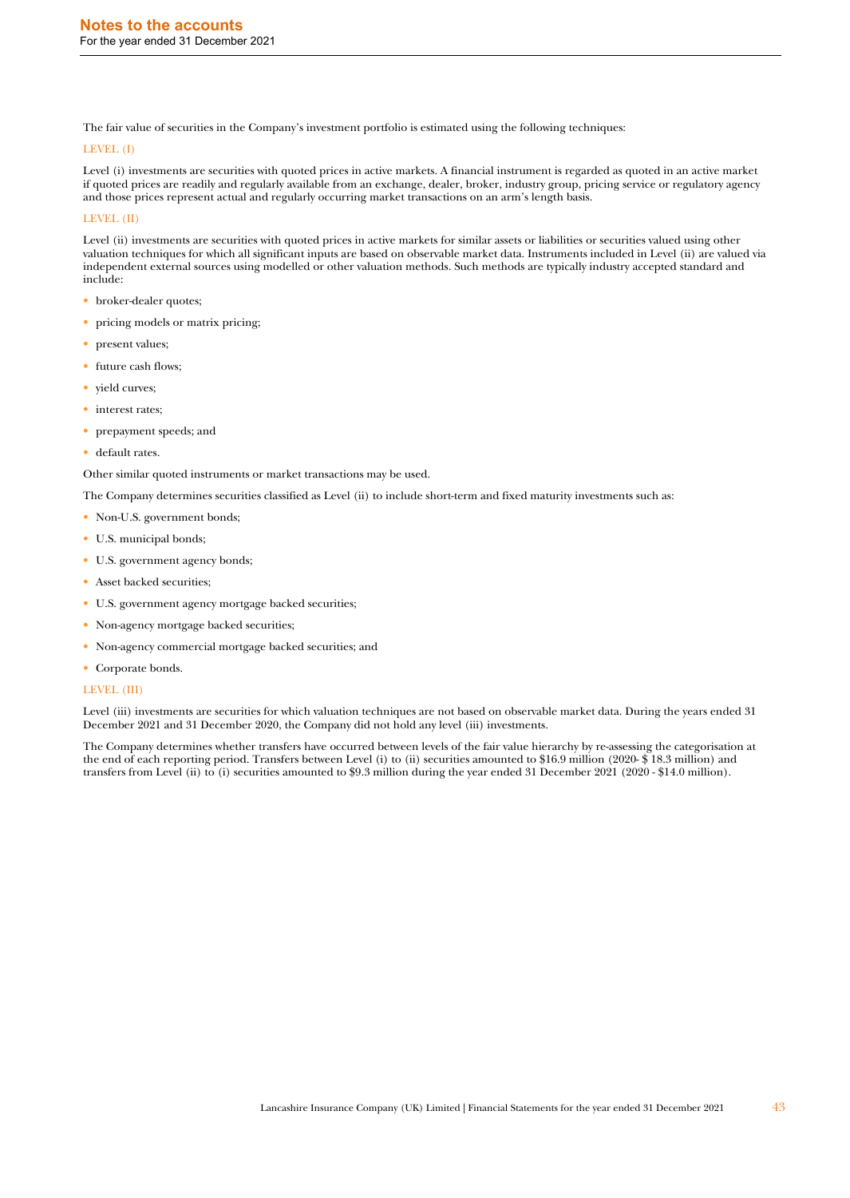The fair value of securities in the Company's investment portfolio is estimated using the following techniques:

### LEVEL (I)

Level (i) investments are securities with quoted prices in active markets. A financial instrument is regarded as quoted in an active market if quoted prices are readily and regularly available from an exchange, dealer, broker, industry group, pricing service or regulatory agency and those prices represent actual and regularly occurring market transactions on an arm's length basis.

### LEVEL (II)

Level (ii) investments are securities with quoted prices in active markets for similar assets or liabilities or securities valued using other valuation techniques for which all significant inputs are based on observable market data. Instruments included in Level (ii) are valued via independent external sources using modelled or other valuation methods. Such methods are typically industry accepted standard and include:

- broker-dealer quotes;
- pricing models or matrix pricing;
- present values;
- future cash flows;
- yield curves;
- interest rates;
- prepayment speeds; and
- default rates.

Other similar quoted instruments or market transactions may be used.

The Company determines securities classified as Level (ii) to include short-term and fixed maturity investments such as:

- Non-U.S. government bonds;
- U.S. municipal bonds;
- U.S. government agency bonds;
- Asset backed securities;
- U.S. government agency mortgage backed securities;
- Non-agency mortgage backed securities;
- Non-agency commercial mortgage backed securities; and
- Corporate bonds.

### LEVEL (III)

Level (iii) investments are securities for which valuation techniques are not based on observable market data. During the years ended 31 December 2021 and 31 December 2020, the Company did not hold any level (iii) investments.

The Company determines whether transfers have occurred between levels of the fair value hierarchy by re-assessing the categorisation at the end of each reporting period. Transfers between Level (i) to (ii) securities amounted to $16.9 million (2020- $ 18.3 million) and transfers from Level (ii) to (i) securities amounted to $9.3 million during the year ended 31 December 2021 (2020 - $14.0 million).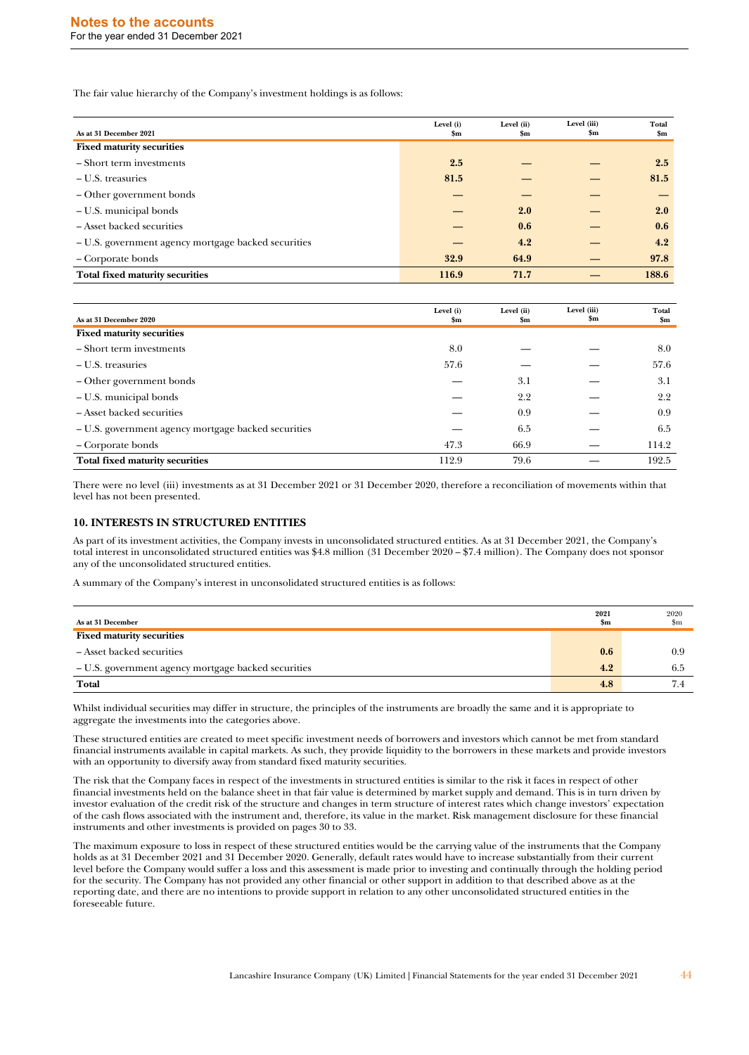The fair value hierarchy of the Company's investment holdings is as follows:

| As at 31 December 2021 | Level (i) $m | Level (ii) $m | Level (iii) $m | Total $m |
|---|---|---|---|---|
| **Fixed maturity securities** | | | | |
| – Short term investments | **2.5** | **—** | **—** | **2.5** |
| – U.S. treasuries | **81.5** | **—** | **—** | **81.5** |
| – Other government bonds | **—** | **—** | **—** | **—** |
| – U.S. municipal bonds | **—** | **2.0** | **—** | **2.0** |
| – Asset backed securities | **—** | **0.6** | **—** | **0.6** |
| – U.S. government agency mortgage backed securities | **—** | **4.2** | **—** | **4.2** |
| – Corporate bonds | **32.9** | **64.9** | **—** | **97.8** |
| **Total fixed maturity securities** | **116.9** | **71.7** | **—** | **188.6** |

| As at 31 December 2020 | Level (i) $m | Level (ii) $m | Level (iii) $m | Total $m |
|---|---|---|---|---|
| **Fixed maturity securities** | | | | |
| – Short term investments | 8.0 | — | — | 8.0 |
| – U.S. treasuries | 57.6 | — | — | 57.6 |
| – Other government bonds | — | 3.1 | — | 3.1 |
| – U.S. municipal bonds | — | 2.2 | — | 2.2 |
| – Asset backed securities | — | 0.9 | — | 0.9 |
| – U.S. government agency mortgage backed securities | — | 6.5 | — | 6.5 |
| – Corporate bonds | 47.3 | 66.9 | — | 114.2 |
| **Total fixed maturity securities** | 112.9 | 79.6 | — | 192.5 |

There were no level (iii) investments as at 31 December 2021 or 31 December 2020, therefore a reconciliation of movements within that level has not been presented.

## 10. INTERESTS IN STRUCTURED ENTITIES

As part of its investment activities, the Company invests in unconsolidated structured entities. As at 31 December 2021, the Company's total interest in unconsolidated structured entities was $4.8 million (31 December 2020 – $7.4 million). The Company does not sponsor any of the unconsolidated structured entities.

A summary of the Company's interest in unconsolidated structured entities is as follows:

| As at 31 December | 2021 $m | 2020 $m |
|---|---|---|
| **Fixed maturity securities** | | |
| – Asset backed securities | **0.6** | 0.9 |
| – U.S. government agency mortgage backed securities | **4.2** | 6.5 |
| **Total** | **4.8** | 7.4 |

Whilst individual securities may differ in structure, the principles of the instruments are broadly the same and it is appropriate to aggregate the investments into the categories above.

These structured entities are created to meet specific investment needs of borrowers and investors which cannot be met from standard financial instruments available in capital markets. As such, they provide liquidity to the borrowers in these markets and provide investors with an opportunity to diversify away from standard fixed maturity securities.

The risk that the Company faces in respect of the investments in structured entities is similar to the risk it faces in respect of other financial investments held on the balance sheet in that fair value is determined by market supply and demand. This is in turn driven by investor evaluation of the credit risk of the structure and changes in term structure of interest rates which change investors' expectation of the cash flows associated with the instrument and, therefore, its value in the market. Risk management disclosure for these financial instruments and other investments is provided on pages 30 to 33.

The maximum exposure to loss in respect of these structured entities would be the carrying value of the instruments that the Company holds as at 31 December 2021 and 31 December 2020. Generally, default rates would have to increase substantially from their current level before the Company would suffer a loss and this assessment is made prior to investing and continually through the holding period for the security. The Company has not provided any other financial or other support in addition to that described above as at the reporting date, and there are no intentions to provide support in relation to any other unconsolidated structured entities in the foreseeable future.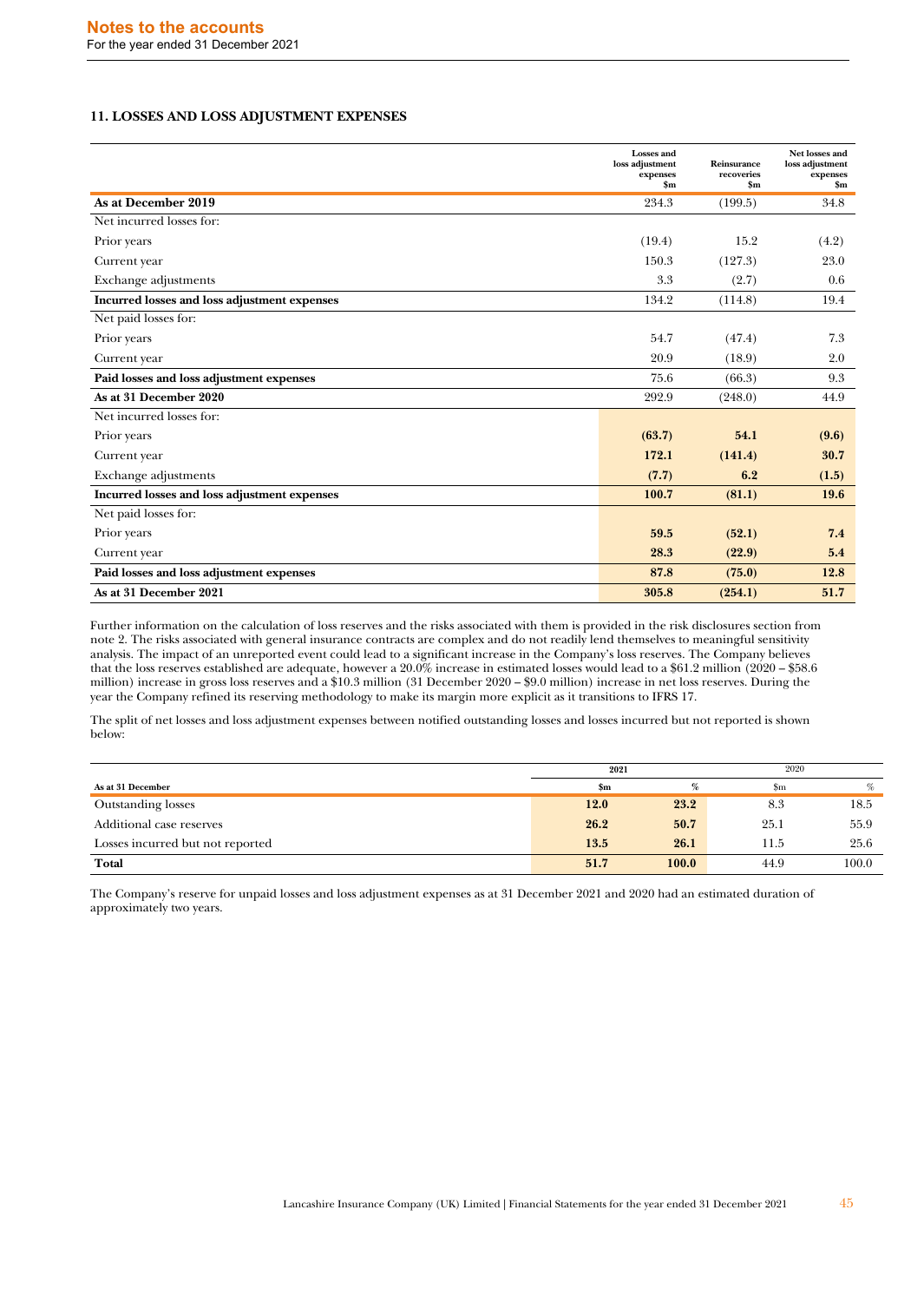## 11. LOSSES AND LOSS ADJUSTMENT EXPENSES

| | Losses and loss adjustment expenses $m | Reinsurance recoveries $m | Net losses and loss adjustment expenses $m |
|---|---|---|---|
| **As at December 2019** | 234.3 | (199.5) | 34.8 |
| Net incurred losses for: | | | |
| Prior years | (19.4) | 15.2 | (4.2) |
| Current year | 150.3 | (127.3) | 23.0 |
| Exchange adjustments | 3.3 | (2.7) | 0.6 |
| **Incurred losses and loss adjustment expenses** | 134.2 | (114.8) | 19.4 |
| Net paid losses for: | | | |
| Prior years | 54.7 | (47.4) | 7.3 |
| Current year | 20.9 | (18.9) | 2.0 |
| **Paid losses and loss adjustment expenses** | 75.6 | (66.3) | 9.3 |
| **As at 31 December 2020** | 292.9 | (248.0) | 44.9 |
| Net incurred losses for: | | | |
| Prior years | **(63.7)** | **54.1** | **(9.6)** |
| Current year | **172.1** | **(141.4)** | **30.7** |
| Exchange adjustments | **(7.7)** | **6.2** | **(1.5)** |
| **Incurred losses and loss adjustment expenses** | **100.7** | **(81.1)** | **19.6** |
| Net paid losses for: | | | |
| Prior years | **59.5** | **(52.1)** | **7.4** |
| Current year | **28.3** | **(22.9)** | **5.4** |
| **Paid losses and loss adjustment expenses** | **87.8** | **(75.0)** | **12.8** |
| **As at 31 December 2021** | **305.8** | **(254.1)** | **51.7** |

Further information on the calculation of loss reserves and the risks associated with them is provided in the risk disclosures section from note 2. The risks associated with general insurance contracts are complex and do not readily lend themselves to meaningful sensitivity analysis. The impact of an unreported event could lead to a significant increase in the Company's loss reserves. The Company believes that the loss reserves established are adequate, however a 20.0% increase in estimated losses would lead to a $61.2 million (2020 – $58.6 million) increase in gross loss reserves and a $10.3 million (31 December 2020 – $9.0 million) increase in net loss reserves. During the year the Company refined its reserving methodology to make its margin more explicit as it transitions to IFRS 17.

The split of net losses and loss adjustment expenses between notified outstanding losses and losses incurred but not reported is shown below:

| | 2021 | | 2020 | |
|---|---|---|---|---|
| **As at 31 December** | **$m** | **%** | $m | % |
| Outstanding losses | **12.0** | **23.2** | 8.3 | 18.5 |
| Additional case reserves | **26.2** | **50.7** | 25.1 | 55.9 |
| Losses incurred but not reported | **13.5** | **26.1** | 11.5 | 25.6 |
| **Total** | **51.7** | **100.0** | 44.9 | 100.0 |

The Company's reserve for unpaid losses and loss adjustment expenses as at 31 December 2021 and 2020 had an estimated duration of approximately two years.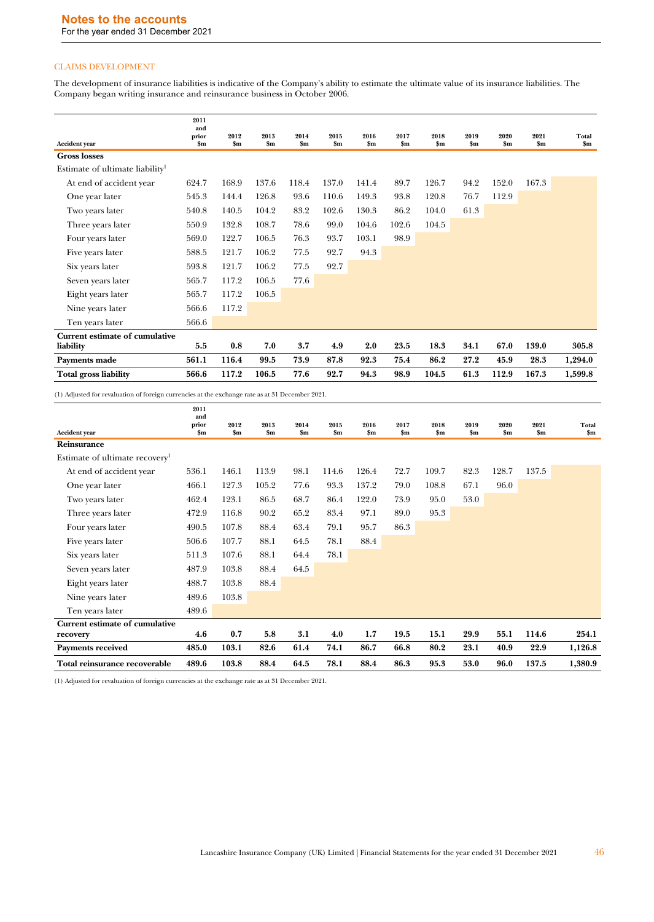# Notes to the accounts

For the year ended 31 December 2021

## CLAIMS DEVELOPMENT

The development of insurance liabilities is indicative of the Company's ability to estimate the ultimate value of its insurance liabilities. The Company began writing insurance and reinsurance business in October 2006.

| Accident year | 2011 and prior $m | 2012 $m | 2013 $m | 2014 $m | 2015 $m | 2016 $m | 2017 $m | 2018 $m | 2019 $m | 2020 $m | 2021 $m | Total $m |
|---|---|---|---|---|---|---|---|---|---|---|---|---|
| **Gross losses** | | | | | | | | | | | | |
| Estimate of ultimate liability[1] | | | | | | | | | | | | |
| At end of accident year | 624.7 | 168.9 | 137.6 | 118.4 | 137.0 | 141.4 | 89.7 | 126.7 | 94.2 | 152.0 | 167.3 | |
| One year later | 545.3 | 144.4 | 126.8 | 93.6 | 110.6 | 149.3 | 93.8 | 120.8 | 76.7 | 112.9 | | |
| Two years later | 540.8 | 140.5 | 104.2 | 83.2 | 102.6 | 130.3 | 86.2 | 104.0 | 61.3 | | | |
| Three years later | 550.9 | 132.8 | 108.7 | 78.6 | 99.0 | 104.6 | 102.6 | 104.5 | | | | |
| Four years later | 569.0 | 122.7 | 106.5 | 76.3 | 93.7 | 103.1 | 98.9 | | | | | |
| Five years later | 588.5 | 121.7 | 106.2 | 77.5 | 92.7 | 94.3 | | | | | | |
| Six years later | 593.8 | 121.7 | 106.2 | 77.5 | 92.7 | | | | | | | |
| Seven years later | 565.7 | 117.2 | 106.5 | 77.6 | | | | | | | | |
| Eight years later | 565.7 | 117.2 | 106.5 | | | | | | | | | |
| Nine years later | 566.6 | 117.2 | | | | | | | | | | |
| Ten years later | 566.6 | | | | | | | | | | | |
| **Current estimate of cumulative liability** | **5.5** | **0.8** | **7.0** | **3.7** | **4.9** | **2.0** | **23.5** | **18.3** | **34.1** | **67.0** | **139.0** | **305.8** |
| **Payments made** | **561.1** | **116.4** | **99.5** | **73.9** | **87.8** | **92.3** | **75.4** | **86.2** | **27.2** | **45.9** | **28.3** | **1,294.0** |
| **Total gross liability** | **566.6** | **117.2** | **106.5** | **77.6** | **92.7** | **94.3** | **98.9** | **104.5** | **61.3** | **112.9** | **167.3** | **1,599.8** |

(1) Adjusted for revaluation of foreign currencies at the exchange rate as at 31 December 2021.

| Accident year | 2011 and prior $m | 2012 $m | 2013 $m | 2014 $m | 2015 $m | 2016 $m | 2017 $m | 2018 $m | 2019 $m | 2020 $m | 2021 $m | Total $m |
|---|---|---|---|---|---|---|---|---|---|---|---|---|
| **Reinsurance** | | | | | | | | | | | | |
| Estimate of ultimate recovery[1] | | | | | | | | | | | | |
| At end of accident year | 536.1 | 146.1 | 113.9 | 98.1 | 114.6 | 126.4 | 72.7 | 109.7 | 82.3 | 128.7 | 137.5 | |
| One year later | 466.1 | 127.3 | 105.2 | 77.6 | 93.3 | 137.2 | 79.0 | 108.8 | 67.1 | 96.0 | | |
| Two years later | 462.4 | 123.1 | 86.5 | 68.7 | 86.4 | 122.0 | 73.9 | 95.0 | 53.0 | | | |
| Three years later | 472.9 | 116.8 | 90.2 | 65.2 | 83.4 | 97.1 | 89.0 | 95.3 | | | | |
| Four years later | 490.5 | 107.8 | 88.4 | 63.4 | 79.1 | 95.7 | 86.3 | | | | | |
| Five years later | 506.6 | 107.7 | 88.1 | 64.5 | 78.1 | 88.4 | | | | | | |
| Six years later | 511.3 | 107.6 | 88.1 | 64.4 | 78.1 | | | | | | | |
| Seven years later | 487.9 | 103.8 | 88.4 | 64.5 | | | | | | | | |
| Eight years later | 488.7 | 103.8 | 88.4 | | | | | | | | | |
| Nine years later | 489.6 | 103.8 | | | | | | | | | | |
| Ten years later | 489.6 | | | | | | | | | | | |
| **Current estimate of cumulative recovery** | **4.6** | **0.7** | **5.8** | **3.1** | **4.0** | **1.7** | **19.5** | **15.1** | **29.9** | **55.1** | **114.6** | **254.1** |
| **Payments received** | **485.0** | **103.1** | **82.6** | **61.4** | **74.1** | **86.7** | **66.8** | **80.2** | **23.1** | **40.9** | **22.9** | **1,126.8** |
| **Total reinsurance recoverable** | **489.6** | **103.8** | **88.4** | **64.5** | **78.1** | **88.4** | **86.3** | **95.3** | **53.0** | **96.0** | **137.5** | **1,380.9** |

(1) Adjusted for revaluation of foreign currencies at the exchange rate as at 31 December 2021.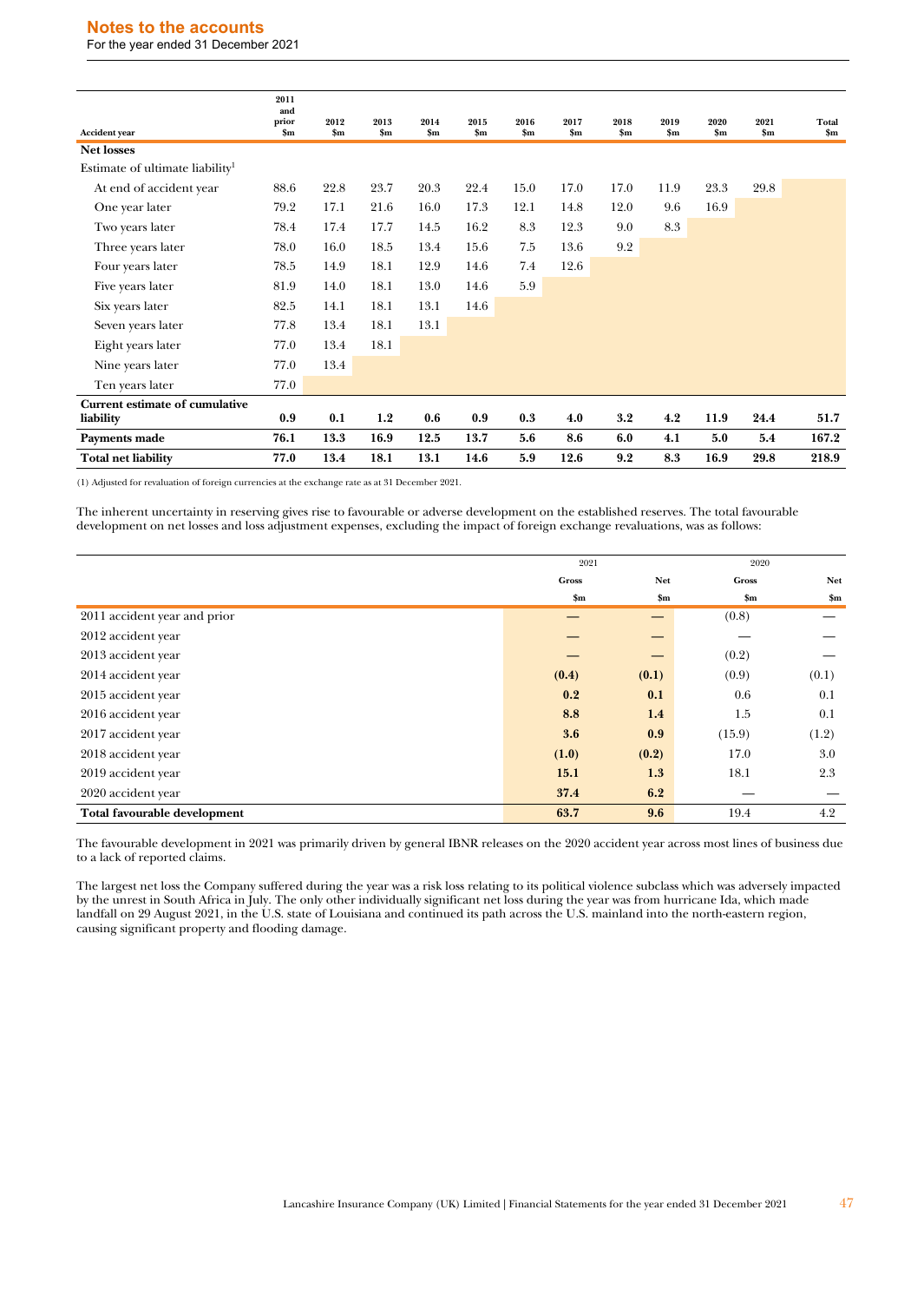## Notes to the accounts

For the year ended 31 December 2021

| Accident year | 2011 and prior $m | 2012 $m | 2013 $m | 2014 $m | 2015 $m | 2016 $m | 2017 $m | 2018 $m | 2019 $m | 2020 $m | 2021 $m | Total $m |
|---|---|---|---|---|---|---|---|---|---|---|---|---|
| **Net losses** | | | | | | | | | | | | |
| Estimate of ultimate liability[1] | | | | | | | | | | | | |
| At end of accident year | 88.6 | 22.8 | 23.7 | 20.3 | 22.4 | 15.0 | 17.0 | 17.0 | 11.9 | 23.3 | 29.8 | |
| One year later | 79.2 | 17.1 | 21.6 | 16.0 | 17.3 | 12.1 | 14.8 | 12.0 | 9.6 | 16.9 | | |
| Two years later | 78.4 | 17.4 | 17.7 | 14.5 | 16.2 | 8.3 | 12.3 | 9.0 | 8.3 | | | |
| Three years later | 78.0 | 16.0 | 18.5 | 13.4 | 15.6 | 7.5 | 13.6 | 9.2 | | | | |
| Four years later | 78.5 | 14.9 | 18.1 | 12.9 | 14.6 | 7.4 | 12.6 | | | | | |
| Five years later | 81.9 | 14.0 | 18.1 | 13.0 | 14.6 | 5.9 | | | | | | |
| Six years later | 82.5 | 14.1 | 18.1 | 13.1 | 14.6 | | | | | | | |
| Seven years later | 77.8 | 13.4 | 18.1 | 13.1 | | | | | | | | |
| Eight years later | 77.0 | 13.4 | 18.1 | | | | | | | | | |
| Nine years later | 77.0 | 13.4 | | | | | | | | | | |
| Ten years later | 77.0 | | | | | | | | | | | |
| **Current estimate of cumulative liability** | **0.9** | **0.1** | **1.2** | **0.6** | **0.9** | **0.3** | **4.0** | **3.2** | **4.2** | **11.9** | **24.4** | **51.7** |
| **Payments made** | **76.1** | **13.3** | **16.9** | **12.5** | **13.7** | **5.6** | **8.6** | **6.0** | **4.1** | **5.0** | **5.4** | **167.2** |
| **Total net liability** | **77.0** | **13.4** | **18.1** | **13.1** | **14.6** | **5.9** | **12.6** | **9.2** | **8.3** | **16.9** | **29.8** | **218.9** |

(1) Adjusted for revaluation of foreign currencies at the exchange rate as at 31 December 2021.

The inherent uncertainty in reserving gives rise to favourable or adverse development on the established reserves. The total favourable development on net losses and loss adjustment expenses, excluding the impact of foreign exchange revaluations, was as follows:

| | 2021 | | 2020 | |
|---|---|---|---|---|
| | Gross $m | Net $m | Gross $m | Net $m |
| 2011 accident year and prior | — | — | (0.8) | — |
| 2012 accident year | — | — | — | — |
| 2013 accident year | — | — | (0.2) | — |
| 2014 accident year | **(0.4)** | **(0.1)** | (0.9) | (0.1) |
| 2015 accident year | **0.2** | **0.1** | 0.6 | 0.1 |
| 2016 accident year | **8.8** | **1.4** | 1.5 | 0.1 |
| 2017 accident year | **3.6** | **0.9** | (15.9) | (1.2) |
| 2018 accident year | **(1.0)** | **(0.2)** | 17.0 | 3.0 |
| 2019 accident year | **15.1** | **1.3** | 18.1 | 2.3 |
| 2020 accident year | **37.4** | **6.2** | — | — |
| **Total favourable development** | **63.7** | **9.6** | 19.4 | 4.2 |

The favourable development in 2021 was primarily driven by general IBNR releases on the 2020 accident year across most lines of business due to a lack of reported claims.

The largest net loss the Company suffered during the year was a risk loss relating to its political violence subclass which was adversely impacted by the unrest in South Africa in July. The only other individually significant net loss during the year was from hurricane Ida, which made landfall on 29 August 2021, in the U.S. state of Louisiana and continued its path across the U.S. mainland into the north-eastern region, causing significant property and flooding damage.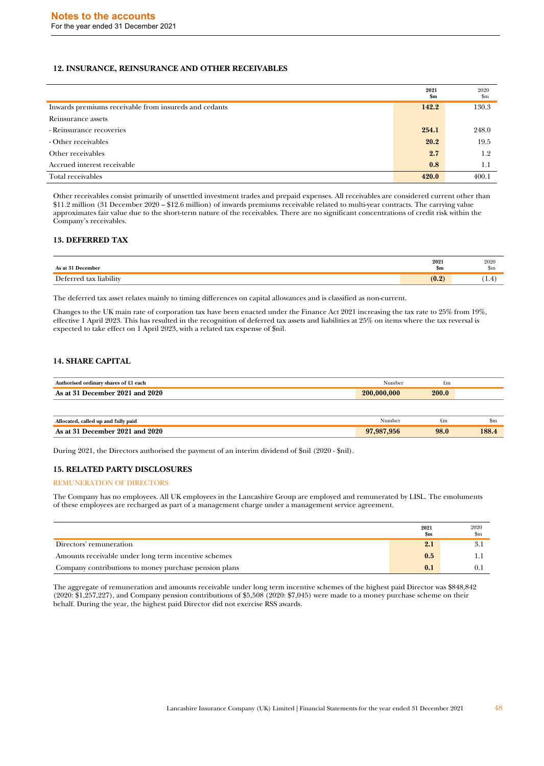### 12. INSURANCE, REINSURANCE AND OTHER RECEIVABLES

| | 2021<br>$m | 2020<br>$m |
|---|---|---|
| Inwards premiums receivable from insureds and cedants | **142.2** | 130.3 |
| Reinsurance assets | | |
| - Reinsurance recoveries | **254.1** | 248.0 |
| - Other receivables | **20.2** | 19.5 |
| Other receivables | **2.7** | 1.2 |
| Accrued interest receivable | **0.8** | 1.1 |
| Total receivables | **420.0** | 400.1 |

Other receivables consist primarily of unsettled investment trades and prepaid expenses. All receivables are considered current other than $11.2 million (31 December 2020 – $12.6 million) of inwards premiums receivable related to multi-year contracts. The carrying value approximates fair value due to the short-term nature of the receivables. There are no significant concentrations of credit risk within the Company's receivables.

### 13. DEFERRED TAX

| As at 31 December | 2021<br>$m | 2020<br>$m |
|---|---|---|
| Deferred tax liability | **(0.2)** | (1.4) |

The deferred tax asset relates mainly to timing differences on capital allowances and is classified as non-current.

Changes to the UK main rate of corporation tax have been enacted under the Finance Act 2021 increasing the tax rate to 25% from 19%, effective 1 April 2023. This has resulted in the recognition of deferred tax assets and liabilities at 25% on items where the tax reversal is expected to take effect on 1 April 2023, with a related tax expense of $nil.

### 14. SHARE CAPITAL

| Authorised ordinary shares of £1 each | Number | £m |
|---|---|---|
| **As at 31 December 2021 and 2020** | **200,000,000** | **200.0** |

| Allocated, called up and fully paid | Number | £m | $m |
|---|---|---|---|
| **As at 31 December 2021 and 2020** | **97,987,956** | **98.0** | **188.4** |

During 2021, the Directors authorised the payment of an interim dividend of $nil (2020 - $nil).

### 15. RELATED PARTY DISCLOSURES

REMUNERATION OF DIRECTORS

The Company has no employees. All UK employees in the Lancashire Group are employed and remunerated by LISL. The emoluments of these employees are recharged as part of a management charge under a management service agreement.

| | 2021<br>$m | 2020<br>$m |
|---|---|---|
| Directors' remuneration | **2.1** | 3.1 |
| Amounts receivable under long term incentive schemes | **0.5** | 1.1 |
| Company contributions to money purchase pension plans | **0.1** | 0.1 |

The aggregate of remuneration and amounts receivable under long term incentive schemes of the highest paid Director was $848,842 (2020: $1,257,227), and Company pension contributions of $5,508 (2020: $7,045) were made to a money purchase scheme on their behalf. During the year, the highest paid Director did not exercise RSS awards.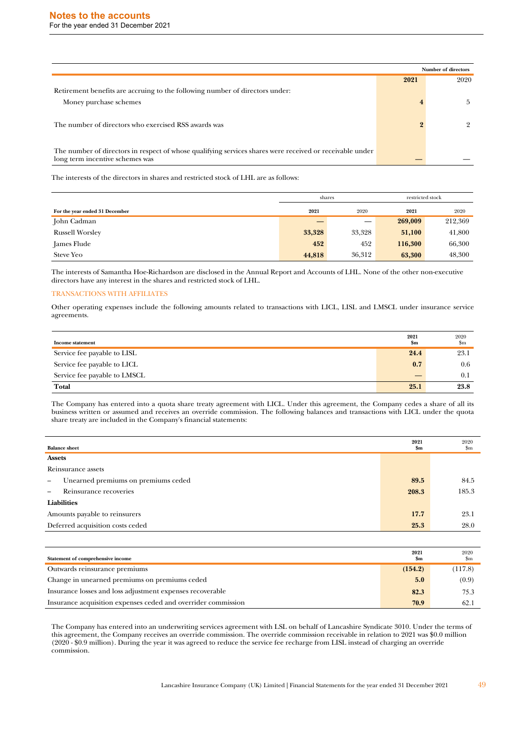|  | Number of directors | |
|---|---|---|
|  | **2021** | 2020 |
| Retirement benefits are accruing to the following number of directors under: | | |
| Money purchase schemes | **4** | 5 |
| The number of directors who exercised RSS awards was | **2** | 2 |
| The number of directors in respect of whose qualifying services shares were received or receivable under long term incentive schemes was | **—** | — |

The interests of the directors in shares and restricted stock of LHL are as follows:

|  | shares | | restricted stock | |
|---|---|---|---|---|
| **For the year ended 31 December** | **2021** | 2020 | **2021** | 2020 |
| John Cadman | **—** | — | **269,009** | 212,369 |
| Russell Worsley | **33,328** | 33,328 | **51,100** | 41,800 |
| James Flude | **452** | 452 | **116,300** | 66,300 |
| Steve Yeo | **44,818** | 36,312 | **63,300** | 48,300 |

The interests of Samantha Hoe-Richardson are disclosed in the Annual Report and Accounts of LHL. None of the other non-executive directors have any interest in the shares and restricted stock of LHL.

## TRANSACTIONS WITH AFFILIATES

Other operating expenses include the following amounts related to transactions with LICL, LISL and LMSCL under insurance service agreements.

| Income statement | 2021 $m | 2020 $m |
|---|---|---|
| Service fee payable to LISL | **24.4** | 23.1 |
| Service fee payable to LICL | **0.7** | 0.6 |
| Service fee payable to LMSCL | **—** | 0.1 |
| **Total** | **25.1** | **23.8** |

The Company has entered into a quota share treaty agreement with LICL. Under this agreement, the Company cedes a share of all its business written or assumed and receives an override commission. The following balances and transactions with LICL under the quota share treaty are included in the Company's financial statements:

| Balance sheet | 2021 $m | 2020 $m |
|---|---|---|
| **Assets** | | |
| Reinsurance assets | | |
| – Unearned premiums on premiums ceded | **89.5** | 84.5 |
| – Reinsurance recoveries | **208.3** | 185.3 |
| **Liabilities** | | |
| Amounts payable to reinsurers | **17.7** | 23.1 |
| Deferred acquisition costs ceded | **25.3** | 28.0 |

| Statement of comprehensive income | 2021 $m | 2020 $m |
|---|---|---|
| Outwards reinsurance premiums | **(154.2)** | (117.8) |
| Change in unearned premiums on premiums ceded | **5.0** | (0.9) |
| Insurance losses and loss adjustment expenses recoverable | **82.3** | 75.3 |
| Insurance acquisition expenses ceded and overrider commission | **70.9** | 62.1 |

The Company has entered into an underwriting services agreement with LSL on behalf of Lancashire Syndicate 3010. Under the terms of this agreement, the Company receives an override commission. The override commission receivable in relation to 2021 was $0.0 million (2020 - $0.9 million). During the year it was agreed to reduce the service fee recharge from LISL instead of charging an override commission.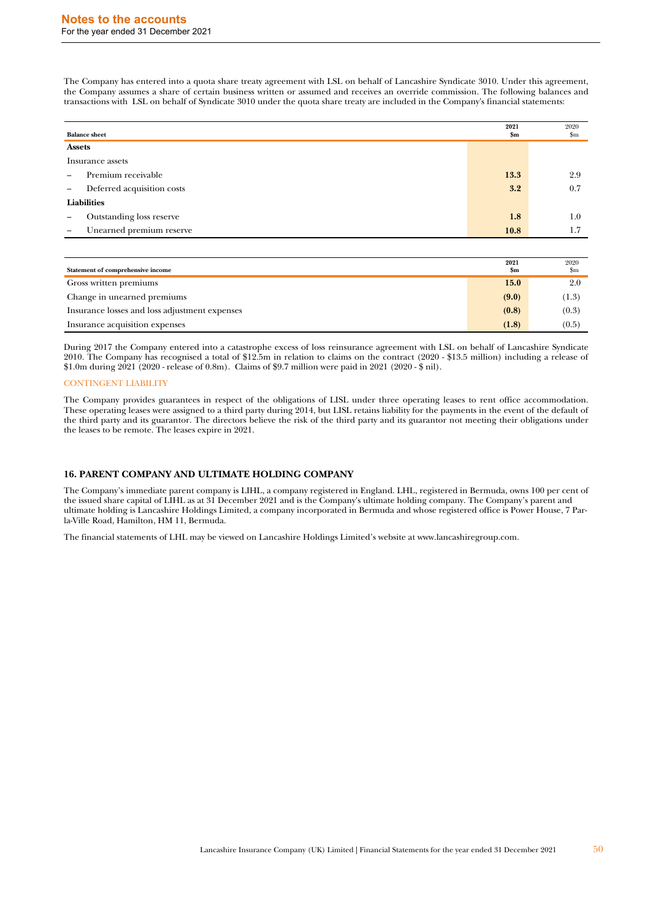The Company has entered into a quota share treaty agreement with LSL on behalf of Lancashire Syndicate 3010. Under this agreement, the Company assumes a share of certain business written or assumed and receives an override commission. The following balances and transactions with LSL on behalf of Syndicate 3010 under the quota share treaty are included in the Company's financial statements:

| Balance sheet | 2021 $m | 2020 $m |
|---|---|---|
| **Assets** | | |
| Insurance assets | | |
| – Premium receivable | **13.3** | 2.9 |
| – Deferred acquisition costs | **3.2** | 0.7 |
| **Liabilities** | | |
| – Outstanding loss reserve | **1.8** | 1.0 |
| – Unearned premium reserve | **10.8** | 1.7 |

| Statement of comprehensive income | 2021 $m | 2020 $m |
|---|---|---|
| Gross written premiums | **15.0** | 2.0 |
| Change in unearned premiums | **(9.0)** | (1.3) |
| Insurance losses and loss adjustment expenses | **(0.8)** | (0.3) |
| Insurance acquisition expenses | **(1.8)** | (0.5) |

During 2017 the Company entered into a catastrophe excess of loss reinsurance agreement with LSL on behalf of Lancashire Syndicate 2010. The Company has recognised a total of $12.5m in relation to claims on the contract (2020 - $13.5 million) including a release of $1.0m during 2021 (2020 - release of 0.8m). Claims of $9.7 million were paid in 2021 (2020 - $ nil).

CONTINGENT LIABILITY

The Company provides guarantees in respect of the obligations of LISL under three operating leases to rent office accommodation. These operating leases were assigned to a third party during 2014, but LISL retains liability for the payments in the event of the default of the third party and its guarantor. The directors believe the risk of the third party and its guarantor not meeting their obligations under the leases to be remote. The leases expire in 2021.

## 16. PARENT COMPANY AND ULTIMATE HOLDING COMPANY

The Company's immediate parent company is LIHL, a company registered in England. LHL, registered in Bermuda, owns 100 per cent of the issued share capital of LIHL as at 31 December 2021 and is the Company's ultimate holding company. The Company's parent and ultimate holding is Lancashire Holdings Limited, a company incorporated in Bermuda and whose registered office is Power House, 7 Par-la-Ville Road, Hamilton, HM 11, Bermuda.

The financial statements of LHL may be viewed on Lancashire Holdings Limited's website at www.lancashiregroup.com.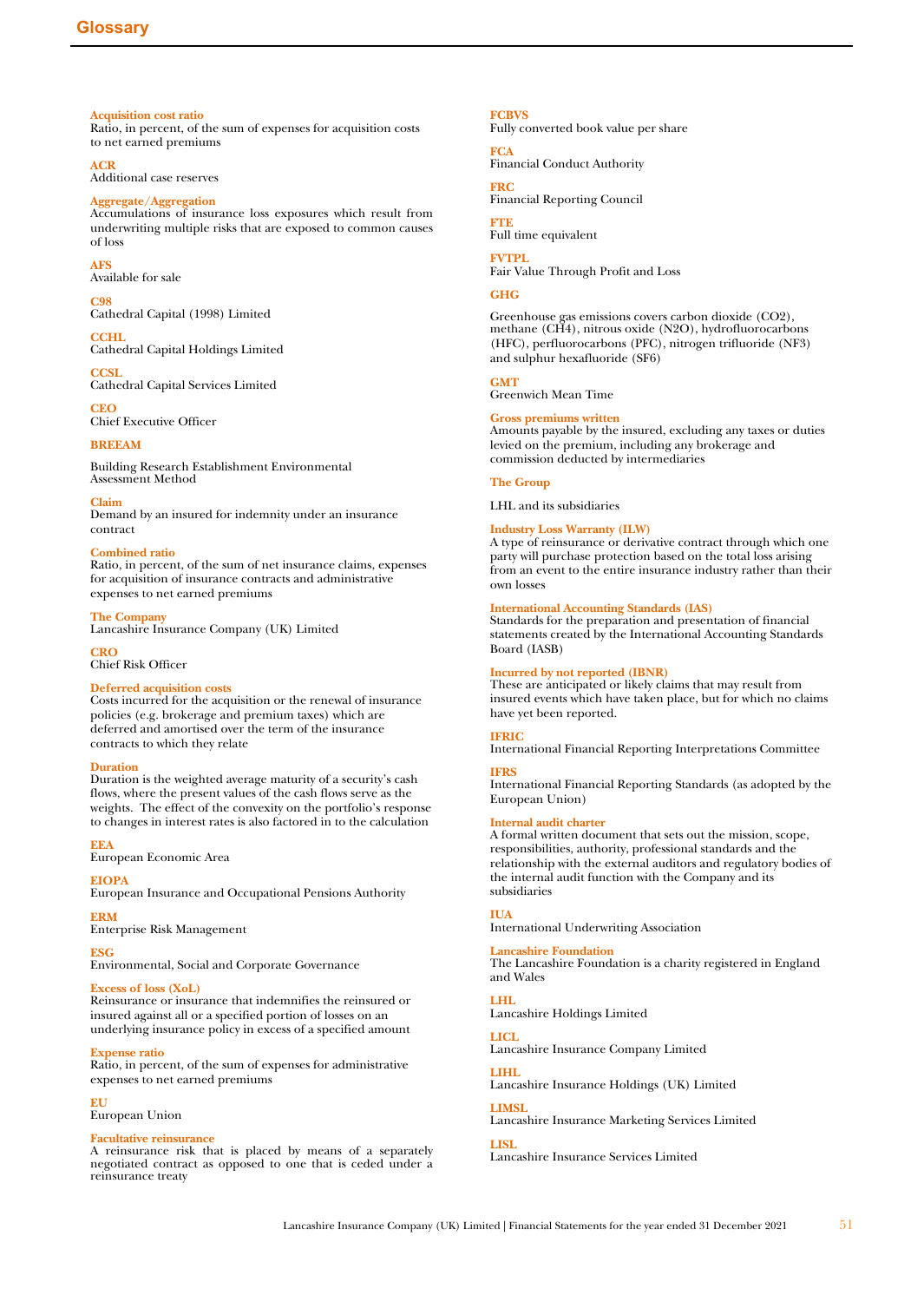# Glossary

**Acquisition cost ratio**
Ratio, in percent, of the sum of expenses for acquisition costs to net earned premiums

**ACR**
Additional case reserves

**Aggregate/Aggregation**
Accumulations of insurance loss exposures which result from underwriting multiple risks that are exposed to common causes of loss

**AFS**
Available for sale

**C98**
Cathedral Capital (1998) Limited

**CCHL**
Cathedral Capital Holdings Limited

**CCSL**
Cathedral Capital Services Limited

**CEO**
Chief Executive Officer

**BREEAM**
Building Research Establishment Environmental Assessment Method

**Claim**
Demand by an insured for indemnity under an insurance contract

**Combined ratio**
Ratio, in percent, of the sum of net insurance claims, expenses for acquisition of insurance contracts and administrative expenses to net earned premiums

**The Company**
Lancashire Insurance Company (UK) Limited

**CRO**
Chief Risk Officer

**Deferred acquisition costs**
Costs incurred for the acquisition or the renewal of insurance policies (e.g. brokerage and premium taxes) which are deferred and amortised over the term of the insurance contracts to which they relate

**Duration**
Duration is the weighted average maturity of a security's cash flows, where the present values of the cash flows serve as the weights. The effect of the convexity on the portfolio's response to changes in interest rates is also factored in to the calculation

**EEA**
European Economic Area

**EIOPA**
European Insurance and Occupational Pensions Authority

**ERM**
Enterprise Risk Management

**ESG**
Environmental, Social and Corporate Governance

**Excess of loss (XoL)**
Reinsurance or insurance that indemnifies the reinsured or insured against all or a specified portion of losses on an underlying insurance policy in excess of a specified amount

**Expense ratio**
Ratio, in percent, of the sum of expenses for administrative expenses to net earned premiums

**EU**
European Union

**Facultative reinsurance**
A reinsurance risk that is placed by means of a separately negotiated contract as opposed to one that is ceded under a reinsurance treaty

**FCBVS**
Fully converted book value per share

**FCA**
Financial Conduct Authority

**FRC**
Financial Reporting Council

**FTE**
Full time equivalent

**FVTPL**
Fair Value Through Profit and Loss

**GHG**
Greenhouse gas emissions covers carbon dioxide ($CO_2$), methane ($CH_4$), nitrous oxide ($N_2O$), hydrofluorocarbons (HFC), perfluorocarbons (PFC), nitrogen trifluoride ($NF_3$) and sulphur hexafluoride ($SF_6$)

**GMT**
Greenwich Mean Time

**Gross premiums written**
Amounts payable by the insured, excluding any taxes or duties levied on the premium, including any brokerage and commission deducted by intermediaries

**The Group**
LHL and its subsidiaries

**Industry Loss Warranty (ILW)**
A type of reinsurance or derivative contract through which one party will purchase protection based on the total loss arising from an event to the entire insurance industry rather than their own losses

**International Accounting Standards (IAS)**
Standards for the preparation and presentation of financial statements created by the International Accounting Standards Board (IASB)

**Incurred by not reported (IBNR)**
These are anticipated or likely claims that may result from insured events which have taken place, but for which no claims have yet been reported.

**IFRIC**
International Financial Reporting Interpretations Committee

**IFRS**
International Financial Reporting Standards (as adopted by the European Union)

**Internal audit charter**
A formal written document that sets out the mission, scope, responsibilities, authority, professional standards and the relationship with the external auditors and regulatory bodies of the internal audit function with the Company and its subsidiaries

**IUA**
International Underwriting Association

**Lancashire Foundation**
The Lancashire Foundation is a charity registered in England and Wales

**LHL**
Lancashire Holdings Limited

**LICL**
Lancashire Insurance Company Limited

**LIHL**
Lancashire Insurance Holdings (UK) Limited

**LIMSL**
Lancashire Insurance Marketing Services Limited

**LISL**
Lancashire Insurance Services Limited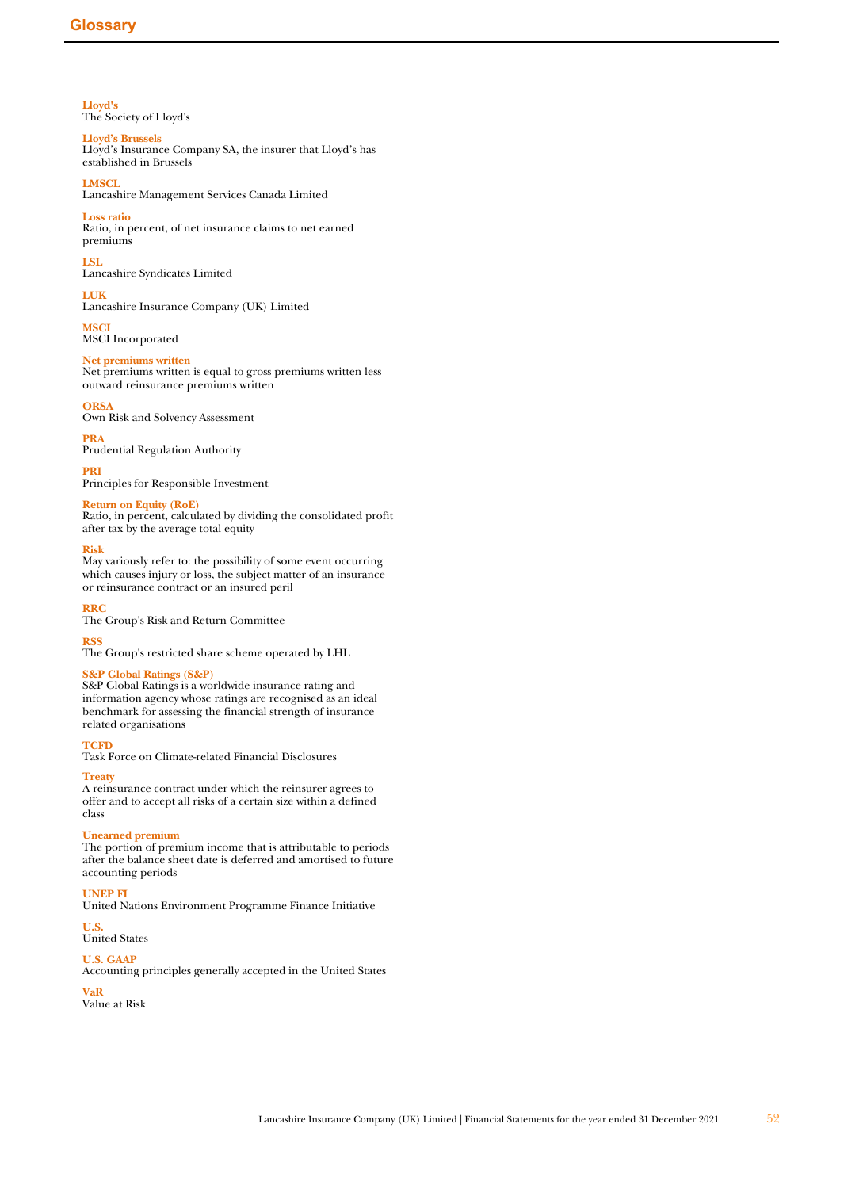# Glossary

**Lloyd's**
The Society of Lloyd's

**Lloyd's Brussels**
Lloyd's Insurance Company SA, the insurer that Lloyd's has established in Brussels

**LMSCL**
Lancashire Management Services Canada Limited

**Loss ratio**
Ratio, in percent, of net insurance claims to net earned premiums

**LSL**
Lancashire Syndicates Limited

**LUK**
Lancashire Insurance Company (UK) Limited

**MSCI**
MSCI Incorporated

**Net premiums written**
Net premiums written is equal to gross premiums written less outward reinsurance premiums written

**ORSA**
Own Risk and Solvency Assessment

**PRA**
Prudential Regulation Authority

**PRI**
Principles for Responsible Investment

**Return on Equity (RoE)**
Ratio, in percent, calculated by dividing the consolidated profit after tax by the average total equity

**Risk**
May variously refer to: the possibility of some event occurring which causes injury or loss, the subject matter of an insurance or reinsurance contract or an insured peril

**RRC**
The Group's Risk and Return Committee

**RSS**
The Group's restricted share scheme operated by LHL

**S&P Global Ratings (S&P)**
S&P Global Ratings is a worldwide insurance rating and information agency whose ratings are recognised as an ideal benchmark for assessing the financial strength of insurance related organisations

**TCFD**
Task Force on Climate-related Financial Disclosures

**Treaty**
A reinsurance contract under which the reinsurer agrees to offer and to accept all risks of a certain size within a defined class

**Unearned premium**
The portion of premium income that is attributable to periods after the balance sheet date is deferred and amortised to future accounting periods

**UNEP FI**
United Nations Environment Programme Finance Initiative

**U.S.**
United States

**U.S. GAAP**
Accounting principles generally accepted in the United States

**VaR**
Value at Risk